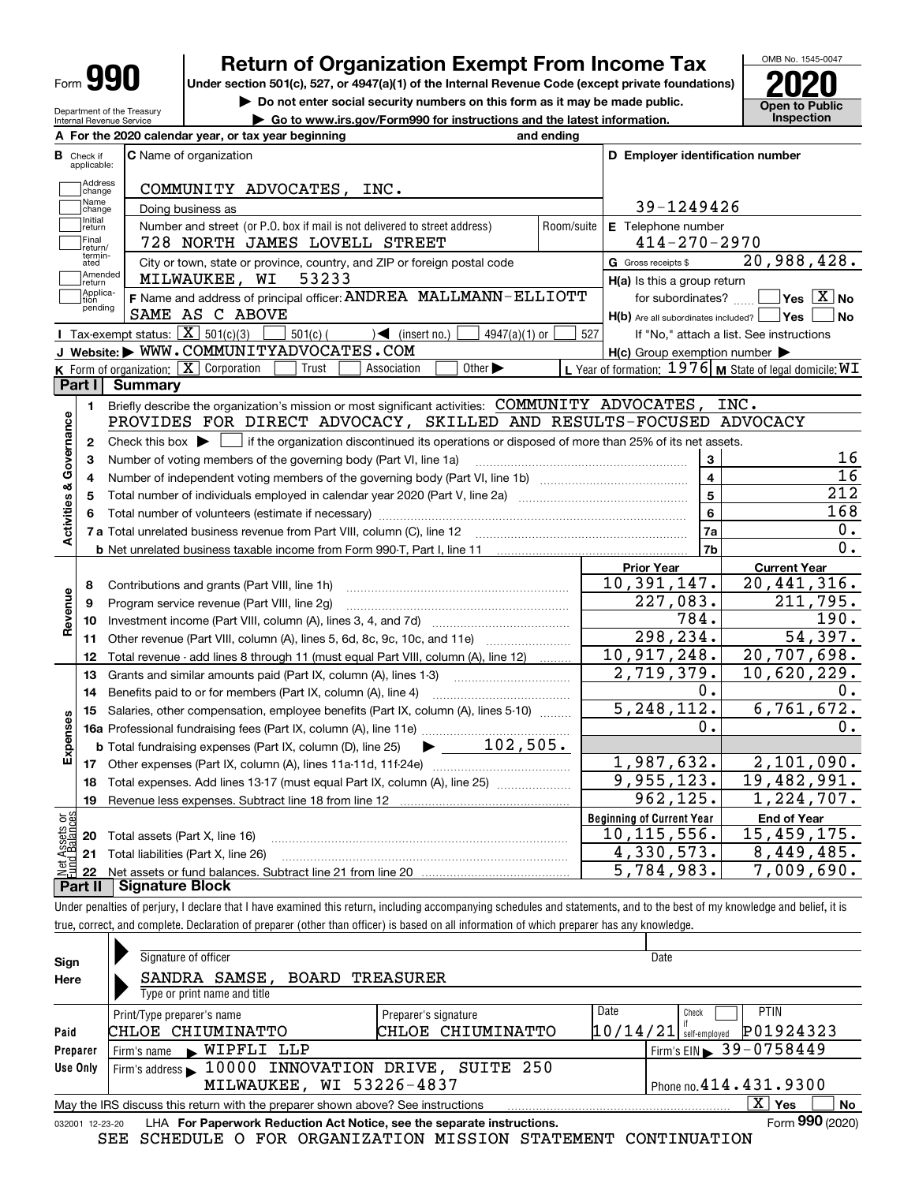# Form 990 — Return of Organization Exempt From Income Tax (2020)

Under section 501(c), 527, or 4947(a)(1) of the Internal Revenue Code (except private foundations)

▶ Do not enter social security numbers on this form as it may be made public.

▶ Go to www.irs.gov/Form990 for instructions and the latest information.

Department of the Treasury, Internal Revenue Service

OMB No. 1545-0047 — **Open to Public Inspection**

**A** For the 2020 calendar year, or tax year beginning ______ and ending ______

**B** Check if applicable: Address change, Name change, Initial return, Final return/terminated, Amended return, Application pending

**C** Name of organization: COMMUNITY ADVOCATES, INC.

Doing business as

Number and street (or P.O. box if mail is not delivered to street address): 728 NORTH JAMES LOVELL STREET — Room/suite

City or town, state or province, country, and ZIP or foreign postal code: MILWAUKEE, WI 53233

**D** Employer identification number: 39-1249426

**E** Telephone number: 414-270-2970

**G** Gross receipts $ 20,988,428.

**F** Name and address of principal officer: ANDREA MALLMANN-ELLIOTT, SAME AS C ABOVE

**H(a)** Is this a group return for subordinates? ☐ Yes ☒ No

**H(b)** Are all subordinates included? ☐ Yes ☐ No — If "No," attach a list. See instructions

**H(c)** Group exemption number ▶

**I** Tax-exempt status: ☒ 501(c)(3) ☐ 501(c) ( ) ◀ (insert no.) ☐ 4947(a)(1) or ☐ 527

**J** Website: ▶ WWW.COMMUNITYADVOCATES.COM

**K** Form of organization: ☒ Corporation ☐ Trust ☐ Association ☐ Other ▶

**L** Year of formation: 1976 **M** State of legal domicile: WI

## Part I Summary

### Activities & Governance

1 Briefly describe the organization's mission or most significant activities: COMMUNITY ADVOCATES, INC. PROVIDES FOR DIRECT ADVOCACY, SKILLED AND RESULTS-FOCUSED ADVOCACY

2 Check this box ▶ ☐ if the organization discontinued its operations or disposed of more than 25% of its net assets.

| Line | Description | No. | Value |
|---|---|---|---|
| 3 | Number of voting members of the governing body (Part VI, line 1a) | 3 | 16 |
| 4 | Number of independent voting members of the governing body (Part VI, line 1b) | 4 | 16 |
| 5 | Total number of individuals employed in calendar year 2020 (Part V, line 2a) | 5 | 212 |
| 6 | Total number of volunteers (estimate if necessary) | 6 | 168 |
| 7a | Total unrelated business revenue from Part VIII, column (C), line 12 | 7a | 0. |
| 7b | Net unrelated business taxable income from Form 990-T, Part I, line 11 | 7b | 0. |

### Revenue, Expenses, and Net Assets

| Line | Description | Prior Year | Current Year |
|---|---|---|---|
| 8 | Contributions and grants (Part VIII, line 1h) | 10,391,147. | 20,441,316. |
| 9 | Program service revenue (Part VIII, line 2g) | 227,083. | 211,795. |
| 10 | Investment income (Part VIII, column (A), lines 3, 4, and 7d) | 784. | 190. |
| 11 | Other revenue (Part VIII, column (A), lines 5, 6d, 8c, 9c, 10c, and 11e) | 298,234. | 54,397. |
| 12 | Total revenue - add lines 8 through 11 (must equal Part VIII, column (A), line 12) | 10,917,248. | 20,707,698. |
| 13 | Grants and similar amounts paid (Part IX, column (A), lines 1-3) | 2,719,379. | 10,620,229. |
| 14 | Benefits paid to or for members (Part IX, column (A), line 4) | 0. | 0. |
| 15 | Salaries, other compensation, employee benefits (Part IX, column (A), lines 5-10) | 5,248,112. | 6,761,672. |
| 16a | Professional fundraising fees (Part IX, column (A), line 11e) | 0. | 0. |
| 16b | Total fundraising expenses (Part IX, column (D), line 25) ▶ 102,505. | | |
| 17 | Other expenses (Part IX, column (A), lines 11a-11d, 11f-24e) | 1,987,632. | 2,101,090. |
| 18 | Total expenses. Add lines 13-17 (must equal Part IX, column (A), line 25) | 9,955,123. | 19,482,991. |
| 19 | Revenue less expenses. Subtract line 18 from line 12 | 962,125. | 1,224,707. |

| Line | Description | Beginning of Current Year | End of Year |
|---|---|---|---|
| 20 | Total assets (Part X, line 16) | 10,115,556. | 15,459,175. |
| 21 | Total liabilities (Part X, line 26) | 4,330,573. | 8,449,485. |
| 22 | Net assets or fund balances. Subtract line 21 from line 20 | 5,784,983. | 7,009,690. |

## Part II Signature Block

Under penalties of perjury, I declare that I have examined this return, including accompanying schedules and statements, and to the best of my knowledge and belief, it is true, correct, and complete. Declaration of preparer (other than officer) is based on all information of which preparer has any knowledge.

**Sign Here**

Signature of officer — Date

SANDRA SAMSE, BOARD TREASURER

Type or print name and title

**Paid Preparer Use Only**

| Print/Type preparer's name | Preparer's signature | Date | Check ☐ if self-employed | PTIN |
|---|---|---|---|---|
| CHLOE CHIUMINATTO | CHLOE CHIUMINATTO | 10/14/21 | | P01924323 |

Firm's name ▶ WIPFLI LLP — Firm's EIN ▶ 39-0758449

Firm's address ▶ 10000 INNOVATION DRIVE, SUITE 250, MILWAUKEE, WI 53226-4837 — Phone no. 414.431.9300

May the IRS discuss this return with the preparer shown above? See instructions ☒ Yes ☐ No

032001 12-23-20 LHA **For Paperwork Reduction Act Notice, see the separate instructions.** Form **990** (2020)

SEE SCHEDULE O FOR ORGANIZATION MISSION STATEMENT CONTINUATION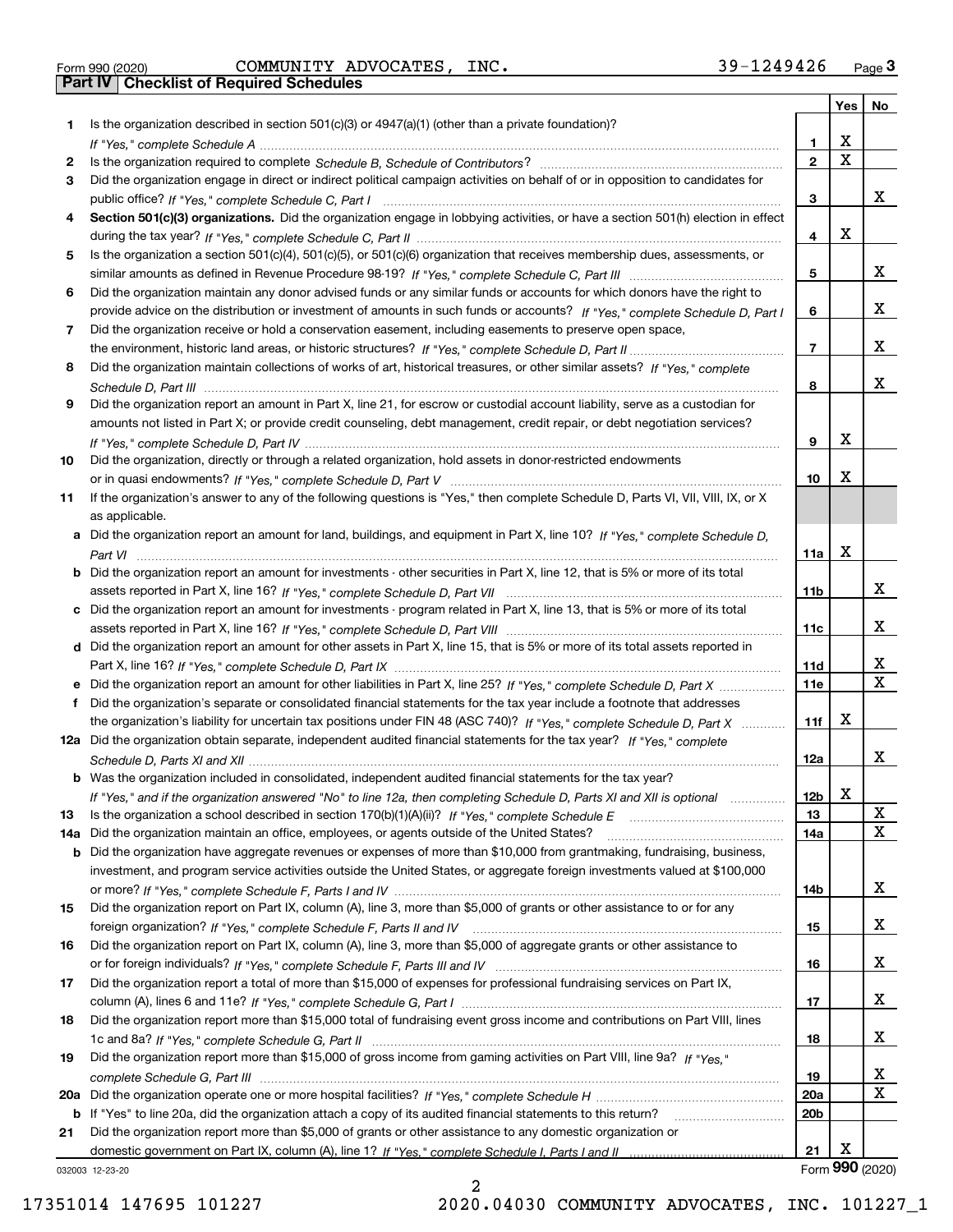Form 990 (2020) COMMUNITY ADVOCATES, INC. 39-1249426 Page 3

**Part IV Checklist of Required Schedules**

| | | | Yes | No |
|---|---|---|---|---|
| 1 | Is the organization described in section 501(c)(3) or 4947(a)(1) (other than a private foundation)? *If "Yes," complete Schedule A* | 1 | X | |
| 2 | Is the organization required to complete *Schedule B, Schedule of Contributors*? | 2 | X | |
| 3 | Did the organization engage in direct or indirect political campaign activities on behalf of or in opposition to candidates for public office? *If "Yes," complete Schedule C, Part I* | 3 | | X |
| 4 | **Section 501(c)(3) organizations.** Did the organization engage in lobbying activities, or have a section 501(h) election in effect during the tax year? *If "Yes," complete Schedule C, Part II* | 4 | X | |
| 5 | Is the organization a section 501(c)(4), 501(c)(5), or 501(c)(6) organization that receives membership dues, assessments, or similar amounts as defined in Revenue Procedure 98-19? *If "Yes," complete Schedule C, Part III* | 5 | | X |
| 6 | Did the organization maintain any donor advised funds or any similar funds or accounts for which donors have the right to provide advice on the distribution or investment of amounts in such funds or accounts? *If "Yes," complete Schedule D, Part I* | 6 | | X |
| 7 | Did the organization receive or hold a conservation easement, including easements to preserve open space, the environment, historic land areas, or historic structures? *If "Yes," complete Schedule D, Part II* | 7 | | X |
| 8 | Did the organization maintain collections of works of art, historical treasures, or other similar assets? *If "Yes," complete Schedule D, Part III* | 8 | | X |
| 9 | Did the organization report an amount in Part X, line 21, for escrow or custodial account liability, serve as a custodian for amounts not listed in Part X; or provide credit counseling, debt management, credit repair, or debt negotiation services? *If "Yes," complete Schedule D, Part IV* | 9 | X | |
| 10 | Did the organization, directly or through a related organization, hold assets in donor-restricted endowments or in quasi endowments? *If "Yes," complete Schedule D, Part V* | 10 | X | |
| 11 | If the organization's answer to any of the following questions is "Yes," then complete Schedule D, Parts VI, VII, VIII, IX, or X as applicable. | | | |
| a | Did the organization report an amount for land, buildings, and equipment in Part X, line 10? *If "Yes," complete Schedule D, Part VI* | 11a | X | |
| b | Did the organization report an amount for investments - other securities in Part X, line 12, that is 5% or more of its total assets reported in Part X, line 16? *If "Yes," complete Schedule D, Part VII* | 11b | | X |
| c | Did the organization report an amount for investments - program related in Part X, line 13, that is 5% or more of its total assets reported in Part X, line 16? *If "Yes," complete Schedule D, Part VIII* | 11c | | X |
| d | Did the organization report an amount for other assets in Part X, line 15, that is 5% or more of its total assets reported in Part X, line 16? *If "Yes," complete Schedule D, Part IX* | 11d | | X |
| e | Did the organization report an amount for other liabilities in Part X, line 25? *If "Yes," complete Schedule D, Part X* | 11e | | X |
| f | Did the organization's separate or consolidated financial statements for the tax year include a footnote that addresses the organization's liability for uncertain tax positions under FIN 48 (ASC 740)? *If "Yes," complete Schedule D, Part X* | 11f | X | |
| 12a | Did the organization obtain separate, independent audited financial statements for the tax year? *If "Yes," complete Schedule D, Parts XI and XII* | 12a | | X |
| b | Was the organization included in consolidated, independent audited financial statements for the tax year? *If "Yes," and if the organization answered "No" to line 12a, then completing Schedule D, Parts XI and XII is optional* | 12b | X | |
| 13 | Is the organization a school described in section 170(b)(1)(A)(ii)? *If "Yes," complete Schedule E* | 13 | | X |
| 14a | Did the organization maintain an office, employees, or agents outside of the United States? | 14a | | X |
| b | Did the organization have aggregate revenues or expenses of more than $10,000 from grantmaking, fundraising, business, investment, and program service activities outside the United States, or aggregate foreign investments valued at $100,000 or more? *If "Yes," complete Schedule F, Parts I and IV* | 14b | | X |
| 15 | Did the organization report on Part IX, column (A), line 3, more than $5,000 of grants or other assistance to or for any foreign organization? *If "Yes," complete Schedule F, Parts II and IV* | 15 | | X |
| 16 | Did the organization report on Part IX, column (A), line 3, more than $5,000 of aggregate grants or other assistance to or for foreign individuals? *If "Yes," complete Schedule F, Parts III and IV* | 16 | | X |
| 17 | Did the organization report a total of more than $15,000 of expenses for professional fundraising services on Part IX, column (A), lines 6 and 11e? *If "Yes," complete Schedule G, Part I* | 17 | | X |
| 18 | Did the organization report more than $15,000 total of fundraising event gross income and contributions on Part VIII, lines 1c and 8a? *If "Yes," complete Schedule G, Part II* | 18 | | X |
| 19 | Did the organization report more than $15,000 of gross income from gaming activities on Part VIII, line 9a? *If "Yes," complete Schedule G, Part III* | 19 | | X |
| 20a | Did the organization operate one or more hospital facilities? *If "Yes," complete Schedule H* | 20a | | X |
| b | If "Yes" to line 20a, did the organization attach a copy of its audited financial statements to this return? | 20b | | |
| 21 | Did the organization report more than $5,000 of grants or other assistance to any domestic organization or domestic government on Part IX, column (A), line 1? *If "Yes," complete Schedule I, Parts I and II* | 21 | X | |

032003 12-23-20

Form **990** (2020)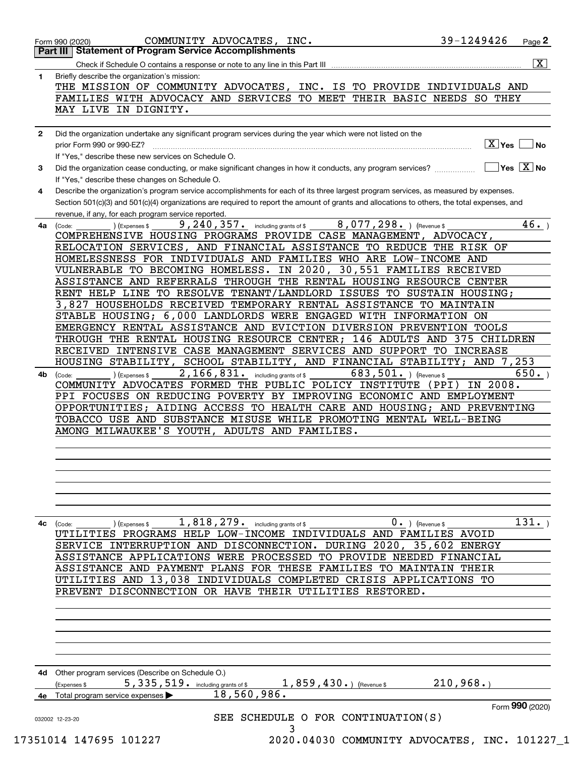Form 990 (2020) COMMUNITY ADVOCATES, INC. 39-1249426 Page 2

## Part III | Statement of Program Service Accomplishments

Check if Schedule O contains a response or note to any line in this Part III .......... [X]

**1** Briefly describe the organization's mission:

THE MISSION OF COMMUNITY ADVOCATES, INC. IS TO PROVIDE INDIVIDUALS AND FAMILIES WITH ADVOCACY AND SERVICES TO MEET THEIR BASIC NEEDS SO THEY MAY LIVE IN DIGNITY.

**2** Did the organization undertake any significant program services during the year which were not listed on the prior Form 990 or 990-EZ? .......... [X] Yes [ ] No

If "Yes," describe these new services on Schedule O.

**3** Did the organization cease conducting, or make significant changes in how it conducts, any program services? .......... [ ] Yes [X] No

If "Yes," describe these changes on Schedule O.

**4** Describe the organization's program service accomplishments for each of its three largest program services, as measured by expenses. Section 501(c)(3) and 501(c)(4) organizations are required to report the amount of grants and allocations to others, the total expenses, and revenue, if any, for each program service reported.

**4a** (Code: ) (Expenses $ 9,240,357. including grants of $ 8,077,298. ) (Revenue $ 46. )

COMPREHENSIVE HOUSING PROGRAMS PROVIDE CASE MANAGEMENT, ADVOCACY, RELOCATION SERVICES, AND FINANCIAL ASSISTANCE TO REDUCE THE RISK OF HOMELESSNESS FOR INDIVIDUALS AND FAMILIES WHO ARE LOW-INCOME AND VULNERABLE TO BECOMING HOMELESS. IN 2020, 30,551 FAMILIES RECEIVED ASSISTANCE AND REFERRALS THROUGH THE RENTAL HOUSING RESOURCE CENTER RENT HELP LINE TO RESOLVE TENANT/LANDLORD ISSUES TO SUSTAIN HOUSING; 3,827 HOUSEHOLDS RECEIVED TEMPORARY RENTAL ASSISTANCE TO MAINTAIN STABLE HOUSING; 6,000 LANDLORDS WERE ENGAGED WITH INFORMATION ON EMERGENCY RENTAL ASSISTANCE AND EVICTION DIVERSION PREVENTION TOOLS THROUGH THE RENTAL HOUSING RESOURCE CENTER; 146 ADULTS AND 375 CHILDREN RECEIVED INTENSIVE CASE MANAGEMENT SERVICES AND SUPPORT TO INCREASE HOUSING STABILITY, SCHOOL STABILITY, AND FINANCIAL STABILITY; AND 7,253

**4b** (Code: ) (Expenses $ 2,166,831. including grants of $ 683,501. ) (Revenue $ 650. )

COMMUNITY ADVOCATES FORMED THE PUBLIC POLICY INSTITUTE (PPI) IN 2008. PPI FOCUSES ON REDUCING POVERTY BY IMPROVING ECONOMIC AND EMPLOYMENT OPPORTUNITIES; AIDING ACCESS TO HEALTH CARE AND HOUSING; AND PREVENTING TOBACCO USE AND SUBSTANCE MISUSE WHILE PROMOTING MENTAL WELL-BEING AMONG MILWAUKEE'S YOUTH, ADULTS AND FAMILIES.

**4c** (Code: ) (Expenses $ 1,818,279. including grants of $ 0. ) (Revenue $ 131. )

UTILITIES PROGRAMS HELP LOW-INCOME INDIVIDUALS AND FAMILIES AVOID SERVICE INTERRUPTION AND DISCONNECTION. DURING 2020, 35,602 ENERGY ASSISTANCE APPLICATIONS WERE PROCESSED TO PROVIDE NEEDED FINANCIAL ASSISTANCE AND PAYMENT PLANS FOR THESE FAMILIES TO MAINTAIN THEIR UTILITIES AND 13,038 INDIVIDUALS COMPLETED CRISIS APPLICATIONS TO PREVENT DISCONNECTION OR HAVE THEIR UTILITIES RESTORED.

**4d** Other program services (Describe on Schedule O.)

(Expenses $ 5,335,519. including grants of $ 1,859,430. ) (Revenue $ 210,968. )

**4e** Total program service expenses ▶ 18,560,986.

Form 990 (2020)

032002 12-23-20

SEE SCHEDULE O FOR CONTINUATION(S)

17351014 147695 101227 2020.04030 COMMUNITY ADVOCATES, INC. 101227_1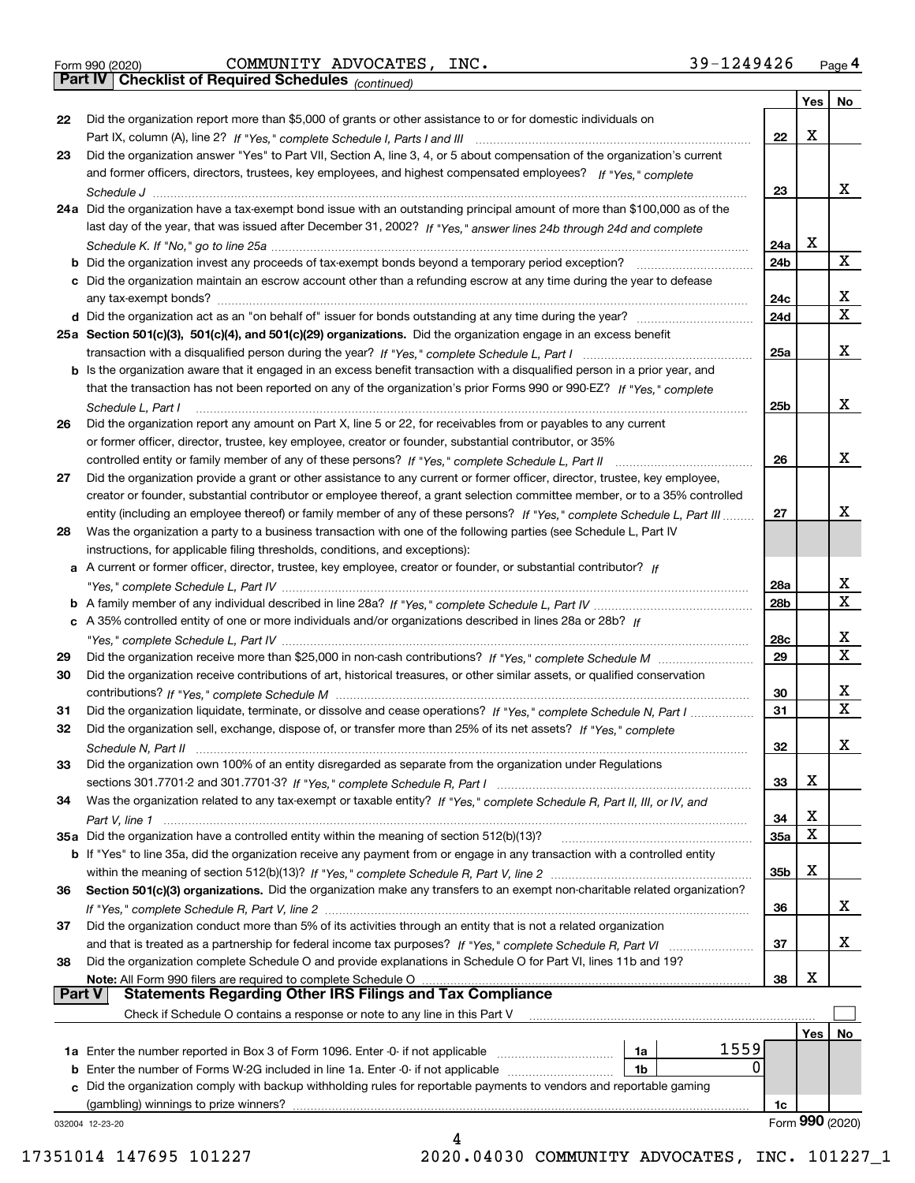Form 990 (2020) COMMUNITY ADVOCATES, INC. 39-1249426 Page **4**

## Part IV Checklist of Required Schedules *(continued)*

| | | | Yes | No |
|---|---|---|---|---|
| 22 | Did the organization report more than $5,000 of grants or other assistance to or for domestic individuals on Part IX, column (A), line 2? *If "Yes," complete Schedule I, Parts I and III* | 22 | X | |
| 23 | Did the organization answer "Yes" to Part VII, Section A, line 3, 4, or 5 about compensation of the organization's current and former officers, directors, trustees, key employees, and highest compensated employees? *If "Yes," complete Schedule J* | 23 | | X |
| 24a | Did the organization have a tax-exempt bond issue with an outstanding principal amount of more than $100,000 as of the last day of the year, that was issued after December 31, 2002? *If "Yes," answer lines 24b through 24d and complete Schedule K. If "No," go to line 25a* | 24a | X | |
| b | Did the organization invest any proceeds of tax-exempt bonds beyond a temporary period exception? | 24b | | X |
| c | Did the organization maintain an escrow account other than a refunding escrow at any time during the year to defease any tax-exempt bonds? | 24c | | X |
| d | Did the organization act as an "on behalf of" issuer for bonds outstanding at any time during the year? | 24d | | X |
| 25a | **Section 501(c)(3), 501(c)(4), and 501(c)(29) organizations.** Did the organization engage in an excess benefit transaction with a disqualified person during the year? *If "Yes," complete Schedule L, Part I* | 25a | | X |
| b | Is the organization aware that it engaged in an excess benefit transaction with a disqualified person in a prior year, and that the transaction has not been reported on any of the organization's prior Forms 990 or 990-EZ? *If "Yes," complete Schedule L, Part I* | 25b | | X |
| 26 | Did the organization report any amount on Part X, line 5 or 22, for receivables from or payables to any current or former officer, director, trustee, key employee, creator or founder, substantial contributor, or 35% controlled entity or family member of any of these persons? *If "Yes," complete Schedule L, Part II* | 26 | | X |
| 27 | Did the organization provide a grant or other assistance to any current or former officer, director, trustee, key employee, creator or founder, substantial contributor or employee thereof, a grant selection committee member, or to a 35% controlled entity (including an employee thereof) or family member of any of these persons? *If "Yes," complete Schedule L, Part III* | 27 | | X |
| 28 | Was the organization a party to a business transaction with one of the following parties (see Schedule L, Part IV instructions, for applicable filing thresholds, conditions, and exceptions): | | | |
| a | A current or former officer, director, trustee, key employee, creator or founder, or substantial contributor? *If "Yes," complete Schedule L, Part IV* | 28a | | X |
| b | A family member of any individual described in line 28a? *If "Yes," complete Schedule L, Part IV* | 28b | | X |
| c | A 35% controlled entity of one or more individuals and/or organizations described in lines 28a or 28b? *If "Yes," complete Schedule L, Part IV* | 28c | | X |
| 29 | Did the organization receive more than $25,000 in non-cash contributions? *If "Yes," complete Schedule M* | 29 | | X |
| 30 | Did the organization receive contributions of art, historical treasures, or other similar assets, or qualified conservation contributions? *If "Yes," complete Schedule M* | 30 | | X |
| 31 | Did the organization liquidate, terminate, or dissolve and cease operations? *If "Yes," complete Schedule N, Part I* | 31 | | X |
| 32 | Did the organization sell, exchange, dispose of, or transfer more than 25% of its net assets? *If "Yes," complete Schedule N, Part II* | 32 | | X |
| 33 | Did the organization own 100% of an entity disregarded as separate from the organization under Regulations sections 301.7701-2 and 301.7701-3? *If "Yes," complete Schedule R, Part I* | 33 | X | |
| 34 | Was the organization related to any tax-exempt or taxable entity? *If "Yes," complete Schedule R, Part II, III, or IV, and Part V, line 1* | 34 | X | |
| 35a | Did the organization have a controlled entity within the meaning of section 512(b)(13)? | 35a | X | |
| b | If "Yes" to line 35a, did the organization receive any payment from or engage in any transaction with a controlled entity within the meaning of section 512(b)(13)? *If "Yes," complete Schedule R, Part V, line 2* | 35b | X | |
| 36 | **Section 501(c)(3) organizations.** Did the organization make any transfers to an exempt non-charitable related organization? *If "Yes," complete Schedule R, Part V, line 2* | 36 | | X |
| 37 | Did the organization conduct more than 5% of its activities through an entity that is not a related organization and that is treated as a partnership for federal income tax purposes? *If "Yes," complete Schedule R, Part VI* | 37 | | X |
| 38 | Did the organization complete Schedule O and provide explanations in Schedule O for Part VI, lines 11b and 19? **Note:** All Form 990 filers are required to complete Schedule O | 38 | X | |

## Part V Statements Regarding Other IRS Filings and Tax Compliance

Check if Schedule O contains a response or note to any line in this Part V ☐

| | | | | | Yes | No |
|---|---|---|---|---|---|---|
| 1a | Enter the number reported in Box 3 of Form 1096. Enter -0- if not applicable | 1a | 1559 | | | |
| b | Enter the number of Forms W-2G included in line 1a. Enter -0- if not applicable | 1b | 0 | | | |
| c | Did the organization comply with backup withholding rules for reportable payments to vendors and reportable gaming (gambling) winnings to prize winners? | | | 1c | | |

032004 12-23-20 Form **990** (2020)

17351014 147695 101227 2020.04030 COMMUNITY ADVOCATES, INC. 101227_1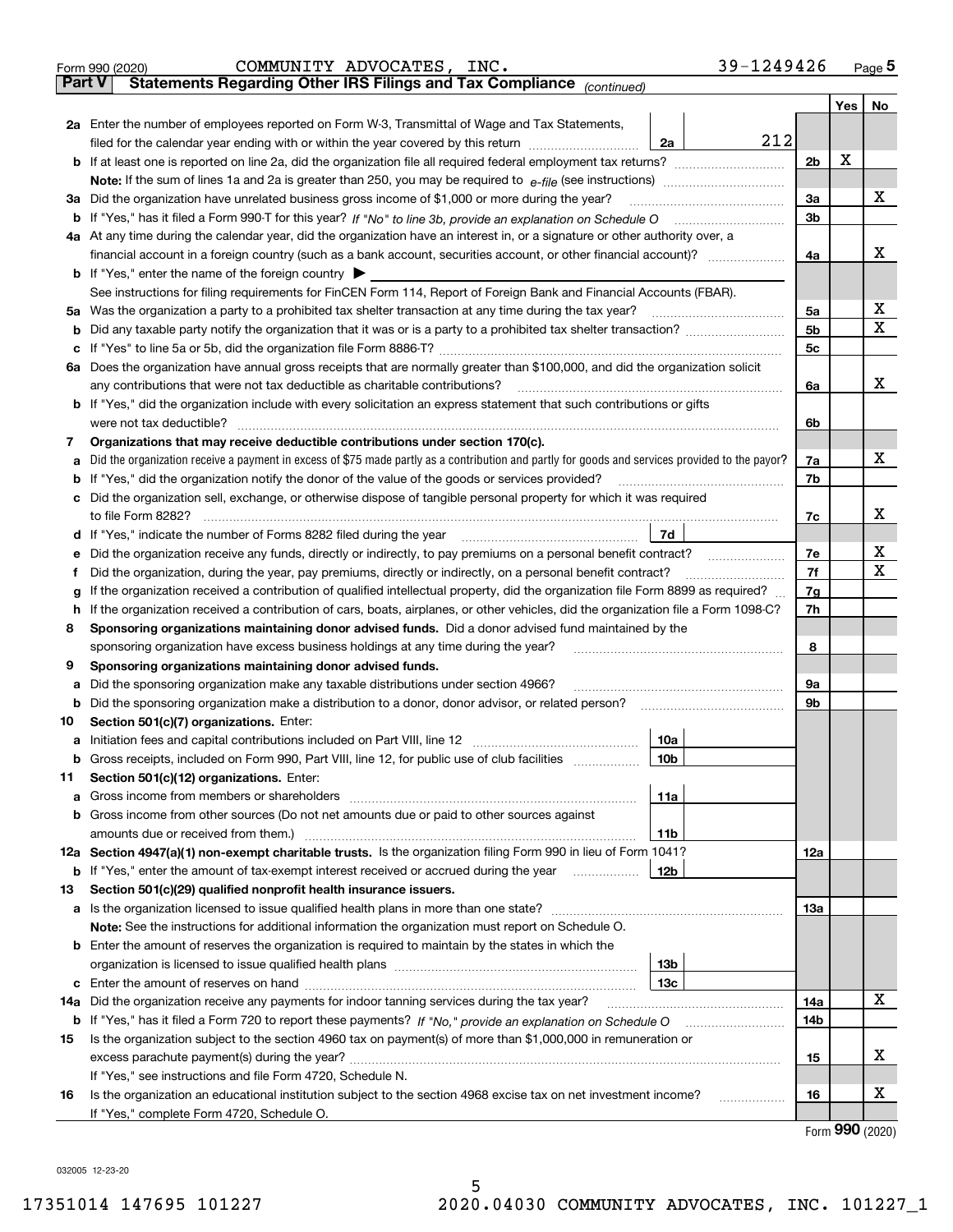Form 990 (2020) COMMUNITY ADVOCATES, INC. 39-1249426 Page **5**

## Part V Statements Regarding Other IRS Filings and Tax Compliance *(continued)*

| | | | | | Yes | No |
|---|---|---|---|---|---|---|
| **2a** | Enter the number of employees reported on Form W-3, Transmittal of Wage and Tax Statements, filed for the calendar year ending with or within the year covered by this return | 2a | 212 | | | |
| **b** | If at least one is reported on line 2a, did the organization file all required federal employment tax returns? | | | 2b | X | |
| | **Note:** If the sum of lines 1a and 2a is greater than 250, you may be required to *e-file* (see instructions) | | | | | |
| **3a** | Did the organization have unrelated business gross income of $1,000 or more during the year? | | | 3a | | X |
| **b** | If "Yes," has it filed a Form 990-T for this year? *If "No" to line 3b, provide an explanation on Schedule O* | | | 3b | | |
| **4a** | At any time during the calendar year, did the organization have an interest in, or a signature or other authority over, a financial account in a foreign country (such as a bank account, securities account, or other financial account)? | | | 4a | | X |
| **b** | If "Yes," enter the name of the foreign country ▶ | | | | | |
| | See instructions for filing requirements for FinCEN Form 114, Report of Foreign Bank and Financial Accounts (FBAR). | | | | | |
| **5a** | Was the organization a party to a prohibited tax shelter transaction at any time during the tax year? | | | 5a | | X |
| **b** | Did any taxable party notify the organization that it was or is a party to a prohibited tax shelter transaction? | | | 5b | | X |
| **c** | If "Yes" to line 5a or 5b, did the organization file Form 8886-T? | | | 5c | | |
| **6a** | Does the organization have annual gross receipts that are normally greater than $100,000, and did the organization solicit any contributions that were not tax deductible as charitable contributions? | | | 6a | | X |
| **b** | If "Yes," did the organization include with every solicitation an express statement that such contributions or gifts were not tax deductible? | | | 6b | | |
| **7** | **Organizations that may receive deductible contributions under section 170(c).** | | | | | |
| **a** | Did the organization receive a payment in excess of $75 made partly as a contribution and partly for goods and services provided to the payor? | | | 7a | | X |
| **b** | If "Yes," did the organization notify the donor of the value of the goods or services provided? | | | 7b | | |
| **c** | Did the organization sell, exchange, or otherwise dispose of tangible personal property for which it was required to file Form 8282? | | | 7c | | X |
| **d** | If "Yes," indicate the number of Forms 8282 filed during the year | 7d | | | | |
| **e** | Did the organization receive any funds, directly or indirectly, to pay premiums on a personal benefit contract? | | | 7e | | X |
| **f** | Did the organization, during the year, pay premiums, directly or indirectly, on a personal benefit contract? | | | 7f | | X |
| **g** | If the organization received a contribution of qualified intellectual property, did the organization file Form 8899 as required? | | | 7g | | |
| **h** | If the organization received a contribution of cars, boats, airplanes, or other vehicles, did the organization file a Form 1098-C? | | | 7h | | |
| **8** | **Sponsoring organizations maintaining donor advised funds.** Did a donor advised fund maintained by the sponsoring organization have excess business holdings at any time during the year? | | | 8 | | |
| **9** | **Sponsoring organizations maintaining donor advised funds.** | | | | | |
| **a** | Did the sponsoring organization make any taxable distributions under section 4966? | | | 9a | | |
| **b** | Did the sponsoring organization make a distribution to a donor, donor advisor, or related person? | | | 9b | | |
| **10** | **Section 501(c)(7) organizations.** Enter: | | | | | |
| **a** | Initiation fees and capital contributions included on Part VIII, line 12 | 10a | | | | |
| **b** | Gross receipts, included on Form 990, Part VIII, line 12, for public use of club facilities | 10b | | | | |
| **11** | **Section 501(c)(12) organizations.** Enter: | | | | | |
| **a** | Gross income from members or shareholders | 11a | | | | |
| **b** | Gross income from other sources (Do not net amounts due or paid to other sources against amounts due or received from them.) | 11b | | | | |
| **12a** | **Section 4947(a)(1) non-exempt charitable trusts.** Is the organization filing Form 990 in lieu of Form 1041? | | | 12a | | |
| **b** | If "Yes," enter the amount of tax-exempt interest received or accrued during the year | 12b | | | | |
| **13** | **Section 501(c)(29) qualified nonprofit health insurance issuers.** | | | | | |
| **a** | Is the organization licensed to issue qualified health plans in more than one state? | | | 13a | | |
| | **Note:** See the instructions for additional information the organization must report on Schedule O. | | | | | |
| **b** | Enter the amount of reserves the organization is required to maintain by the states in which the organization is licensed to issue qualified health plans | 13b | | | | |
| **c** | Enter the amount of reserves on hand | 13c | | | | |
| **14a** | Did the organization receive any payments for indoor tanning services during the tax year? | | | 14a | | X |
| **b** | If "Yes," has it filed a Form 720 to report these payments? *If "No," provide an explanation on Schedule O* | | | 14b | | |
| **15** | Is the organization subject to the section 4960 tax on payment(s) of more than $1,000,000 in remuneration or excess parachute payment(s) during the year? | | | 15 | | X |
| | If "Yes," see instructions and file Form 4720, Schedule N. | | | | | |
| **16** | Is the organization an educational institution subject to the section 4968 excise tax on net investment income? | | | 16 | | X |
| | If "Yes," complete Form 4720, Schedule O. | | | | | |

Form **990** (2020)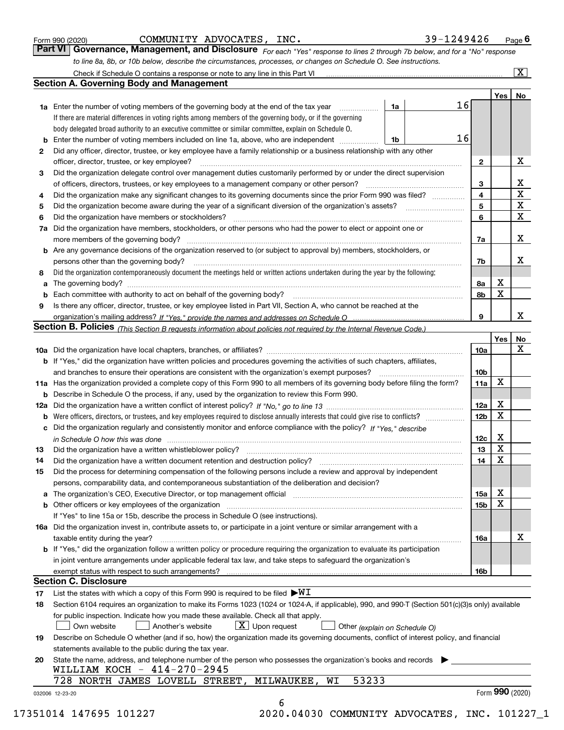Form 990 (2020) COMMUNITY ADVOCATES, INC. 39-1249426 Page **6**

## Part VI Governance, Management, and Disclosure

*For each "Yes" response to lines 2 through 7b below, and for a "No" response to line 8a, 8b, or 10b below, describe the circumstances, processes, or changes on Schedule O. See instructions.*

Check if Schedule O contains a response or note to any line in this Part VI .......... [X]

### Section A. Governing Body and Management

| | | | | Yes | No |
|---|---|---|---|---|---|
| **1a** | Enter the number of voting members of the governing body at the end of the tax year ..... **1a** | 16 | | | |
| | If there are material differences in voting rights among members of the governing body, or if the governing body delegated broad authority to an executive committee or similar committee, explain on Schedule O. | | | | |
| **b** | Enter the number of voting members included on line 1a, above, who are independent ..... **1b** | 16 | | | |
| **2** | Did any officer, director, trustee, or key employee have a family relationship or a business relationship with any other officer, director, trustee, or key employee? | | **2** | | X |
| **3** | Did the organization delegate control over management duties customarily performed by or under the direct supervision of officers, directors, trustees, or key employees to a management company or other person? | | **3** | | X |
| **4** | Did the organization make any significant changes to its governing documents since the prior Form 990 was filed? | | **4** | | X |
| **5** | Did the organization become aware during the year of a significant diversion of the organization's assets? | | **5** | | X |
| **6** | Did the organization have members or stockholders? | | **6** | | X |
| **7a** | Did the organization have members, stockholders, or other persons who had the power to elect or appoint one or more members of the governing body? | | **7a** | | X |
| **b** | Are any governance decisions of the organization reserved to (or subject to approval by) members, stockholders, or persons other than the governing body? | | **7b** | | X |
| **8** | Did the organization contemporaneously document the meetings held or written actions undertaken during the year by the following: | | | | |
| **a** | The governing body? | | **8a** | X | |
| **b** | Each committee with authority to act on behalf of the governing body? | | **8b** | X | |
| **9** | Is there any officer, director, trustee, or key employee listed in Part VII, Section A, who cannot be reached at the organization's mailing address? *If "Yes," provide the names and addresses on Schedule O* | | **9** | | X |

### Section B. Policies *(This Section B requests information about policies not required by the Internal Revenue Code.)*

| | | | Yes | No |
|---|---|---|---|---|
| **10a** | Did the organization have local chapters, branches, or affiliates? | **10a** | | X |
| **b** | If "Yes," did the organization have written policies and procedures governing the activities of such chapters, affiliates, and branches to ensure their operations are consistent with the organization's exempt purposes? | **10b** | | |
| **11a** | Has the organization provided a complete copy of this Form 990 to all members of its governing body before filing the form? | **11a** | X | |
| **b** | Describe in Schedule O the process, if any, used by the organization to review this Form 990. | | | |
| **12a** | Did the organization have a written conflict of interest policy? *If "No," go to line 13* | **12a** | X | |
| **b** | Were officers, directors, or trustees, and key employees required to disclose annually interests that could give rise to conflicts? | **12b** | X | |
| **c** | Did the organization regularly and consistently monitor and enforce compliance with the policy? *If "Yes," describe in Schedule O how this was done* | **12c** | X | |
| **13** | Did the organization have a written whistleblower policy? | **13** | X | |
| **14** | Did the organization have a written document retention and destruction policy? | **14** | X | |
| **15** | Did the process for determining compensation of the following persons include a review and approval by independent persons, comparability data, and contemporaneous substantiation of the deliberation and decision? | | | |
| **a** | The organization's CEO, Executive Director, or top management official | **15a** | X | |
| **b** | Other officers or key employees of the organization | **15b** | X | |
| | If "Yes" to line 15a or 15b, describe the process in Schedule O (see instructions). | | | |
| **16a** | Did the organization invest in, contribute assets to, or participate in a joint venture or similar arrangement with a taxable entity during the year? | **16a** | | X |
| **b** | If "Yes," did the organization follow a written policy or procedure requiring the organization to evaluate its participation in joint venture arrangements under applicable federal tax law, and take steps to safeguard the organization's exempt status with respect to such arrangements? | **16b** | | |

### Section C. Disclosure

**17** List the states with which a copy of this Form 990 is required to be filed ▶WI

**18** Section 6104 requires an organization to make its Forms 1023 (1024 or 1024-A, if applicable), 990, and 990-T (Section 501(c)(3)s only) available for public inspection. Indicate how you made these available. Check all that apply.

[ ] Own website [ ] Another's website [X] Upon request [ ] Other *(explain on Schedule O)*

**19** Describe on Schedule O whether (and if so, how) the organization made its governing documents, conflict of interest policy, and financial statements available to the public during the tax year.

**20** State the name, address, and telephone number of the person who possesses the organization's books and records ▶

WILLIAM KOCH - 414-270-2945
728 NORTH JAMES LOVELL STREET, MILWAUKEE, WI 53233

032006 12-23-20 Form **990** (2020)

17351014 147695 101227 2020.04030 COMMUNITY ADVOCATES, INC. 101227_1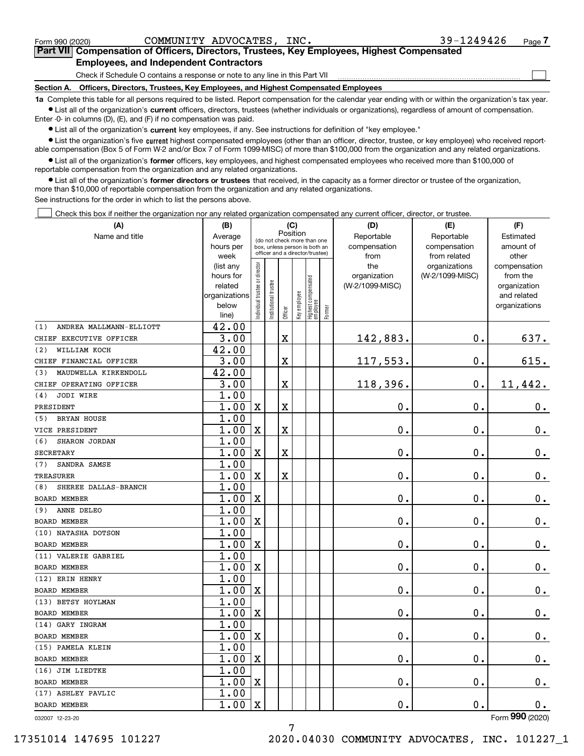Form 990 (2020) COMMUNITY ADVOCATES, INC. 39-1249426 Page 7

## Part VII Compensation of Officers, Directors, Trustees, Key Employees, Highest Compensated Employees, and Independent Contractors

Check if Schedule O contains a response or note to any line in this Part VII ☐

**Section A. Officers, Directors, Trustees, Key Employees, and Highest Compensated Employees**

**1a** Complete this table for all persons required to be listed. Report compensation for the calendar year ending with or within the organization's tax year.

- List all of the organization's **current** officers, directors, trustees (whether individuals or organizations), regardless of amount of compensation. Enter -0- in columns (D), (E), and (F) if no compensation was paid.
- List all of the organization's **current** key employees, if any. See instructions for definition of "key employee."
- List the organization's five **current** highest compensated employees (other than an officer, director, trustee, or key employee) who received reportable compensation (Box 5 of Form W-2 and/or Box 7 of Form 1099-MISC) of more than $100,000 from the organization and any related organizations.
- List all of the organization's **former** officers, key employees, and highest compensated employees who received more than $100,000 of reportable compensation from the organization and any related organizations.
- List all of the organization's **former directors or trustees** that received, in the capacity as a former director or trustee of the organization, more than $10,000 of reportable compensation from the organization and any related organizations.

See instructions for the order in which to list the persons above.

☐ Check this box if neither the organization nor any related organization compensated any current officer, director, or trustee.

| (A) Name and title | (B) Average hours per week (list any hours for related organizations below line) | (C) Position: Individual trustee or director | Institutional trustee | Officer | Key employee | Highest compensated employee | Former | (D) Reportable compensation from the organization (W-2/1099-MISC) | (E) Reportable compensation from related organizations (W-2/1099-MISC) | (F) Estimated amount of other compensation from the organization and related organizations |
|---|---|---|---|---|---|---|---|---|---|---|
| (1) ANDREA MALLMANN-ELLIOTT<br>CHIEF EXECUTIVE OFFICER | 42.00<br>3.00 | | | X | | | | 142,883. | 0. | 637. |
| (2) WILLIAM KOCH<br>CHIEF FINANCIAL OFFICER | 42.00<br>3.00 | | | X | | | | 117,553. | 0. | 615. |
| (3) MAUDWELLA KIRKENDOLL<br>CHIEF OPERATING OFFICER | 42.00<br>3.00 | | | X | | | | 118,396. | 0. | 11,442. |
| (4) JODI WIRE<br>PRESIDENT | 1.00<br>1.00 | X | | X | | | | 0. | 0. | 0. |
| (5) BRYAN HOUSE<br>VICE PRESIDENT | 1.00<br>1.00 | X | | X | | | | 0. | 0. | 0. |
| (6) SHARON JORDAN<br>SECRETARY | 1.00<br>1.00 | X | | X | | | | 0. | 0. | 0. |
| (7) SANDRA SAMSE<br>TREASURER | 1.00<br>1.00 | X | | X | | | | 0. | 0. | 0. |
| (8) SHEREE DALLAS-BRANCH<br>BOARD MEMBER | 1.00<br>1.00 | X | | | | | | 0. | 0. | 0. |
| (9) ANNE DELEO<br>BOARD MEMBER | 1.00<br>1.00 | X | | | | | | 0. | 0. | 0. |
| (10) NATASHA DOTSON<br>BOARD MEMBER | 1.00<br>1.00 | X | | | | | | 0. | 0. | 0. |
| (11) VALERIE GABRIEL<br>BOARD MEMBER | 1.00<br>1.00 | X | | | | | | 0. | 0. | 0. |
| (12) ERIN HENRY<br>BOARD MEMBER | 1.00<br>1.00 | X | | | | | | 0. | 0. | 0. |
| (13) BETSY HOYLMAN<br>BOARD MEMBER | 1.00<br>1.00 | X | | | | | | 0. | 0. | 0. |
| (14) GARY INGRAM<br>BOARD MEMBER | 1.00<br>1.00 | X | | | | | | 0. | 0. | 0. |
| (15) PAMELA KLEIN<br>BOARD MEMBER | 1.00<br>1.00 | X | | | | | | 0. | 0. | 0. |
| (16) JIM LIEDTKE<br>BOARD MEMBER | 1.00<br>1.00 | X | | | | | | 0. | 0. | 0. |
| (17) ASHLEY PAVLIC<br>BOARD MEMBER | 1.00<br>1.00 | X | | | | | | 0. | 0. | 0. |

032007 12-23-20 Form 990 (2020)

17351014 147695 101227 2020.04030 COMMUNITY ADVOCATES, INC. 101227_1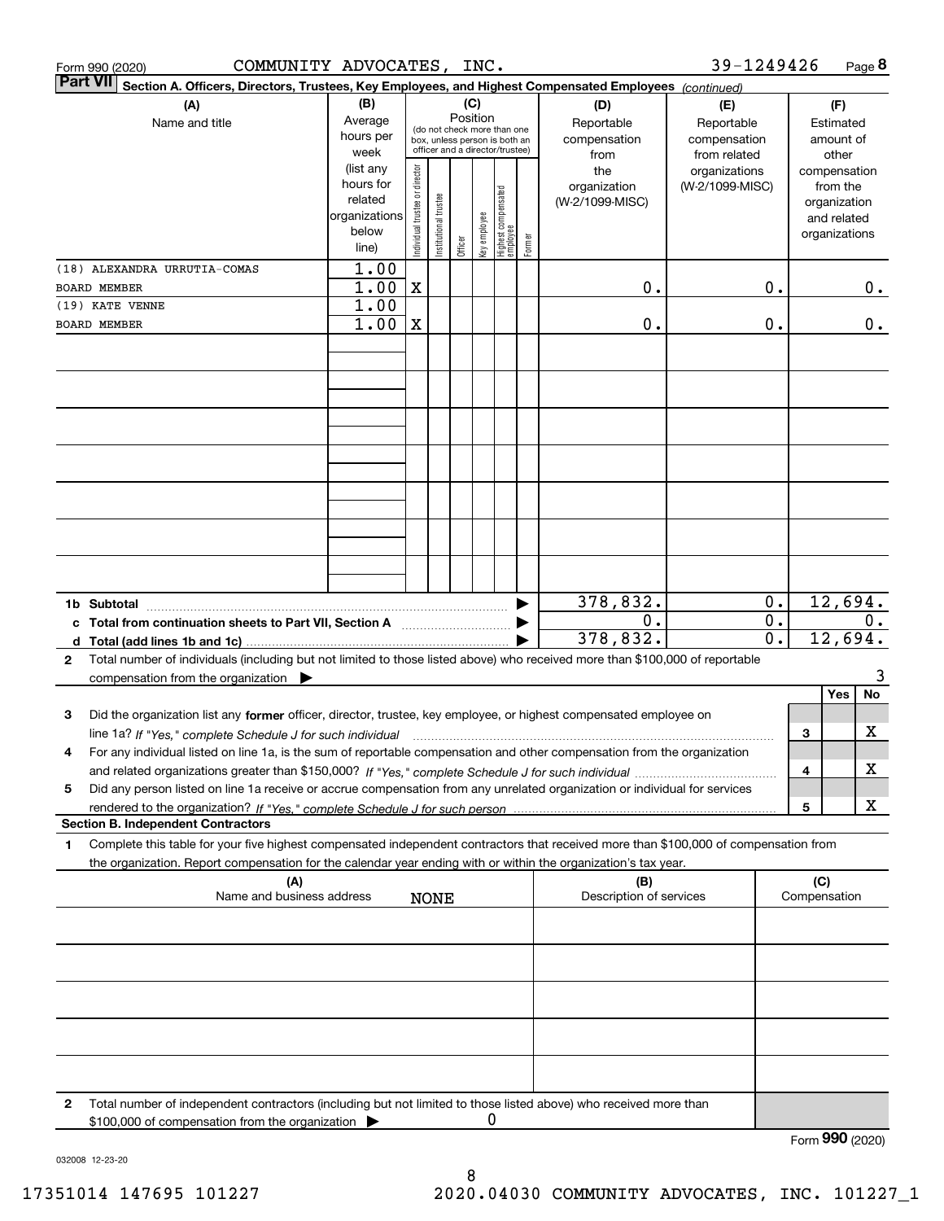Form 990 (2020) COMMUNITY ADVOCATES, INC. 39-1249426 Page **8**

**Part VII** **Section A. Officers, Directors, Trustees, Key Employees, and Highest Compensated Employees** *(continued)*

| (A) Name and title | (B) Average hours per week (list any hours for related organizations below line) | (C) Position: Individual trustee or director | Institutional trustee | Officer | Key employee | Highest compensated employee | Former | (D) Reportable compensation from the organization (W-2/1099-MISC) | (E) Reportable compensation from related organizations (W-2/1099-MISC) | (F) Estimated amount of other compensation from the organization and related organizations |
|---|---|---|---|---|---|---|---|---|---|---|
| (18) ALEXANDRA URRUTIA-COMAS | 1.00 | | | | | | | | | |
| BOARD MEMBER | 1.00 | X | | | | | | 0. | 0. | 0. |
| (19) KATE VENNE | 1.00 | | | | | | | | | |
| BOARD MEMBER | 1.00 | X | | | | | | 0. | 0. | 0. |

| | (D) | (E) | (F) |
|---|---|---|---|
| **1b Subtotal** | 378,832. | 0. | 12,694. |
| **c Total from continuation sheets to Part VII, Section A** | 0. | 0. | 0. |
| **d Total (add lines 1b and 1c)** | 378,832. | 0. | 12,694. |

**2** Total number of individuals (including but not limited to those listed above) who received more than $100,000 of reportable compensation from the organization ▶ 3

| | | Yes | No |
|---|---|---|---|
| **3** Did the organization list any **former** officer, director, trustee, key employee, or highest compensated employee on line 1a? *If "Yes," complete Schedule J for such individual* | 3 | | X |
| **4** For any individual listed on line 1a, is the sum of reportable compensation and other compensation from the organization and related organizations greater than $150,000? *If "Yes," complete Schedule J for such individual* | 4 | | X |
| **5** Did any person listed on line 1a receive or accrue compensation from any unrelated organization or individual for services rendered to the organization? *If "Yes," complete Schedule J for such person* | 5 | | X |

**Section B. Independent Contractors**

**1** Complete this table for your five highest compensated independent contractors that received more than $100,000 of compensation from the organization. Report compensation for the calendar year ending with or within the organization's tax year.

| (A) Name and business address | (B) Description of services | (C) Compensation |
|---|---|---|
| NONE | | |
| | | |
| | | |
| | | |
| | | |

**2** Total number of independent contractors (including but not limited to those listed above) who received more than $100,000 of compensation from the organization ▶ 0

Form **990** (2020)

032008 12-23-20

17351014 147695 101227 2020.04030 COMMUNITY ADVOCATES, INC. 101227_1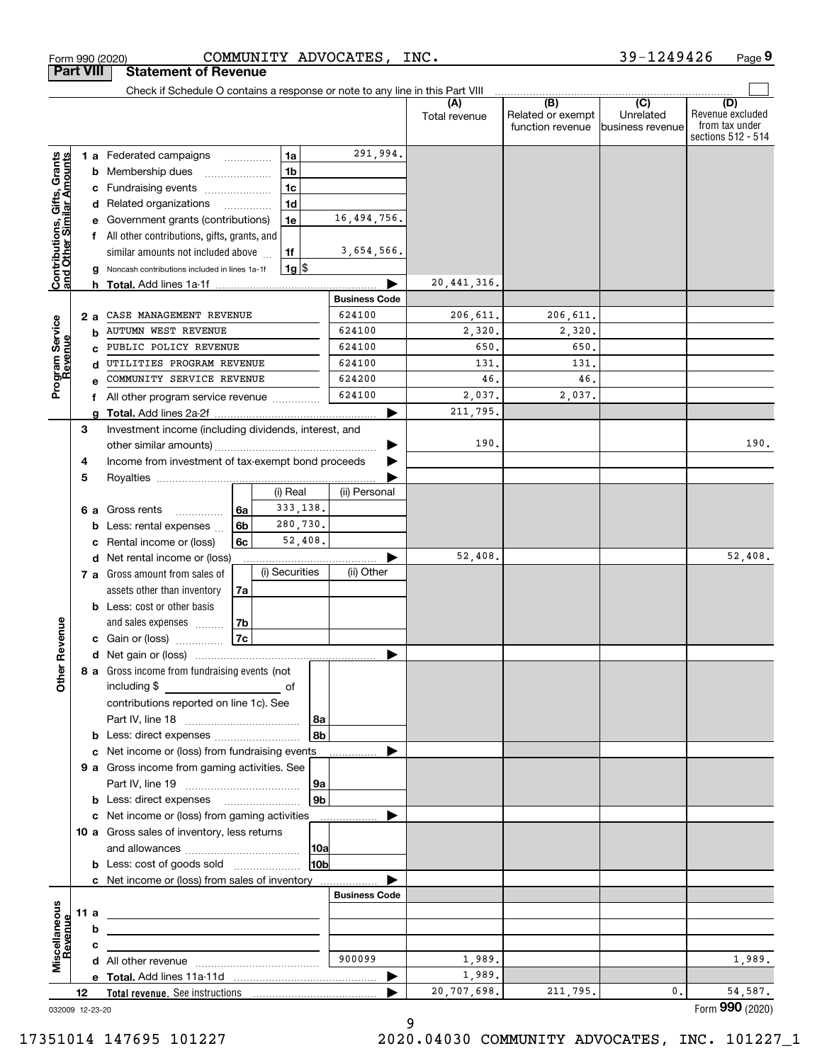Form 990 (2020) COMMUNITY ADVOCATES, INC. 39-1249426 Page 9

## Part VIII Statement of Revenue

Check if Schedule O contains a response or note to any line in this Part VIII

| | | | (A) Total revenue | (B) Related or exempt function revenue | (C) Unrelated business revenue | (D) Revenue excluded from tax under sections 512 - 514 |
|---|---|---|---|---|---|---|
| **Contributions, Gifts, Grants and Other Similar Amounts** | | | | | | |
| 1 a Federated campaigns | 1a | 291,994. | | | | |
| b Membership dues | 1b | | | | | |
| c Fundraising events | 1c | | | | | |
| d Related organizations | 1d | | | | | |
| e Government grants (contributions) | 1e | 16,494,756. | | | | |
| f All other contributions, gifts, grants, and similar amounts not included above | 1f | 3,654,566. | | | | |
| g Noncash contributions included in lines 1a-1f | 1g | $ | | | | |
| h **Total.** Add lines 1a-1f | | | 20,441,316. | | | |
| **Program Service Revenue** | | **Business Code** | | | | |
| 2 a CASE MANAGEMENT REVENUE | | 624100 | 206,611. | 206,611. | | |
| b AUTUMN WEST REVENUE | | 624100 | 2,320. | 2,320. | | |
| c PUBLIC POLICY REVENUE | | 624100 | 650. | 650. | | |
| d UTILITIES PROGRAM REVENUE | | 624100 | 131. | 131. | | |
| e COMMUNITY SERVICE REVENUE | | 624200 | 46. | 46. | | |
| f All other program service revenue | | 624100 | 2,037. | 2,037. | | |
| g **Total.** Add lines 2a-2f | | | 211,795. | | | |
| **Other Revenue** | | | | | | |
| 3 Investment income (including dividends, interest, and other similar amounts) | | | 190. | | | 190. |
| 4 Income from investment of tax-exempt bond proceeds | | | | | | |
| 5 Royalties | | | | | | |
| | | (i) Real / (ii) Personal | | | | |
| 6 a Gross rents | 6a | 333,138. | | | | |
| b Less: rental expenses | 6b | 280,730. | | | | |
| c Rental income or (loss) | 6c | 52,408. | | | | |
| d Net rental income or (loss) | | | 52,408. | | | 52,408. |
| | | (i) Securities / (ii) Other | | | | |
| 7 a Gross amount from sales of assets other than inventory | 7a | | | | | |
| b Less: cost or other basis and sales expenses | 7b | | | | | |
| c Gain or (loss) | 7c | | | | | |
| d Net gain or (loss) | | | | | | |
| 8 a Gross income from fundraising events (not including $ of contributions reported on line 1c). See Part IV, line 18 | 8a | | | | | |
| b Less: direct expenses | 8b | | | | | |
| c Net income or (loss) from fundraising events | | | | | | |
| 9 a Gross income from gaming activities. See Part IV, line 19 | 9a | | | | | |
| b Less: direct expenses | 9b | | | | | |
| c Net income or (loss) from gaming activities | | | | | | |
| 10 a Gross sales of inventory, less returns and allowances | 10a | | | | | |
| b Less: cost of goods sold | 10b | | | | | |
| c Net income or (loss) from sales of inventory | | | | | | |
| **Miscellaneous Revenue** | | **Business Code** | | | | |
| 11 a | | | | | | |
| b | | | | | | |
| c | | | | | | |
| d All other revenue | | 900099 | 1,989. | | | 1,989. |
| e **Total.** Add lines 11a-11d | | | 1,989. | | | |
| 12 **Total revenue.** See instructions | | | 20,707,698. | 211,795. | 0. | 54,587. |

032009 12-23-20 Form **990** (2020)

17351014 147695 101227 2020.04030 COMMUNITY ADVOCATES, INC. 101227_1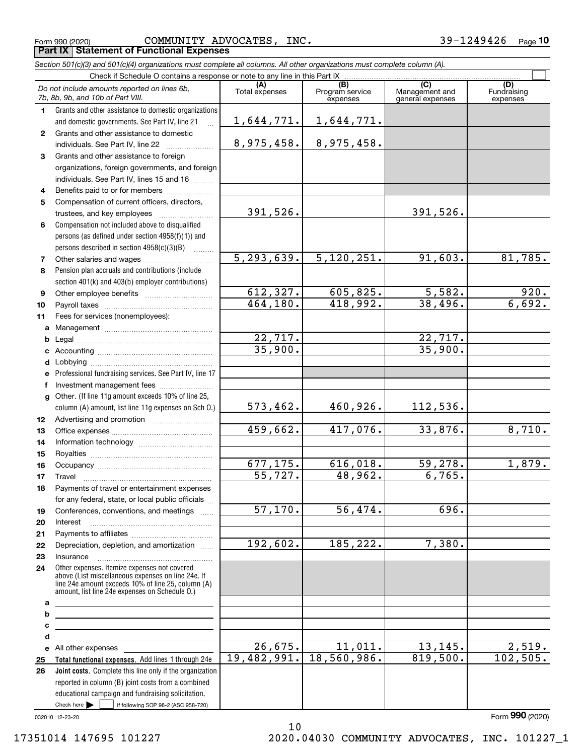Form 990 (2020) COMMUNITY ADVOCATES, INC. 39-1249426 Page **10**

## Part IX Statement of Functional Expenses

*Section 501(c)(3) and 501(c)(4) organizations must complete all columns. All other organizations must complete column (A).*

Check if Schedule O contains a response or note to any line in this Part IX ☐

| | *Do not include amounts reported on lines 6b, 7b, 8b, 9b, and 10b of Part VIII.* | (A) Total expenses | (B) Program service expenses | (C) Management and general expenses | (D) Fundraising expenses |
|---|---|---|---|---|---|
| 1 | Grants and other assistance to domestic organizations and domestic governments. See Part IV, line 21 | 1,644,771. | 1,644,771. | | |
| 2 | Grants and other assistance to domestic individuals. See Part IV, line 22 | 8,975,458. | 8,975,458. | | |
| 3 | Grants and other assistance to foreign organizations, foreign governments, and foreign individuals. See Part IV, lines 15 and 16 | | | | |
| 4 | Benefits paid to or for members | | | | |
| 5 | Compensation of current officers, directors, trustees, and key employees | 391,526. | | 391,526. | |
| 6 | Compensation not included above to disqualified persons (as defined under section 4958(f)(1)) and persons described in section 4958(c)(3)(B) | | | | |
| 7 | Other salaries and wages | 5,293,639. | 5,120,251. | 91,603. | 81,785. |
| 8 | Pension plan accruals and contributions (include section 401(k) and 403(b) employer contributions) | | | | |
| 9 | Other employee benefits | 612,327. | 605,825. | 5,582. | 920. |
| 10 | Payroll taxes | 464,180. | 418,992. | 38,496. | 6,692. |
| 11 | Fees for services (nonemployees): | | | | |
| a | Management | | | | |
| b | Legal | 22,717. | | 22,717. | |
| c | Accounting | 35,900. | | 35,900. | |
| d | Lobbying | | | | |
| e | Professional fundraising services. See Part IV, line 17 | | | | |
| f | Investment management fees | | | | |
| g | Other. (If line 11g amount exceeds 10% of line 25, column (A) amount, list line 11g expenses on Sch O.) | 573,462. | 460,926. | 112,536. | |
| 12 | Advertising and promotion | | | | |
| 13 | Office expenses | 459,662. | 417,076. | 33,876. | 8,710. |
| 14 | Information technology | | | | |
| 15 | Royalties | | | | |
| 16 | Occupancy | 677,175. | 616,018. | 59,278. | 1,879. |
| 17 | Travel | 55,727. | 48,962. | 6,765. | |
| 18 | Payments of travel or entertainment expenses for any federal, state, or local public officials | | | | |
| 19 | Conferences, conventions, and meetings | 57,170. | 56,474. | 696. | |
| 20 | Interest | | | | |
| 21 | Payments to affiliates | | | | |
| 22 | Depreciation, depletion, and amortization | 192,602. | 185,222. | 7,380. | |
| 23 | Insurance | | | | |
| 24 | Other expenses. Itemize expenses not covered above (List miscellaneous expenses on line 24e. If line 24e amount exceeds 10% of line 25, column (A) amount, list line 24e expenses on Schedule O.) | | | | |
| a | | | | | |
| b | | | | | |
| c | | | | | |
| d | | | | | |
| e | All other expenses | 26,675. | 11,011. | 13,145. | 2,519. |
| 25 | **Total functional expenses.** Add lines 1 through 24e | 19,482,991. | 18,560,986. | 819,500. | 102,505. |
| 26 | **Joint costs.** Complete this line only if the organization reported in column (B) joint costs from a combined educational campaign and fundraising solicitation. Check here ☐ if following SOP 98-2 (ASC 958-720) | | | | |

032010 12-23-20

Form **990** (2020)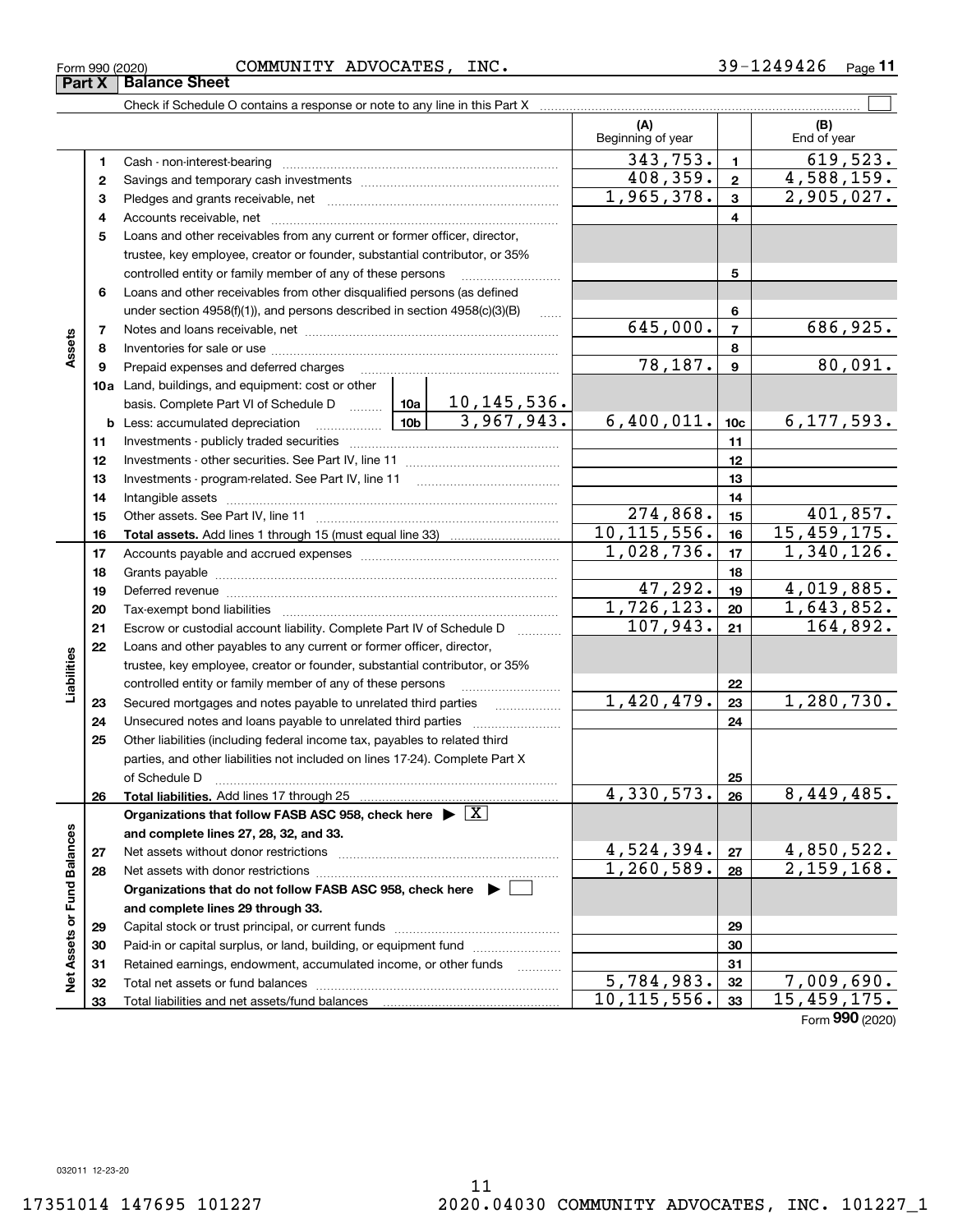Form 990 (2020) COMMUNITY ADVOCATES, INC. 39-1249426

## Part X Balance Sheet

Check if Schedule O contains a response or note to any line in this Part X ☐

| Section | Line | Description | | | (A) Beginning of year | | (B) End of year |
|---|---|---|---|---|---|---|---|
| Assets | 1 | Cash - non-interest-bearing | | | 343,753. | 1 | 619,523. |
| | 2 | Savings and temporary cash investments | | | 408,359. | 2 | 4,588,159. |
| | 3 | Pledges and grants receivable, net | | | 1,965,378. | 3 | 2,905,027. |
| | 4 | Accounts receivable, net | | | | 4 | |
| | 5 | Loans and other receivables from any current or former officer, director, trustee, key employee, creator or founder, substantial contributor, or 35% controlled entity or family member of any of these persons | | | | 5 | |
| | 6 | Loans and other receivables from other disqualified persons (as defined under section 4958(f)(1)), and persons described in section 4958(c)(3)(B) | | | | 6 | |
| | 7 | Notes and loans receivable, net | | | 645,000. | 7 | 686,925. |
| | 8 | Inventories for sale or use | | | | 8 | |
| | 9 | Prepaid expenses and deferred charges | | | 78,187. | 9 | 80,091. |
| | 10a | Land, buildings, and equipment: cost or other basis. Complete Part VI of Schedule D | 10a | 10,145,536. | | | |
| | b | Less: accumulated depreciation | 10b | 3,967,943. | 6,400,011. | 10c | 6,177,593. |
| | 11 | Investments - publicly traded securities | | | | 11 | |
| | 12 | Investments - other securities. See Part IV, line 11 | | | | 12 | |
| | 13 | Investments - program-related. See Part IV, line 11 | | | | 13 | |
| | 14 | Intangible assets | | | | 14 | |
| | 15 | Other assets. See Part IV, line 11 | | | 274,868. | 15 | 401,857. |
| | 16 | **Total assets.** Add lines 1 through 15 (must equal line 33) | | | 10,115,556. | 16 | 15,459,175. |
| Liabilities | 17 | Accounts payable and accrued expenses | | | 1,028,736. | 17 | 1,340,126. |
| | 18 | Grants payable | | | | 18 | |
| | 19 | Deferred revenue | | | 47,292. | 19 | 4,019,885. |
| | 20 | Tax-exempt bond liabilities | | | 1,726,123. | 20 | 1,643,852. |
| | 21 | Escrow or custodial account liability. Complete Part IV of Schedule D | | | 107,943. | 21 | 164,892. |
| | 22 | Loans and other payables to any current or former officer, director, trustee, key employee, creator or founder, substantial contributor, or 35% controlled entity or family member of any of these persons | | | | 22 | |
| | 23 | Secured mortgages and notes payable to unrelated third parties | | | 1,420,479. | 23 | 1,280,730. |
| | 24 | Unsecured notes and loans payable to unrelated third parties | | | | 24 | |
| | 25 | Other liabilities (including federal income tax, payables to related third parties, and other liabilities not included on lines 17-24). Complete Part X of Schedule D | | | | 25 | |
| | 26 | **Total liabilities.** Add lines 17 through 25 | | | 4,330,573. | 26 | 8,449,485. |
| Net Assets or Fund Balances | | **Organizations that follow FASB ASC 958, check here** ▶ ☒ **and complete lines 27, 28, 32, and 33.** | | | | | |
| | 27 | Net assets without donor restrictions | | | 4,524,394. | 27 | 4,850,522. |
| | 28 | Net assets with donor restrictions | | | 1,260,589. | 28 | 2,159,168. |
| | | **Organizations that do not follow FASB ASC 958, check here** ▶ ☐ **and complete lines 29 through 33.** | | | | | |
| | 29 | Capital stock or trust principal, or current funds | | | | 29 | |
| | 30 | Paid-in or capital surplus, or land, building, or equipment fund | | | | 30 | |
| | 31 | Retained earnings, endowment, accumulated income, or other funds | | | | 31 | |
| | 32 | Total net assets or fund balances | | | 5,784,983. | 32 | 7,009,690. |
| | 33 | Total liabilities and net assets/fund balances | | | 10,115,556. | 33 | 15,459,175. |

Form **990** (2020)

032011 12-23-20

17351014 147695 101227 2020.04030 COMMUNITY ADVOCATES, INC. 101227_1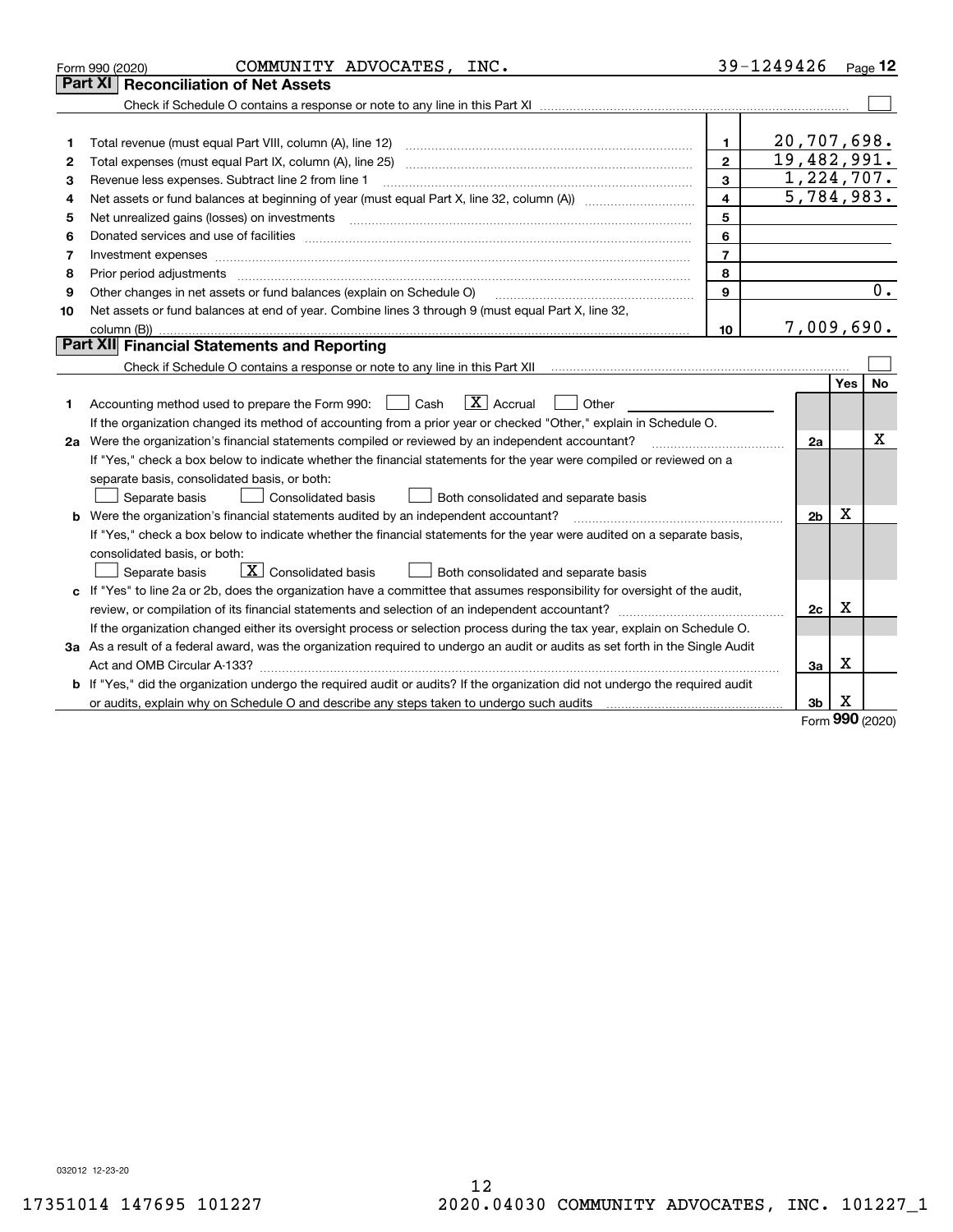Form 990 (2020) COMMUNITY ADVOCATES, INC. 39-1249426 Page 12

## Part XI Reconciliation of Net Assets

Check if Schedule O contains a response or note to any line in this Part XI ☐

| | | | |
|---|---|---|---|
| 1 | Total revenue (must equal Part VIII, column (A), line 12) | 1 | 20,707,698. |
| 2 | Total expenses (must equal Part IX, column (A), line 25) | 2 | 19,482,991. |
| 3 | Revenue less expenses. Subtract line 2 from line 1 | 3 | 1,224,707. |
| 4 | Net assets or fund balances at beginning of year (must equal Part X, line 32, column (A)) | 4 | 5,784,983. |
| 5 | Net unrealized gains (losses) on investments | 5 | |
| 6 | Donated services and use of facilities | 6 | |
| 7 | Investment expenses | 7 | |
| 8 | Prior period adjustments | 8 | |
| 9 | Other changes in net assets or fund balances (explain on Schedule O) | 9 | 0. |
| 10 | Net assets or fund balances at end of year. Combine lines 3 through 9 (must equal Part X, line 32, column (B)) | 10 | 7,009,690. |

## Part XII Financial Statements and Reporting

Check if Schedule O contains a response or note to any line in this Part XII ☐

| | | | Yes | No |
|---|---|---|---|---|
| 1 | Accounting method used to prepare the Form 990: ☐ Cash ☒ Accrual ☐ Other<br>If the organization changed its method of accounting from a prior year or checked "Other," explain in Schedule O. | | | |
| 2a | Were the organization's financial statements compiled or reviewed by an independent accountant?<br>If "Yes," check a box below to indicate whether the financial statements for the year were compiled or reviewed on a separate basis, consolidated basis, or both:<br>☐ Separate basis ☐ Consolidated basis ☐ Both consolidated and separate basis | 2a | | X |
| b | Were the organization's financial statements audited by an independent accountant?<br>If "Yes," check a box below to indicate whether the financial statements for the year were audited on a separate basis, consolidated basis, or both:<br>☐ Separate basis ☒ Consolidated basis ☐ Both consolidated and separate basis | 2b | X | |
| c | If "Yes" to line 2a or 2b, does the organization have a committee that assumes responsibility for oversight of the audit, review, or compilation of its financial statements and selection of an independent accountant?<br>If the organization changed either its oversight process or selection process during the tax year, explain on Schedule O. | 2c | X | |
| 3a | As a result of a federal award, was the organization required to undergo an audit or audits as set forth in the Single Audit Act and OMB Circular A-133? | 3a | X | |
| b | If "Yes," did the organization undergo the required audit or audits? If the organization did not undergo the required audit or audits, explain why on Schedule O and describe any steps taken to undergo such audits | 3b | X | |

Form 990 (2020)

032012 12-23-20

17351014 147695 101227 2020.04030 COMMUNITY ADVOCATES, INC. 101227_1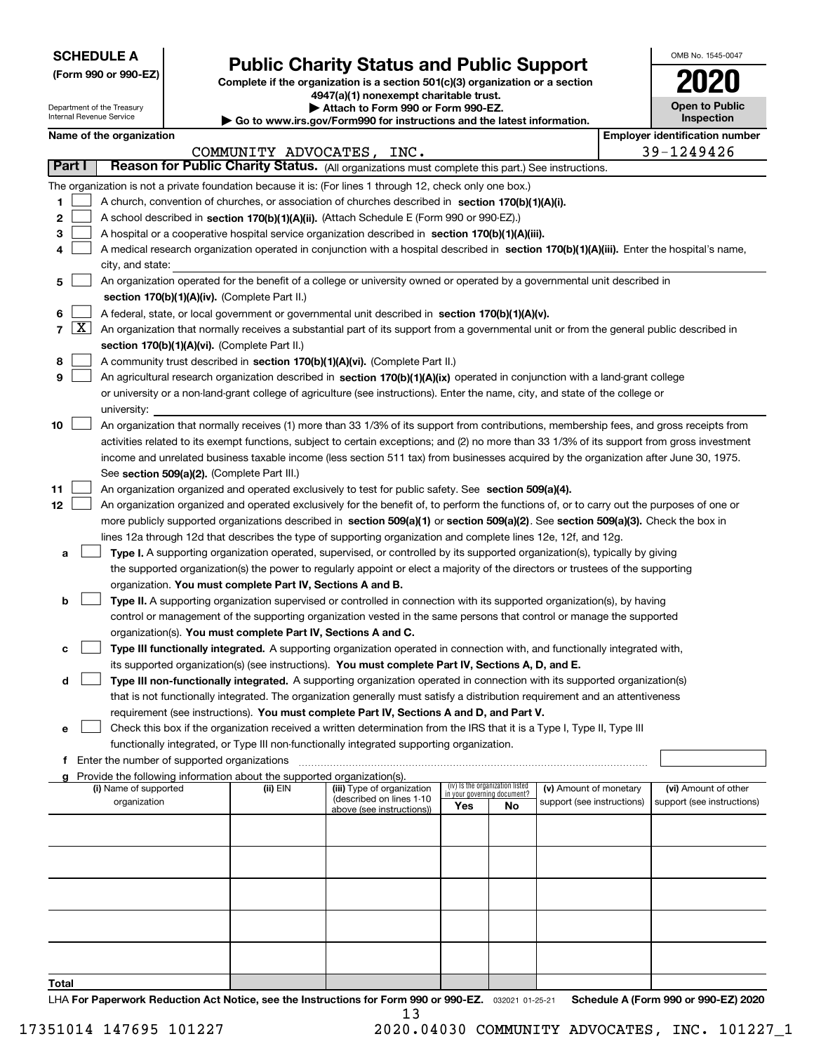**SCHEDULE A**
**(Form 990 or 990-EZ)**

Department of the Treasury
Internal Revenue Service

# Public Charity Status and Public Support

**Complete if the organization is a section 501(c)(3) organization or a section 4947(a)(1) nonexempt charitable trust.**
**▶ Attach to Form 990 or Form 990-EZ.**
**▶ Go to www.irs.gov/Form990 for instructions and the latest information.**

OMB No. 1545-0047
**2020**
**Open to Public Inspection**

**Name of the organization**
COMMUNITY ADVOCATES, INC.

**Employer identification number**
39-1249426

**Part I** **Reason for Public Charity Status.** (All organizations must complete this part.) See instructions.

The organization is not a private foundation because it is: (For lines 1 through 12, check only one box.)

1 [ ] A church, convention of churches, or association of churches described in **section 170(b)(1)(A)(i).**
2 [ ] A school described in **section 170(b)(1)(A)(ii).** (Attach Schedule E (Form 990 or 990-EZ).)
3 [ ] A hospital or a cooperative hospital service organization described in **section 170(b)(1)(A)(iii).**
4 [ ] A medical research organization operated in conjunction with a hospital described in **section 170(b)(1)(A)(iii).** Enter the hospital's name, city, and state:
5 [ ] An organization operated for the benefit of a college or university owned or operated by a governmental unit described in **section 170(b)(1)(A)(iv).** (Complete Part II.)
6 [ ] A federal, state, or local government or governmental unit described in **section 170(b)(1)(A)(v).**
7 [X] An organization that normally receives a substantial part of its support from a governmental unit or from the general public described in **section 170(b)(1)(A)(vi).** (Complete Part II.)
8 [ ] A community trust described in **section 170(b)(1)(A)(vi).** (Complete Part II.)
9 [ ] An agricultural research organization described in **section 170(b)(1)(A)(ix)** operated in conjunction with a land-grant college or university or a non-land-grant college of agriculture (see instructions). Enter the name, city, and state of the college or university:
10 [ ] An organization that normally receives (1) more than 33 1/3% of its support from contributions, membership fees, and gross receipts from activities related to its exempt functions, subject to certain exceptions; and (2) no more than 33 1/3% of its support from gross investment income and unrelated business taxable income (less section 511 tax) from businesses acquired by the organization after June 30, 1975. See **section 509(a)(2).** (Complete Part III.)
11 [ ] An organization organized and operated exclusively to test for public safety. See **section 509(a)(4).**
12 [ ] An organization organized and operated exclusively for the benefit of, to perform the functions of, or to carry out the purposes of one or more publicly supported organizations described in **section 509(a)(1)** or **section 509(a)(2)**. See **section 509(a)(3).** Check the box in lines 12a through 12d that describes the type of supporting organization and complete lines 12e, 12f, and 12g.

a [ ] **Type I.** A supporting organization operated, supervised, or controlled by its supported organization(s), typically by giving the supported organization(s) the power to regularly appoint or elect a majority of the directors or trustees of the supporting organization. **You must complete Part IV, Sections A and B.**

b [ ] **Type II.** A supporting organization supervised or controlled in connection with its supported organization(s), by having control or management of the supporting organization vested in the same persons that control or manage the supported organization(s). **You must complete Part IV, Sections A and C.**

c [ ] **Type III functionally integrated.** A supporting organization operated in connection with, and functionally integrated with, its supported organization(s) (see instructions). **You must complete Part IV, Sections A, D, and E.**

d [ ] **Type III non-functionally integrated.** A supporting organization operated in connection with its supported organization(s) that is not functionally integrated. The organization generally must satisfy a distribution requirement and an attentiveness requirement (see instructions). **You must complete Part IV, Sections A and D, and Part V.**

e [ ] Check this box if the organization received a written determination from the IRS that it is a Type I, Type II, Type III functionally integrated, or Type III non-functionally integrated supporting organization.

f Enter the number of supported organizations

g Provide the following information about the supported organization(s).

| (i) Name of supported organization | (ii) EIN | (iii) Type of organization (described on lines 1-10 above (see instructions)) | (iv) Is the organization listed in your governing document? Yes | No | (v) Amount of monetary support (see instructions) | (vi) Amount of other support (see instructions) |
|---|---|---|---|---|---|---|
| | | | | | | |
| | | | | | | |
| | | | | | | |
| | | | | | | |
| | | | | | | |
| **Total** | | | | | | |

LHA **For Paperwork Reduction Act Notice, see the Instructions for Form 990 or 990-EZ.** 032021 01-25-21 **Schedule A (Form 990 or 990-EZ) 2020**

17351014 147695 101227 2020.04030 COMMUNITY ADVOCATES, INC. 101227_1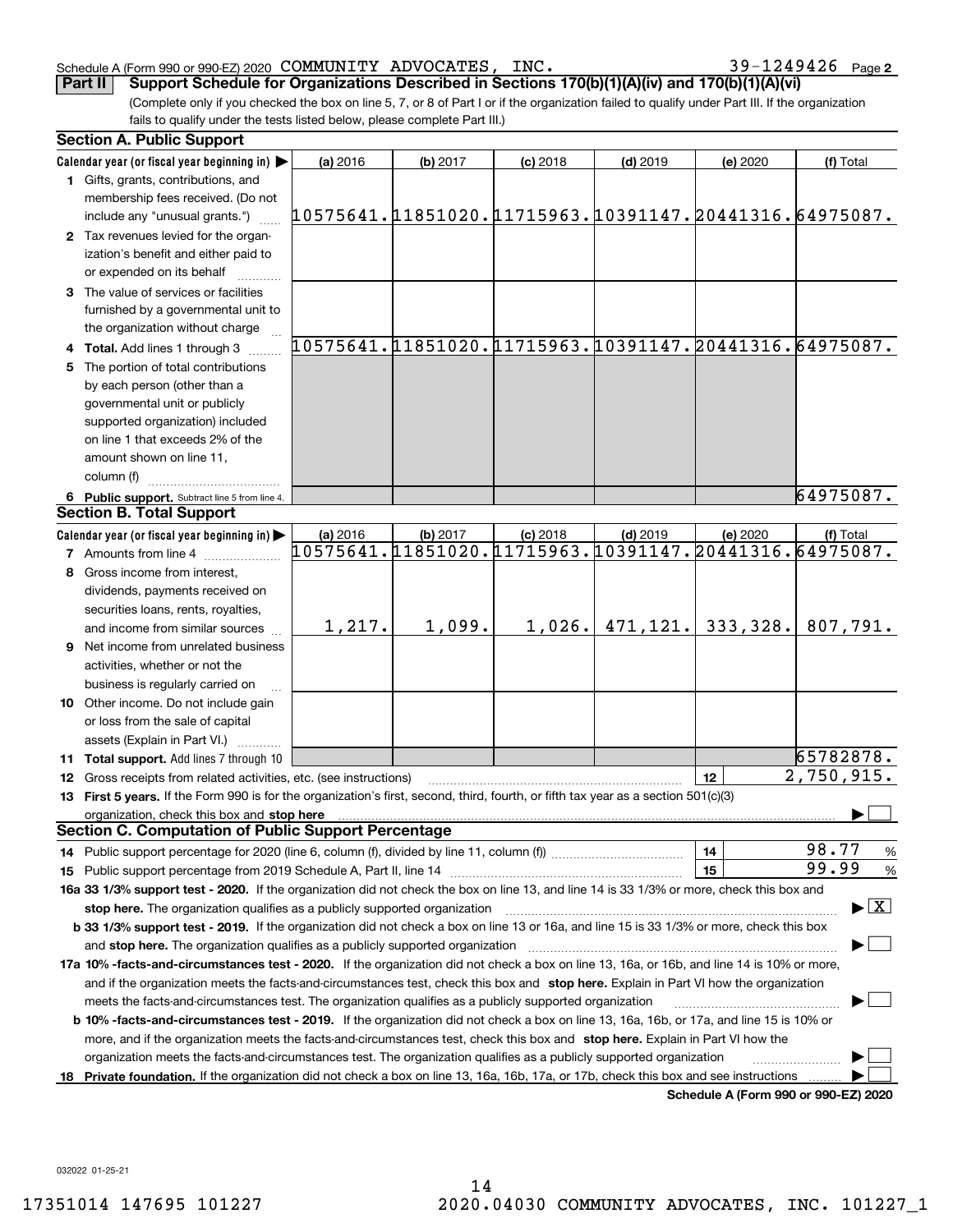Schedule A (Form 990 or 990-EZ) 2020 COMMUNITY ADVOCATES, INC. 39-1249426 Page 2

**Part II** **Support Schedule for Organizations Described in Sections 170(b)(1)(A)(iv) and 170(b)(1)(A)(vi)**

(Complete only if you checked the box on line 5, 7, or 8 of Part I or if the organization failed to qualify under Part III. If the organization fails to qualify under the tests listed below, please complete Part III.)

**Section A. Public Support**

| Calendar year (or fiscal year beginning in) ▶ | (a) 2016 | (b) 2017 | (c) 2018 | (d) 2019 | (e) 2020 | (f) Total |
|---|---|---|---|---|---|---|
| **1** Gifts, grants, contributions, and membership fees received. (Do not include any "unusual grants.") | 10575641. | 11851020. | 11715963. | 10391147. | 20441316. | 64975087. |
| **2** Tax revenues levied for the organization's benefit and either paid to or expended on its behalf | | | | | | |
| **3** The value of services or facilities furnished by a governmental unit to the organization without charge | | | | | | |
| **4 Total.** Add lines 1 through 3 | 10575641. | 11851020. | 11715963. | 10391147. | 20441316. | 64975087. |
| **5** The portion of total contributions by each person (other than a governmental unit or publicly supported organization) included on line 1 that exceeds 2% of the amount shown on line 11, column (f) | | | | | | |
| **6 Public support.** Subtract line 5 from line 4. | | | | | | 64975087. |

**Section B. Total Support**

| Calendar year (or fiscal year beginning in) ▶ | (a) 2016 | (b) 2017 | (c) 2018 | (d) 2019 | (e) 2020 | (f) Total |
|---|---|---|---|---|---|---|
| **7** Amounts from line 4 | 10575641. | 11851020. | 11715963. | 10391147. | 20441316. | 64975087. |
| **8** Gross income from interest, dividends, payments received on securities loans, rents, royalties, and income from similar sources | 1,217. | 1,099. | 1,026. | 471,121. | 333,328. | 807,791. |
| **9** Net income from unrelated business activities, whether or not the business is regularly carried on | | | | | | |
| **10** Other income. Do not include gain or loss from the sale of capital assets (Explain in Part VI.) | | | | | | |
| **11 Total support.** Add lines 7 through 10 | | | | | | 65782878. |

**12** Gross receipts from related activities, etc. (see instructions) ..... **12** 2,750,915.

**13 First 5 years.** If the Form 990 is for the organization's first, second, third, fourth, or fifth tax year as a section 501(c)(3) organization, check this box and **stop here** ..... ▶ ☐

**Section C. Computation of Public Support Percentage**

**14** Public support percentage for 2020 (line 6, column (f), divided by line 11, column (f)) ..... **14** 98.77 %

**15** Public support percentage from 2019 Schedule A, Part II, line 14 ..... **15** 99.99 %

**16a 33 1/3% support test - 2020.** If the organization did not check the box on line 13, and line 14 is 33 1/3% or more, check this box and **stop here.** The organization qualifies as a publicly supported organization ..... ▶ ☒

**b 33 1/3% support test - 2019.** If the organization did not check a box on line 13 or 16a, and line 15 is 33 1/3% or more, check this box and **stop here.** The organization qualifies as a publicly supported organization ..... ▶ ☐

**17a 10% -facts-and-circumstances test - 2020.** If the organization did not check a box on line 13, 16a, or 16b, and line 14 is 10% or more, and if the organization meets the facts-and-circumstances test, check this box and **stop here.** Explain in Part VI how the organization meets the facts-and-circumstances test. The organization qualifies as a publicly supported organization ..... ▶ ☐

**b 10% -facts-and-circumstances test - 2019.** If the organization did not check a box on line 13, 16a, 16b, or 17a, and line 15 is 10% or more, and if the organization meets the facts-and-circumstances test, check this box and **stop here.** Explain in Part VI how the organization meets the facts-and-circumstances test. The organization qualifies as a publicly supported organization ..... ▶ ☐

**18 Private foundation.** If the organization did not check a box on line 13, 16a, 16b, 17a, or 17b, check this box and see instructions ..... ▶ ☐

**Schedule A (Form 990 or 990-EZ) 2020**

032022 01-25-21

17351014 147695 101227 2020.04030 COMMUNITY ADVOCATES, INC. 101227_1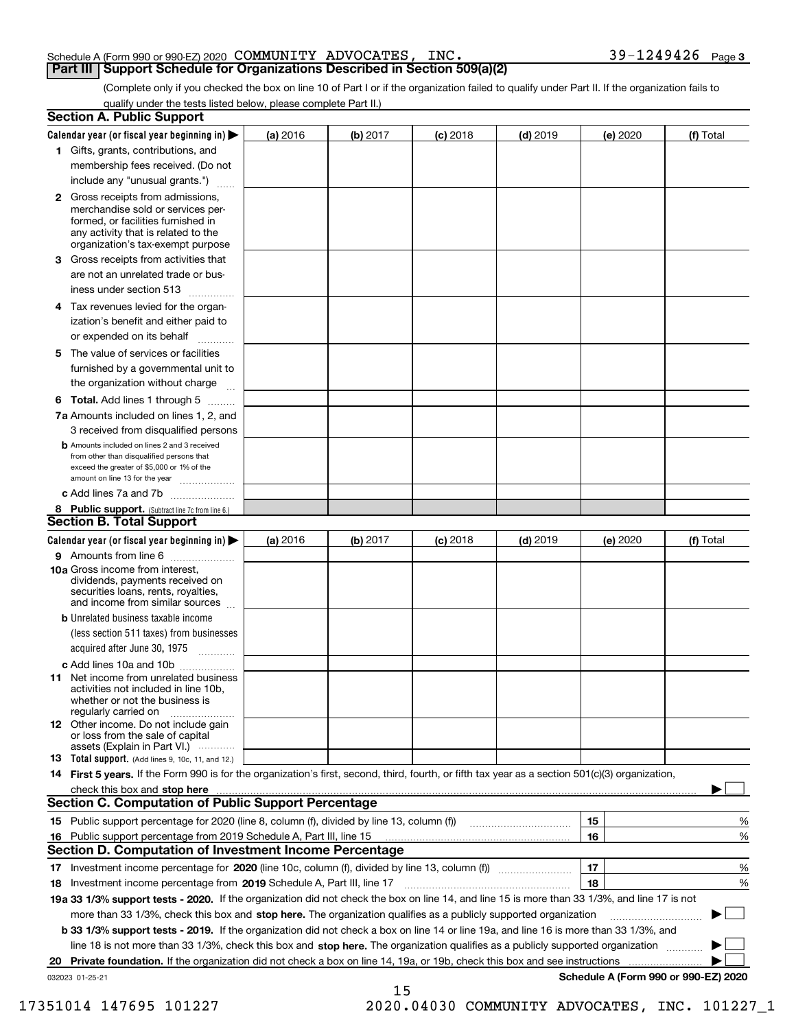Schedule A (Form 990 or 990-EZ) 2020 COMMUNITY ADVOCATES, INC. 39-1249426 Page 3

## Part III Support Schedule for Organizations Described in Section 509(a)(2)

(Complete only if you checked the box on line 10 of Part I or if the organization failed to qualify under Part II. If the organization fails to qualify under the tests listed below, please complete Part II.)

### Section A. Public Support

| Calendar year (or fiscal year beginning in) ▶ | (a) 2016 | (b) 2017 | (c) 2018 | (d) 2019 | (e) 2020 | (f) Total |
|---|---|---|---|---|---|---|
| 1 Gifts, grants, contributions, and membership fees received. (Do not include any "unusual grants.") | | | | | | |
| 2 Gross receipts from admissions, merchandise sold or services performed, or facilities furnished in any activity that is related to the organization's tax-exempt purpose | | | | | | |
| 3 Gross receipts from activities that are not an unrelated trade or business under section 513 | | | | | | |
| 4 Tax revenues levied for the organization's benefit and either paid to or expended on its behalf | | | | | | |
| 5 The value of services or facilities furnished by a governmental unit to the organization without charge | | | | | | |
| 6 **Total.** Add lines 1 through 5 | | | | | | |
| 7a Amounts included on lines 1, 2, and 3 received from disqualified persons | | | | | | |
| b Amounts included on lines 2 and 3 received from other than disqualified persons that exceed the greater of $5,000 or 1% of the amount on line 13 for the year | | | | | | |
| c Add lines 7a and 7b | | | | | | |
| 8 **Public support.** (Subtract line 7c from line 6.) | | | | | | |

### Section B. Total Support

| Calendar year (or fiscal year beginning in) ▶ | (a) 2016 | (b) 2017 | (c) 2018 | (d) 2019 | (e) 2020 | (f) Total |
|---|---|---|---|---|---|---|
| 9 Amounts from line 6 | | | | | | |
| 10a Gross income from interest, dividends, payments received on securities loans, rents, royalties, and income from similar sources | | | | | | |
| b Unrelated business taxable income (less section 511 taxes) from businesses acquired after June 30, 1975 | | | | | | |
| c Add lines 10a and 10b | | | | | | |
| 11 Net income from unrelated business activities not included in line 10b, whether or not the business is regularly carried on | | | | | | |
| 12 Other income. Do not include gain or loss from the sale of capital assets (Explain in Part VI.) | | | | | | |
| 13 **Total support.** (Add lines 9, 10c, 11, and 12.) | | | | | | |

14 **First 5 years.** If the Form 990 is for the organization's first, second, third, fourth, or fifth tax year as a section 501(c)(3) organization, check this box and **stop here** ▶ ☐

### Section C. Computation of Public Support Percentage

| | | | |
|---|---|---|---|
| 15 | Public support percentage for 2020 (line 8, column (f), divided by line 13, column (f)) | 15 | % |
| 16 | Public support percentage from 2019 Schedule A, Part III, line 15 | 16 | % |

### Section D. Computation of Investment Income Percentage

| | | | |
|---|---|---|---|
| 17 | Investment income percentage for **2020** (line 10c, column (f), divided by line 13, column (f)) | 17 | % |
| 18 | Investment income percentage from **2019** Schedule A, Part III, line 17 | 18 | % |

**19a 33 1/3% support tests - 2020.** If the organization did not check the box on line 14, and line 15 is more than 33 1/3%, and line 17 is not more than 33 1/3%, check this box and **stop here.** The organization qualifies as a publicly supported organization ▶ ☐

**b 33 1/3% support tests - 2019.** If the organization did not check a box on line 14 or line 19a, and line 16 is more than 33 1/3%, and line 18 is not more than 33 1/3%, check this box and **stop here.** The organization qualifies as a publicly supported organization ▶ ☐

**20 Private foundation.** If the organization did not check a box on line 14, 19a, or 19b, check this box and see instructions ▶ ☐

032023 01-25-21 **Schedule A (Form 990 or 990-EZ) 2020**

17351014 147695 101227 2020.04030 COMMUNITY ADVOCATES, INC. 101227_1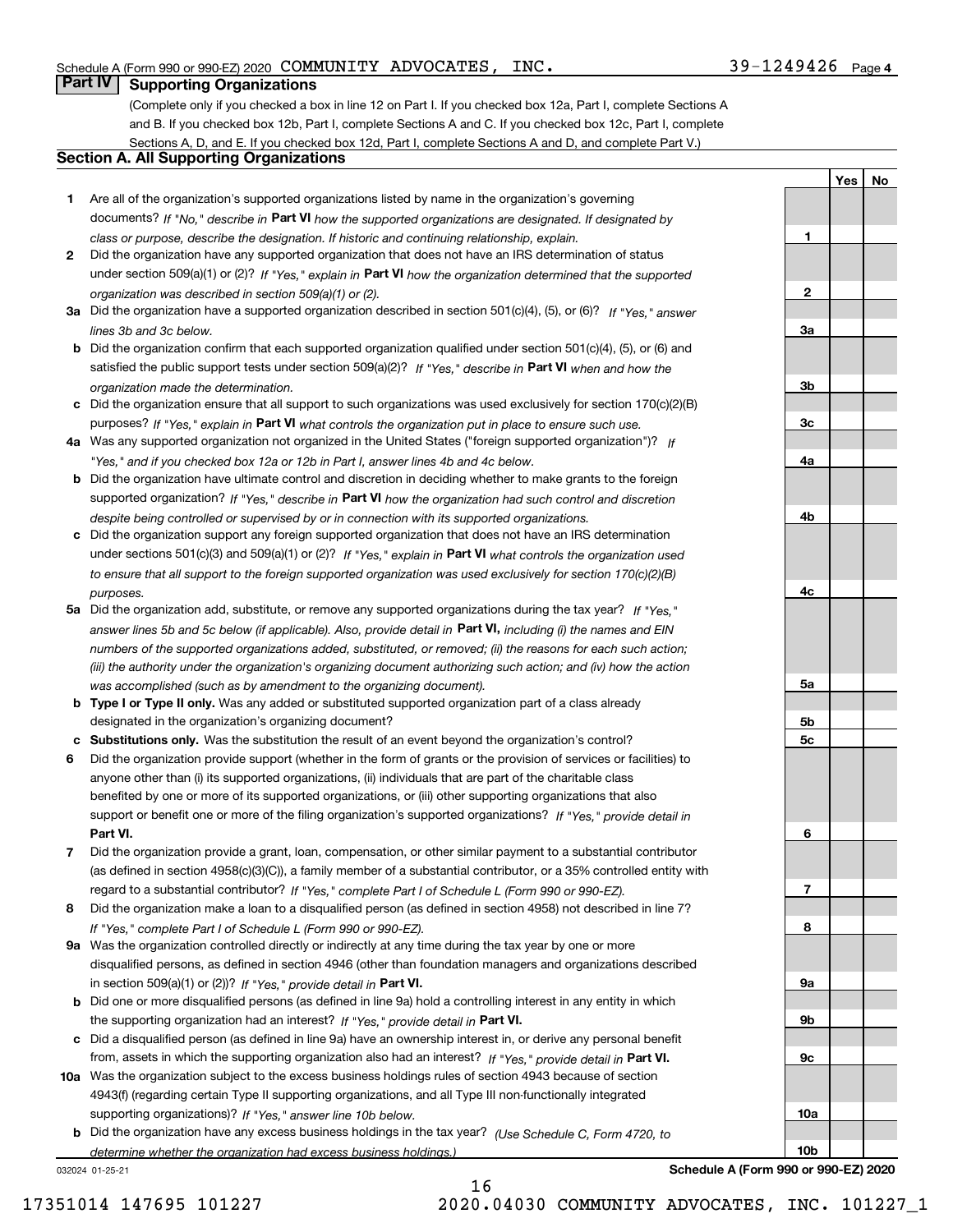Schedule A (Form 990 or 990-EZ) 2020 COMMUNITY ADVOCATES, INC. 39-1249426 Page 4

## Part IV Supporting Organizations

(Complete only if you checked a box in line 12 on Part I. If you checked box 12a, Part I, complete Sections A and B. If you checked box 12b, Part I, complete Sections A and C. If you checked box 12c, Part I, complete Sections A, D, and E. If you checked box 12d, Part I, complete Sections A and D, and complete Part V.)

### Section A. All Supporting Organizations

| | | Line | Yes | No |
|---|---|---|---|---|
| **1** | Are all of the organization's supported organizations listed by name in the organization's governing documents? *If "No," describe in* **Part VI** *how the supported organizations are designated. If designated by class or purpose, describe the designation. If historic and continuing relationship, explain.* | 1 | | |
| **2** | Did the organization have any supported organization that does not have an IRS determination of status under section 509(a)(1) or (2)? *If "Yes," explain in* **Part VI** *how the organization determined that the supported organization was described in section 509(a)(1) or (2).* | 2 | | |
| **3a** | Did the organization have a supported organization described in section 501(c)(4), (5), or (6)? *If "Yes," answer lines 3b and 3c below.* | 3a | | |
| **b** | Did the organization confirm that each supported organization qualified under section 501(c)(4), (5), or (6) and satisfied the public support tests under section 509(a)(2)? *If "Yes," describe in* **Part VI** *when and how the organization made the determination.* | 3b | | |
| **c** | Did the organization ensure that all support to such organizations was used exclusively for section 170(c)(2)(B) purposes? *If "Yes," explain in* **Part VI** *what controls the organization put in place to ensure such use.* | 3c | | |
| **4a** | Was any supported organization not organized in the United States ("foreign supported organization")? *If "Yes," and if you checked box 12a or 12b in Part I, answer lines 4b and 4c below.* | 4a | | |
| **b** | Did the organization have ultimate control and discretion in deciding whether to make grants to the foreign supported organization? *If "Yes," describe in* **Part VI** *how the organization had such control and discretion despite being controlled or supervised by or in connection with its supported organizations.* | 4b | | |
| **c** | Did the organization support any foreign supported organization that does not have an IRS determination under sections 501(c)(3) and 509(a)(1) or (2)? *If "Yes," explain in* **Part VI** *what controls the organization used to ensure that all support to the foreign supported organization was used exclusively for section 170(c)(2)(B) purposes.* | 4c | | |
| **5a** | Did the organization add, substitute, or remove any supported organizations during the tax year? *If "Yes," answer lines 5b and 5c below (if applicable). Also, provide detail in* **Part VI,** *including (i) the names and EIN numbers of the supported organizations added, substituted, or removed; (ii) the reasons for each such action; (iii) the authority under the organization's organizing document authorizing such action; and (iv) how the action was accomplished (such as by amendment to the organizing document).* | 5a | | |
| **b** | **Type I or Type II only.** Was any added or substituted supported organization part of a class already designated in the organization's organizing document? | 5b | | |
| **c** | **Substitutions only.** Was the substitution the result of an event beyond the organization's control? | 5c | | |
| **6** | Did the organization provide support (whether in the form of grants or the provision of services or facilities) to anyone other than (i) its supported organizations, (ii) individuals that are part of the charitable class benefited by one or more of its supported organizations, or (iii) other supporting organizations that also support or benefit one or more of the filing organization's supported organizations? *If "Yes," provide detail in* **Part VI.** | 6 | | |
| **7** | Did the organization provide a grant, loan, compensation, or other similar payment to a substantial contributor (as defined in section 4958(c)(3)(C)), a family member of a substantial contributor, or a 35% controlled entity with regard to a substantial contributor? *If "Yes," complete Part I of Schedule L (Form 990 or 990-EZ).* | 7 | | |
| **8** | Did the organization make a loan to a disqualified person (as defined in section 4958) not described in line 7? *If "Yes," complete Part I of Schedule L (Form 990 or 990-EZ).* | 8 | | |
| **9a** | Was the organization controlled directly or indirectly at any time during the tax year by one or more disqualified persons, as defined in section 4946 (other than foundation managers and organizations described in section 509(a)(1) or (2))? *If "Yes," provide detail in* **Part VI.** | 9a | | |
| **b** | Did one or more disqualified persons (as defined in line 9a) hold a controlling interest in any entity in which the supporting organization had an interest? *If "Yes," provide detail in* **Part VI.** | 9b | | |
| **c** | Did a disqualified person (as defined in line 9a) have an ownership interest in, or derive any personal benefit from, assets in which the supporting organization also had an interest? *If "Yes," provide detail in* **Part VI.** | 9c | | |
| **10a** | Was the organization subject to the excess business holdings rules of section 4943 because of section 4943(f) (regarding certain Type II supporting organizations, and all Type III non-functionally integrated supporting organizations)? *If "Yes," answer line 10b below.* | 10a | | |
| **b** | Did the organization have any excess business holdings in the tax year? *(Use Schedule C, Form 4720, to determine whether the organization had excess business holdings.)* | 10b | | |

032024 01-25-21 **Schedule A (Form 990 or 990-EZ) 2020**

17351014 147695 101227 2020.04030 COMMUNITY ADVOCATES, INC. 101227_1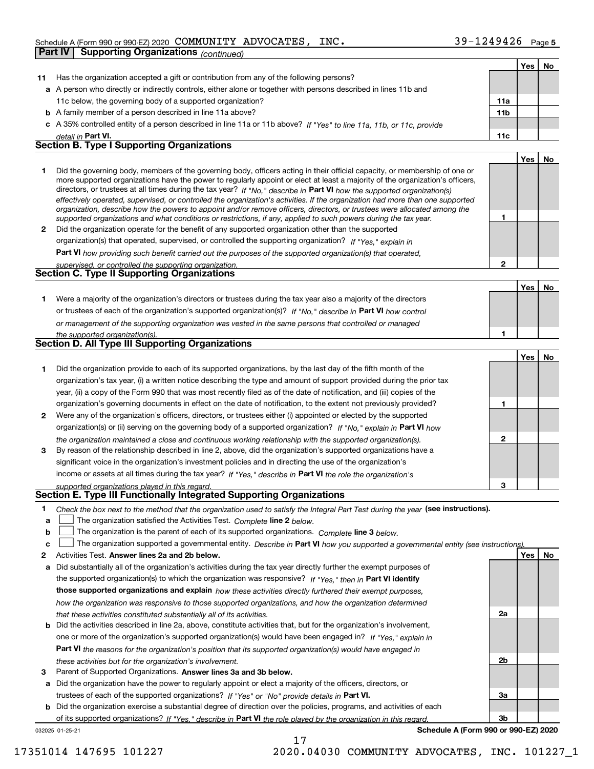Schedule A (Form 990 or 990-EZ) 2020 COMMUNITY ADVOCATES, INC. 39-1249426 Page 5

**Part IV | Supporting Organizations** *(continued)*

| | | | Yes | No |
|---|---|---|---|---|
| **11** | Has the organization accepted a gift or contribution from any of the following persons? | | | |
| **a** | A person who directly or indirectly controls, either alone or together with persons described in lines 11b and 11c below, the governing body of a supported organization? | **11a** | | |
| **b** | A family member of a person described in line 11a above? | **11b** | | |
| **c** | A 35% controlled entity of a person described in line 11a or 11b above? *If "Yes" to line 11a, 11b, or 11c, provide detail in* **Part VI.** | **11c** | | |

## Section B. Type I Supporting Organizations

| | | | Yes | No |
|---|---|---|---|---|
| **1** | Did the governing body, members of the governing body, officers acting in their official capacity, or membership of one or more supported organizations have the power to regularly appoint or elect at least a majority of the organization's officers, directors, or trustees at all times during the tax year? *If "No," describe in* **Part VI** *how the supported organization(s) effectively operated, supervised, or controlled the organization's activities. If the organization had more than one supported organization, describe how the powers to appoint and/or remove officers, directors, or trustees were allocated among the supported organizations and what conditions or restrictions, if any, applied to such powers during the tax year.* | **1** | | |
| **2** | Did the organization operate for the benefit of any supported organization other than the supported organization(s) that operated, supervised, or controlled the supporting organization? *If "Yes," explain in* **Part VI** *how providing such benefit carried out the purposes of the supported organization(s) that operated, supervised, or controlled the supporting organization.* | **2** | | |

## Section C. Type II Supporting Organizations

| | | | Yes | No |
|---|---|---|---|---|
| **1** | Were a majority of the organization's directors or trustees during the tax year also a majority of the directors or trustees of each of the organization's supported organization(s)? *If "No," describe in* **Part VI** *how control or management of the supporting organization was vested in the same persons that controlled or managed the supported organization(s).* | **1** | | |

## Section D. All Type III Supporting Organizations

| | | | Yes | No |
|---|---|---|---|---|
| **1** | Did the organization provide to each of its supported organizations, by the last day of the fifth month of the organization's tax year, (i) a written notice describing the type and amount of support provided during the prior tax year, (ii) a copy of the Form 990 that was most recently filed as of the date of notification, and (iii) copies of the organization's governing documents in effect on the date of notification, to the extent not previously provided? | **1** | | |
| **2** | Were any of the organization's officers, directors, or trustees either (i) appointed or elected by the supported organization(s) or (ii) serving on the governing body of a supported organization? *If "No," explain in* **Part VI** *how the organization maintained a close and continuous working relationship with the supported organization(s).* | **2** | | |
| **3** | By reason of the relationship described in line 2, above, did the organization's supported organizations have a significant voice in the organization's investment policies and in directing the use of the organization's income or assets at all times during the tax year? *If "Yes," describe in* **Part VI** *the role the organization's supported organizations played in this regard.* | **3** | | |

## Section E. Type III Functionally Integrated Supporting Organizations

**1** *Check the box next to the method that the organization used to satisfy the Integral Part Test during the year* **(see instructions).**

**a** ☐ The organization satisfied the Activities Test. *Complete* **line 2** *below.*

**b** ☐ The organization is the parent of each of its supported organizations. *Complete* **line 3** *below.*

**c** ☐ The organization supported a governmental entity. *Describe in* **Part VI** *how you supported a governmental entity (see instructions).*

| | | | Yes | No |
|---|---|---|---|---|
| **2** | Activities Test. **Answer lines 2a and 2b below.** | | | |
| **a** | Did substantially all of the organization's activities during the tax year directly further the exempt purposes of the supported organization(s) to which the organization was responsive? *If "Yes," then in* **Part VI identify those supported organizations and explain** *how these activities directly furthered their exempt purposes, how the organization was responsive to those supported organizations, and how the organization determined that these activities constituted substantially all of its activities.* | **2a** | | |
| **b** | Did the activities described in line 2a, above, constitute activities that, but for the organization's involvement, one or more of the organization's supported organization(s) would have been engaged in? *If "Yes," explain in* **Part VI** *the reasons for the organization's position that its supported organization(s) would have engaged in these activities but for the organization's involvement.* | **2b** | | |
| **3** | Parent of Supported Organizations. **Answer lines 3a and 3b below.** | | | |
| **a** | Did the organization have the power to regularly appoint or elect a majority of the officers, directors, or trustees of each of the supported organizations? *If "Yes" or "No" provide details in* **Part VI.** | **3a** | | |
| **b** | Did the organization exercise a substantial degree of direction over the policies, programs, and activities of each of its supported organizations? *If "Yes," describe in* **Part VI** *the role played by the organization in this regard.* | **3b** | | |

032025 01-25-21 **Schedule A (Form 990 or 990-EZ) 2020**

17351014 147695 101227 2020.04030 COMMUNITY ADVOCATES, INC. 101227_1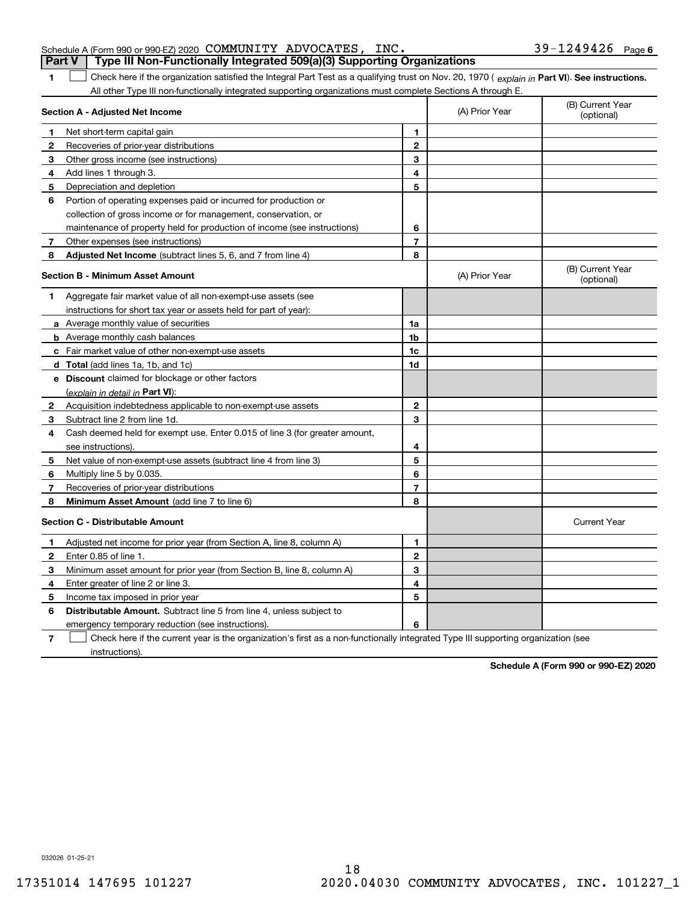Schedule A (Form 990 or 990-EZ) 2020 COMMUNITY ADVOCATES, INC. 39-1249426 Page 6

## Part V Type III Non-Functionally Integrated 509(a)(3) Supporting Organizations

**1** ☐ Check here if the organization satisfied the Integral Part Test as a qualifying trust on Nov. 20, 1970 ( *explain in* **Part VI**). **See instructions.** All other Type III non-functionally integrated supporting organizations must complete Sections A through E.

| Section A - Adjusted Net Income | | | (A) Prior Year | (B) Current Year (optional) |
|---|---|---|---|---|
| 1 | Net short-term capital gain | 1 | | |
| 2 | Recoveries of prior-year distributions | 2 | | |
| 3 | Other gross income (see instructions) | 3 | | |
| 4 | Add lines 1 through 3. | 4 | | |
| 5 | Depreciation and depletion | 5 | | |
| 6 | Portion of operating expenses paid or incurred for production or collection of gross income or for management, conservation, or maintenance of property held for production of income (see instructions) | 6 | | |
| 7 | Other expenses (see instructions) | 7 | | |
| 8 | **Adjusted Net Income** (subtract lines 5, 6, and 7 from line 4) | 8 | | |

| Section B - Minimum Asset Amount | | | (A) Prior Year | (B) Current Year (optional) |
|---|---|---|---|---|
| 1 | Aggregate fair market value of all non-exempt-use assets (see instructions for short tax year or assets held for part of year): | | | |
| a | Average monthly value of securities | 1a | | |
| b | Average monthly cash balances | 1b | | |
| c | Fair market value of other non-exempt-use assets | 1c | | |
| d | **Total** (add lines 1a, 1b, and 1c) | 1d | | |
| e | **Discount** claimed for blockage or other factors (*explain in detail in* **Part VI**): | | | |
| 2 | Acquisition indebtedness applicable to non-exempt-use assets | 2 | | |
| 3 | Subtract line 2 from line 1d. | 3 | | |
| 4 | Cash deemed held for exempt use. Enter 0.015 of line 3 (for greater amount, see instructions). | 4 | | |
| 5 | Net value of non-exempt-use assets (subtract line 4 from line 3) | 5 | | |
| 6 | Multiply line 5 by 0.035. | 6 | | |
| 7 | Recoveries of prior-year distributions | 7 | | |
| 8 | **Minimum Asset Amount** (add line 7 to line 6) | 8 | | |

| Section C - Distributable Amount | | | | Current Year |
|---|---|---|---|---|
| 1 | Adjusted net income for prior year (from Section A, line 8, column A) | 1 | | |
| 2 | Enter 0.85 of line 1. | 2 | | |
| 3 | Minimum asset amount for prior year (from Section B, line 8, column A) | 3 | | |
| 4 | Enter greater of line 2 or line 3. | 4 | | |
| 5 | Income tax imposed in prior year | 5 | | |
| 6 | **Distributable Amount.** Subtract line 5 from line 4, unless subject to emergency temporary reduction (see instructions). | 6 | | |

**7** ☐ Check here if the current year is the organization's first as a non-functionally integrated Type III supporting organization (see instructions).

**Schedule A (Form 990 or 990-EZ) 2020**

032026 01-25-21

17351014 147695 101227 2020.04030 COMMUNITY ADVOCATES, INC. 101227_1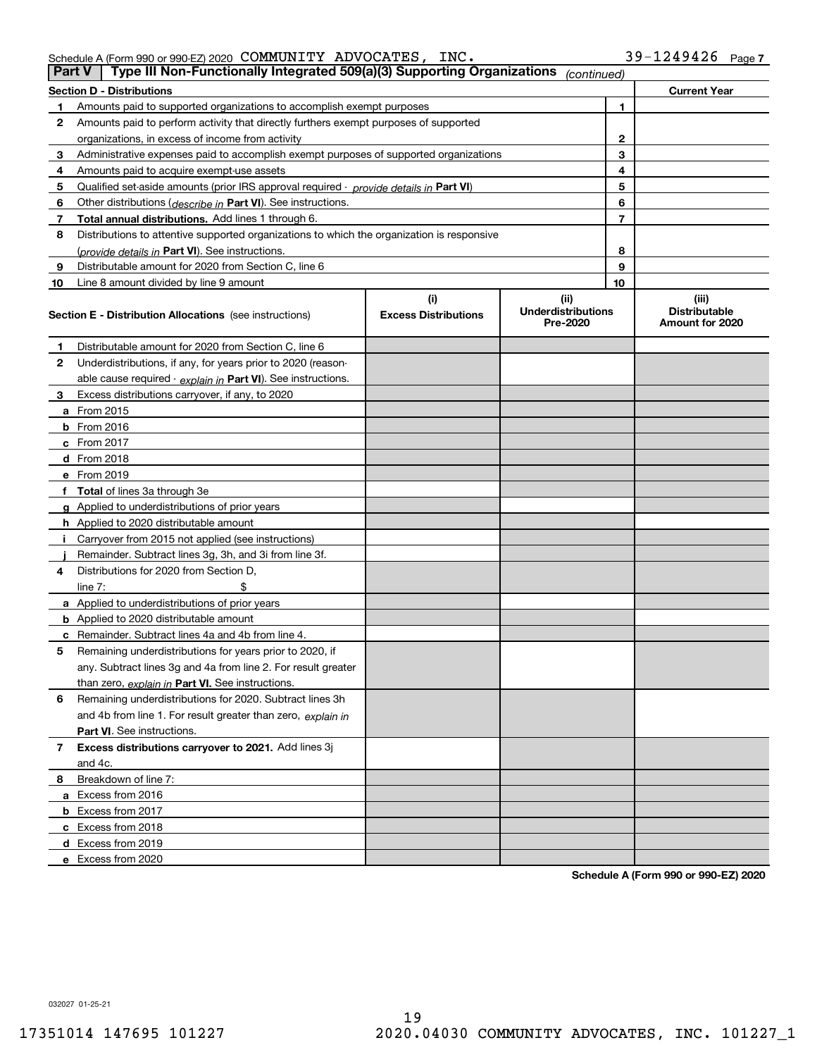Schedule A (Form 990 or 990-EZ) 2020 COMMUNITY ADVOCATES, INC. 39-1249426 Page 7

## Part V Type III Non-Functionally Integrated 509(a)(3) Supporting Organizations *(continued)*

| Section D - Distributions | | | Current Year |
|---|---|---|---|
| 1 | Amounts paid to supported organizations to accomplish exempt purposes | 1 | |
| 2 | Amounts paid to perform activity that directly furthers exempt purposes of supported organizations, in excess of income from activity | 2 | |
| 3 | Administrative expenses paid to accomplish exempt purposes of supported organizations | 3 | |
| 4 | Amounts paid to acquire exempt-use assets | 4 | |
| 5 | Qualified set-aside amounts (prior IRS approval required - *provide details in* **Part VI**) | 5 | |
| 6 | Other distributions (*describe in* **Part VI**). See instructions. | 6 | |
| 7 | **Total annual distributions.** Add lines 1 through 6. | 7 | |
| 8 | Distributions to attentive supported organizations to which the organization is responsive (*provide details in* **Part VI**). See instructions. | 8 | |
| 9 | Distributable amount for 2020 from Section C, line 6 | 9 | |
| 10 | Line 8 amount divided by line 9 amount | 10 | |

| Section E - Distribution Allocations (see instructions) | (i) Excess Distributions | (ii) Underdistributions Pre-2020 | (iii) Distributable Amount for 2020 |
|---|---|---|---|
| **1** Distributable amount for 2020 from Section C, line 6 | | | |
| **2** Underdistributions, if any, for years prior to 2020 (reasonable cause required - *explain in* **Part VI**). See instructions. | | | |
| **3** Excess distributions carryover, if any, to 2020 | | | |
| **a** From 2015 | | | |
| **b** From 2016 | | | |
| **c** From 2017 | | | |
| **d** From 2018 | | | |
| **e** From 2019 | | | |
| **f** **Total** of lines 3a through 3e | | | |
| **g** Applied to underdistributions of prior years | | | |
| **h** Applied to 2020 distributable amount | | | |
| **i** Carryover from 2015 not applied (see instructions) | | | |
| **j** Remainder. Subtract lines 3g, 3h, and 3i from line 3f. | | | |
| **4** Distributions for 2020 from Section D, line 7: $ | | | |
| **a** Applied to underdistributions of prior years | | | |
| **b** Applied to 2020 distributable amount | | | |
| **c** Remainder. Subtract lines 4a and 4b from line 4. | | | |
| **5** Remaining underdistributions for years prior to 2020, if any. Subtract lines 3g and 4a from line 2. For result greater than zero, *explain in* **Part VI.** See instructions. | | | |
| **6** Remaining underdistributions for 2020. Subtract lines 3h and 4b from line 1. For result greater than zero, *explain in* **Part VI**. See instructions. | | | |
| **7** **Excess distributions carryover to 2021.** Add lines 3j and 4c. | | | |
| **8** Breakdown of line 7: | | | |
| **a** Excess from 2016 | | | |
| **b** Excess from 2017 | | | |
| **c** Excess from 2018 | | | |
| **d** Excess from 2019 | | | |
| **e** Excess from 2020 | | | |

**Schedule A (Form 990 or 990-EZ) 2020**

032027 01-25-21

17351014 147695 101227 2020.04030 COMMUNITY ADVOCATES, INC. 101227_1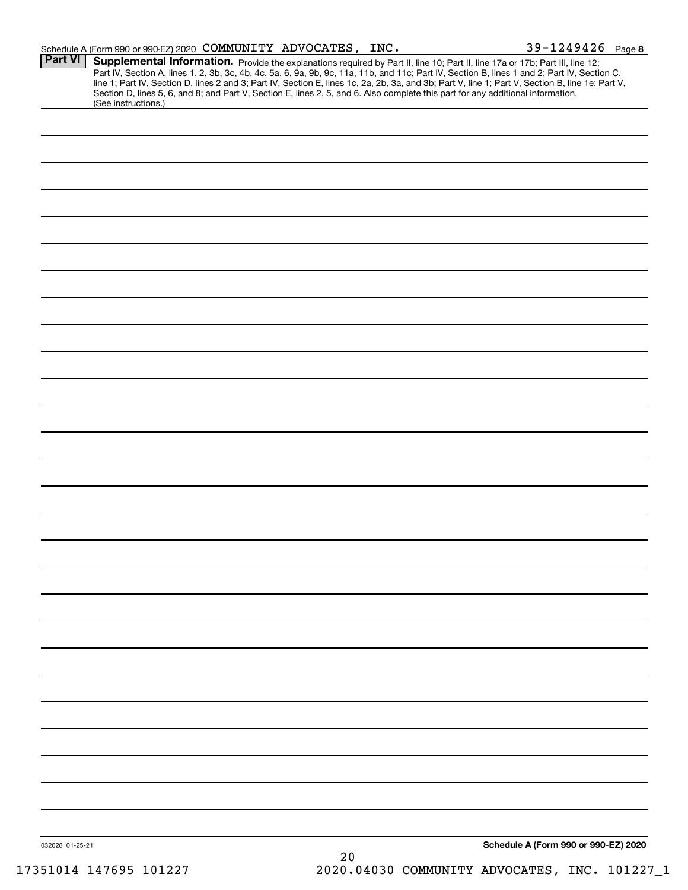Schedule A (Form 990 or 990-EZ) 2020 COMMUNITY ADVOCATES, INC. 39-1249426 Page 8

**Part VI** **Supplemental Information.** Provide the explanations required by Part II, line 10; Part II, line 17a or 17b; Part III, line 12; Part IV, Section A, lines 1, 2, 3b, 3c, 4b, 4c, 5a, 6, 9a, 9b, 9c, 11a, 11b, and 11c; Part IV, Section B, lines 1 and 2; Part IV, Section C, line 1; Part IV, Section D, lines 2 and 3; Part IV, Section E, lines 1c, 2a, 2b, 3a, and 3b; Part V, line 1; Part V, Section B, line 1e; Part V, Section D, lines 5, 6, and 8; and Part V, Section E, lines 2, 5, and 6. Also complete this part for any additional information. (See instructions.)

032028 01-25-21

**Schedule A (Form 990 or 990-EZ) 2020**

17351014 147695 101227 2020.04030 COMMUNITY ADVOCATES, INC. 101227_1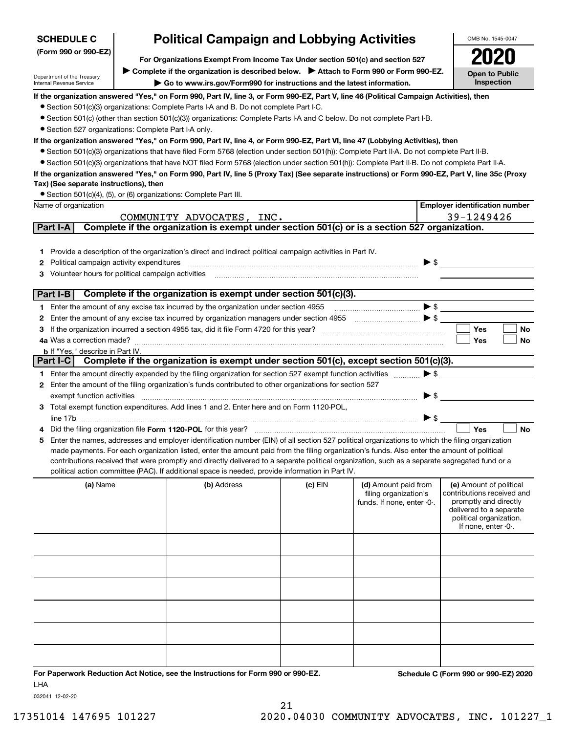**SCHEDULE C (Form 990 or 990-EZ)**

Department of the Treasury
Internal Revenue Service

# Political Campaign and Lobbying Activities

**For Organizations Exempt From Income Tax Under section 501(c) and section 527**

▶ Complete if the organization is described below. ▶ Attach to Form 990 or Form 990-EZ.

▶ Go to www.irs.gov/Form990 for instructions and the latest information.

OMB No. 1545-0047

**2020**

**Open to Public Inspection**

**If the organization answered "Yes," on Form 990, Part IV, line 3, or Form 990-EZ, Part V, line 46 (Political Campaign Activities), then**

- Section 501(c)(3) organizations: Complete Parts I-A and B. Do not complete Part I-C.
- Section 501(c) (other than section 501(c)(3)) organizations: Complete Parts I-A and C below. Do not complete Part I-B.
- Section 527 organizations: Complete Part I-A only.

**If the organization answered "Yes," on Form 990, Part IV, line 4, or Form 990-EZ, Part VI, line 47 (Lobbying Activities), then**

- Section 501(c)(3) organizations that have filed Form 5768 (election under section 501(h)): Complete Part II-A. Do not complete Part II-B.
- Section 501(c)(3) organizations that have NOT filed Form 5768 (election under section 501(h)): Complete Part II-B. Do not complete Part II-A.

**If the organization answered "Yes," on Form 990, Part IV, line 5 (Proxy Tax) (See separate instructions) or Form 990-EZ, Part V, line 35c (Proxy Tax) (See separate instructions), then**

- Section 501(c)(4), (5), or (6) organizations: Complete Part III.

| Name of organization | Employer identification number |
|---|---|
| COMMUNITY ADVOCATES, INC. | 39-1249426 |

## Part I-A Complete if the organization is exempt under section 501(c) or is a section 527 organization.

1. Provide a description of the organization's direct and indirect political campaign activities in Part IV.
2. Political campaign activity expenditures ▶ $
3. Volunteer hours for political campaign activities

## Part I-B Complete if the organization is exempt under section 501(c)(3).

1. Enter the amount of any excise tax incurred by the organization under section 4955 ▶ $
2. Enter the amount of any excise tax incurred by organization managers under section 4955 ▶ $
3. If the organization incurred a section 4955 tax, did it file Form 4720 for this year? ☐ Yes ☐ No

4a. Was a correction made? ☐ Yes ☐ No

b. If "Yes," describe in Part IV.

## Part I-C Complete if the organization is exempt under section 501(c), except section 501(c)(3).

1. Enter the amount directly expended by the filing organization for section 527 exempt function activities ▶ $
2. Enter the amount of the filing organization's funds contributed to other organizations for section 527 exempt function activities ▶ $
3. Total exempt function expenditures. Add lines 1 and 2. Enter here and on Form 1120-POL, line 17b ▶ $
4. Did the filing organization file **Form 1120-POL** for this year? ☐ Yes ☐ No
5. Enter the names, addresses and employer identification number (EIN) of all section 527 political organizations to which the filing organization made payments. For each organization listed, enter the amount paid from the filing organization's funds. Also enter the amount of political contributions received that were promptly and directly delivered to a separate political organization, such as a separate segregated fund or a political action committee (PAC). If additional space is needed, provide information in Part IV.

| (a) Name | (b) Address | (c) EIN | (d) Amount paid from filing organization's funds. If none, enter -0-. | (e) Amount of political contributions received and promptly and directly delivered to a separate political organization. If none, enter -0-. |
|---|---|---|---|---|
| | | | | |
| | | | | |
| | | | | |
| | | | | |
| | | | | |
| | | | | |

**For Paperwork Reduction Act Notice, see the Instructions for Form 990 or 990-EZ.** LHA

**Schedule C (Form 990 or 990-EZ) 2020**

032041 12-02-20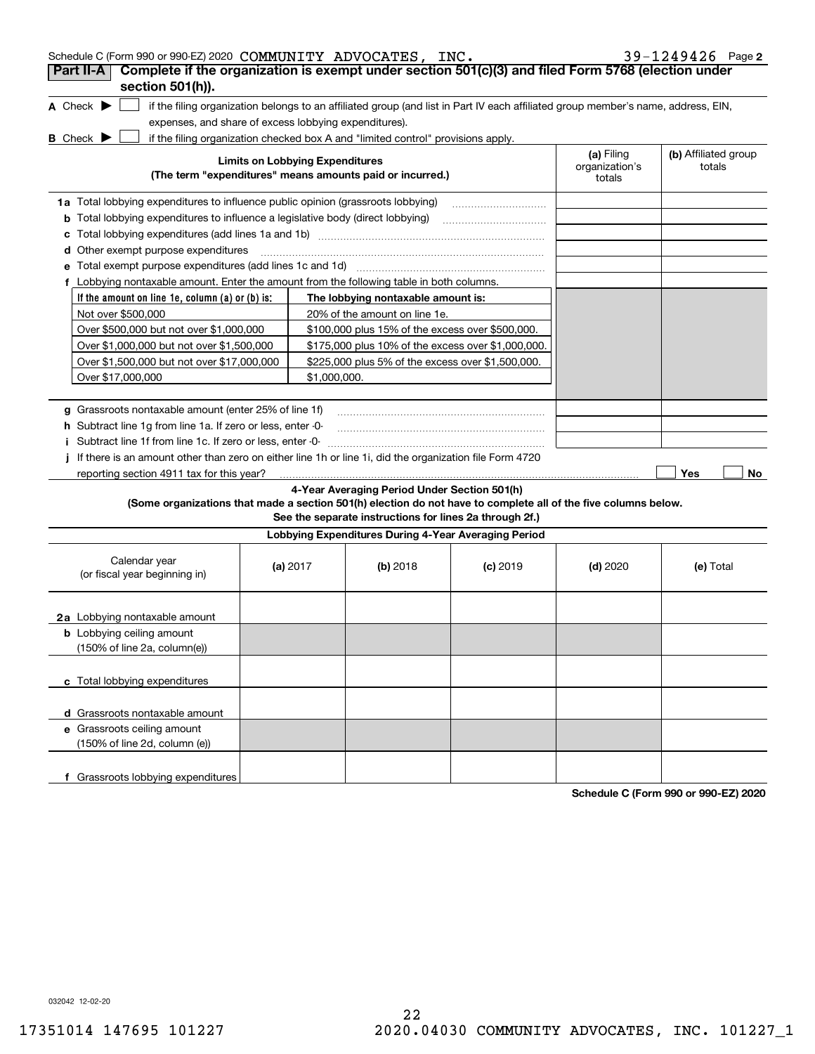Schedule C (Form 990 or 990-EZ) 2020 COMMUNITY ADVOCATES, INC. 39-1249426 Page 2

## Part II-A Complete if the organization is exempt under section 501(c)(3) and filed Form 5768 (election under section 501(h)).

**A** Check ▶ ☐ if the filing organization belongs to an affiliated group (and list in Part IV each affiliated group member's name, address, EIN, expenses, and share of excess lobbying expenditures).

**B** Check ▶ ☐ if the filing organization checked box A and "limited control" provisions apply.

| Limits on Lobbying Expenditures (The term "expenditures" means amounts paid or incurred.) | (a) Filing organization's totals | (b) Affiliated group totals |
|---|---|---|
| **1a** Total lobbying expenditures to influence public opinion (grassroots lobbying) | | |
| **b** Total lobbying expenditures to influence a legislative body (direct lobbying) | | |
| **c** Total lobbying expenditures (add lines 1a and 1b) | | |
| **d** Other exempt purpose expenditures | | |
| **e** Total exempt purpose expenditures (add lines 1c and 1d) | | |
| **f** Lobbying nontaxable amount. Enter the amount from the following table in both columns. | | |

| If the amount on line 1e, column (a) or (b) is: | The lobbying nontaxable amount is: |
|---|---|
| Not over $500,000 | 20% of the amount on line 1e. |
| Over $500,000 but not over $1,000,000 | $100,000 plus 15% of the excess over $500,000. |
| Over $1,000,000 but not over $1,500,000 | $175,000 plus 10% of the excess over $1,000,000. |
| Over $1,500,000 but not over $17,000,000 | $225,000 plus 5% of the excess over $1,500,000. |
| Over $17,000,000 | $1,000,000. |

| | (a) | (b) |
|---|---|---|
| **g** Grassroots nontaxable amount (enter 25% of line 1f) | | |
| **h** Subtract line 1g from line 1a. If zero or less, enter -0- | | |
| **i** Subtract line 1f from line 1c. If zero or less, enter -0- | | |

**j** If there is an amount other than zero on either line 1h or line 1i, did the organization file Form 4720 reporting section 4911 tax for this year? ☐ Yes ☐ No

### 4-Year Averaging Period Under Section 501(h)

**(Some organizations that made a section 501(h) election do not have to complete all of the five columns below. See the separate instructions for lines 2a through 2f.)**

**Lobbying Expenditures During 4-Year Averaging Period**

| Calendar year (or fiscal year beginning in) | (a) 2017 | (b) 2018 | (c) 2019 | (d) 2020 | (e) Total |
|---|---|---|---|---|---|
| **2a** Lobbying nontaxable amount | | | | | |
| **b** Lobbying ceiling amount (150% of line 2a, column(e)) | | | | | |
| **c** Total lobbying expenditures | | | | | |
| **d** Grassroots nontaxable amount | | | | | |
| **e** Grassroots ceiling amount (150% of line 2d, column (e)) | | | | | |
| **f** Grassroots lobbying expenditures | | | | | |

**Schedule C (Form 990 or 990-EZ) 2020**

032042 12-02-20

17351014 147695 101227 2020.04030 COMMUNITY ADVOCATES, INC. 101227_1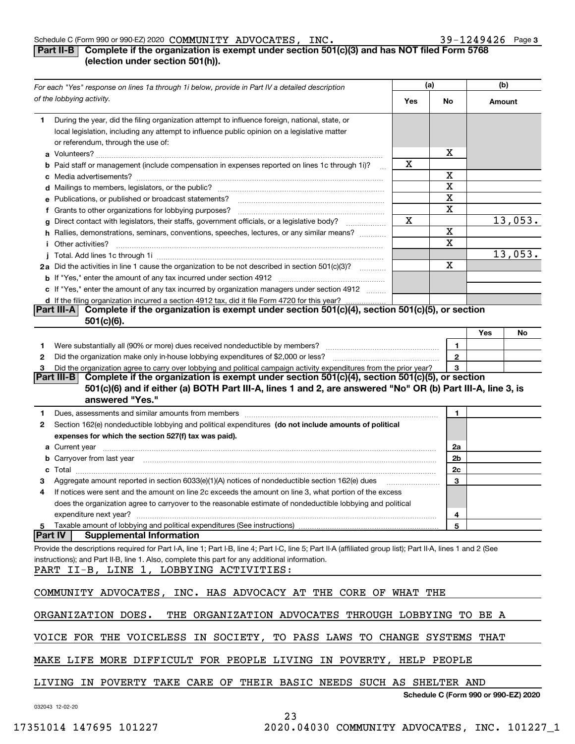Schedule C (Form 990 or 990-EZ) 2020 COMMUNITY ADVOCATES, INC. 39-1249426 Page 3

## Part II-B Complete if the organization is exempt under section 501(c)(3) and has NOT filed Form 5768 (election under section 501(h)).

| *For each "Yes" response on lines 1a through 1i below, provide in Part IV a detailed description of the lobbying activity.* | (a) Yes | (a) No | (b) Amount |
|---|---|---|---|
| **1** During the year, did the filing organization attempt to influence foreign, national, state, or local legislation, including any attempt to influence public opinion on a legislative matter or referendum, through the use of: | | | |
| **a** Volunteers? | | X | |
| **b** Paid staff or management (include compensation in expenses reported on lines 1c through 1i)? | X | | |
| **c** Media advertisements? | | X | |
| **d** Mailings to members, legislators, or the public? | | X | |
| **e** Publications, or published or broadcast statements? | | X | |
| **f** Grants to other organizations for lobbying purposes? | | X | |
| **g** Direct contact with legislators, their staffs, government officials, or a legislative body? | X | | 13,053. |
| **h** Rallies, demonstrations, seminars, conventions, speeches, lectures, or any similar means? | | X | |
| **i** Other activities? | | X | |
| **j** Total. Add lines 1c through 1i | | | 13,053. |
| **2a** Did the activities in line 1 cause the organization to be not described in section 501(c)(3)? | | X | |
| **b** If "Yes," enter the amount of any tax incurred under section 4912 | | | |
| **c** If "Yes," enter the amount of any tax incurred by organization managers under section 4912 | | | |
| **d** If the filing organization incurred a section 4912 tax, did it file Form 4720 for this year? | | | |

## Part III-A Complete if the organization is exempt under section 501(c)(4), section 501(c)(5), or section 501(c)(6).

| | | | Yes | No |
|---|---|---|---|---|
| **1** | Were substantially all (90% or more) dues received nondeductible by members? | 1 | | |
| **2** | Did the organization make only in-house lobbying expenditures of $2,000 or less? | 2 | | |
| **3** | Did the organization agree to carry over lobbying and political campaign activity expenditures from the prior year? | 3 | | |

## Part III-B Complete if the organization is exempt under section 501(c)(4), section 501(c)(5), or section 501(c)(6) and if either (a) BOTH Part III-A, lines 1 and 2, are answered "No" OR (b) Part III-A, line 3, is answered "Yes."

| | | | |
|---|---|---|---|
| **1** | Dues, assessments and similar amounts from members | 1 | |
| **2** | Section 162(e) nondeductible lobbying and political expenditures **(do not include amounts of political expenses for which the section 527(f) tax was paid).** | | |
| **a** | Current year | 2a | |
| **b** | Carryover from last year | 2b | |
| **c** | Total | 2c | |
| **3** | Aggregate amount reported in section 6033(e)(1)(A) notices of nondeductible section 162(e) dues | 3 | |
| **4** | If notices were sent and the amount on line 2c exceeds the amount on line 3, what portion of the excess does the organization agree to carryover to the reasonable estimate of nondeductible lobbying and political expenditure next year? | 4 | |
| **5** | Taxable amount of lobbying and political expenditures (See instructions) | 5 | |

## Part IV Supplemental Information

Provide the descriptions required for Part I-A, line 1; Part I-B, line 4; Part I-C, line 5; Part II-A (affiliated group list); Part II-A, lines 1 and 2 (See instructions); and Part II-B, line 1. Also, complete this part for any additional information.

PART II-B, LINE 1, LOBBYING ACTIVITIES:

COMMUNITY ADVOCATES, INC. HAS ADVOCACY AT THE CORE OF WHAT THE ORGANIZATION DOES. THE ORGANIZATION ADVOCATES THROUGH LOBBYING TO BE A VOICE FOR THE VOICELESS IN SOCIETY, TO PASS LAWS TO CHANGE SYSTEMS THAT MAKE LIFE MORE DIFFICULT FOR PEOPLE LIVING IN POVERTY, HELP PEOPLE LIVING IN POVERTY TAKE CARE OF THEIR BASIC NEEDS SUCH AS SHELTER AND

Schedule C (Form 990 or 990-EZ) 2020

032043 12-02-20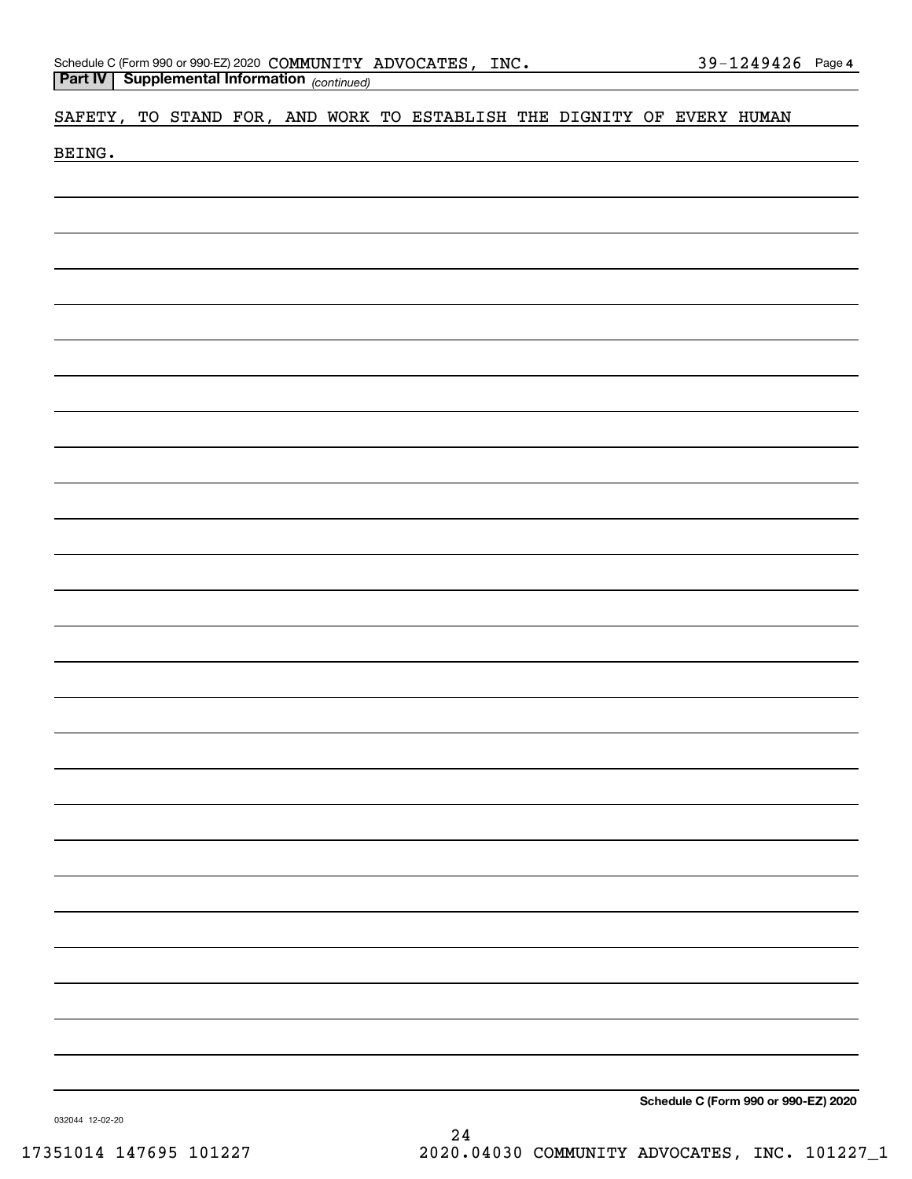**Part IV | Supplemental Information** *(continued)*

SAFETY, TO STAND FOR, AND WORK TO ESTABLISH THE DIGNITY OF EVERY HUMAN BEING.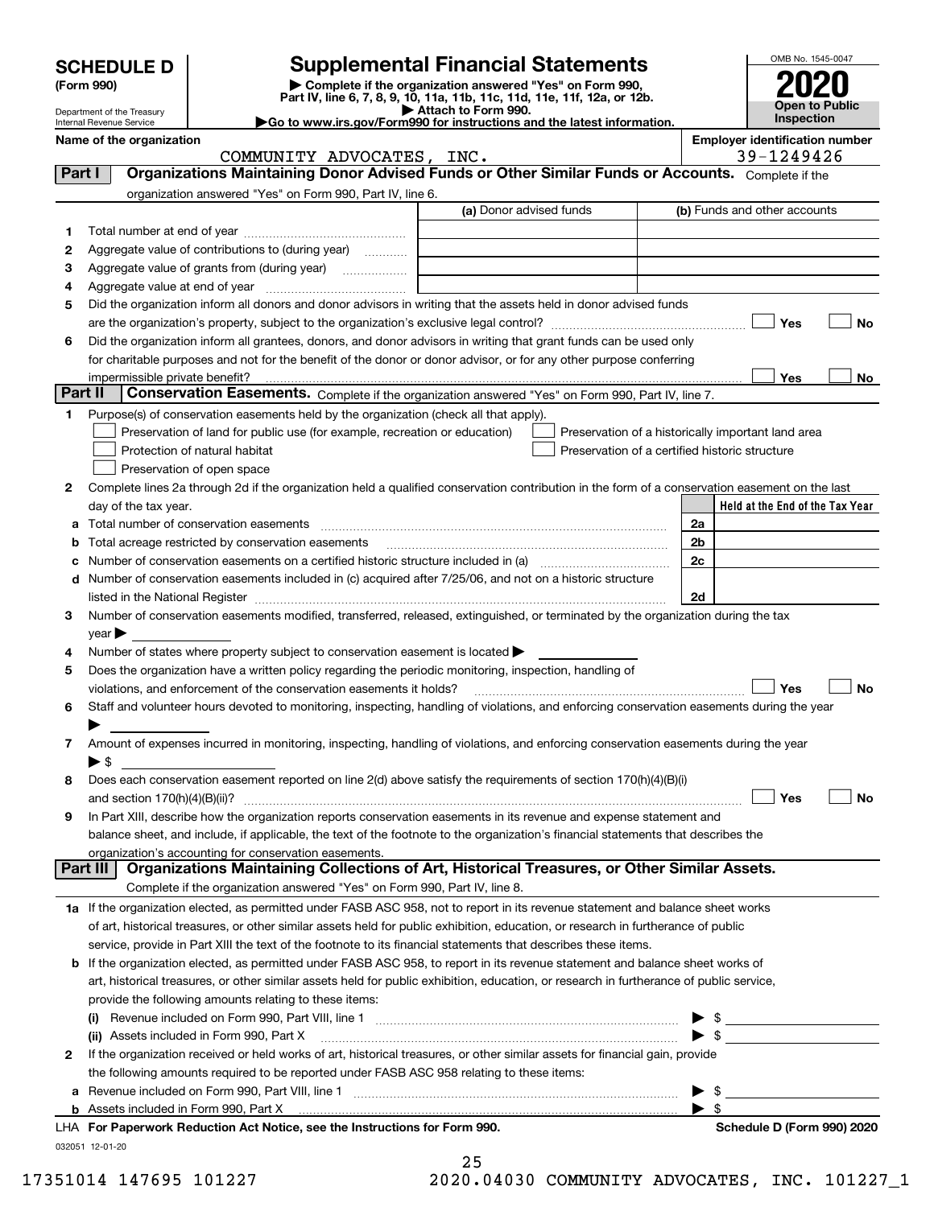# SCHEDULE D (Form 990)

Department of the Treasury
Internal Revenue Service

## Supplemental Financial Statements

▶ Complete if the organization answered "Yes" on Form 990, Part IV, line 6, 7, 8, 9, 10, 11a, 11b, 11c, 11d, 11e, 11f, 12a, or 12b.
▶ Attach to Form 990.
▶Go to www.irs.gov/Form990 for instructions and the latest information.

OMB No. 1545-0047

**2020**

**Open to Public Inspection**

**Name of the organization**
COMMUNITY ADVOCATES, INC.

**Employer identification number**
39-1249426

### Part I — Organizations Maintaining Donor Advised Funds or Other Similar Funds or Accounts.
Complete if the organization answered "Yes" on Form 990, Part IV, line 6.

| | | (a) Donor advised funds | (b) Funds and other accounts |
|---|---|---|---|
| 1 | Total number at end of year | | |
| 2 | Aggregate value of contributions to (during year) | | |
| 3 | Aggregate value of grants from (during year) | | |
| 4 | Aggregate value at end of year | | |

5 Did the organization inform all donors and donor advisors in writing that the assets held in donor advised funds are the organization's property, subject to the organization's exclusive legal control? ☐ Yes ☐ No

6 Did the organization inform all grantees, donors, and donor advisors in writing that grant funds can be used only for charitable purposes and not for the benefit of the donor or donor advisor, or for any other purpose conferring impermissible private benefit? ☐ Yes ☐ No

### Part II — Conservation Easements.
Complete if the organization answered "Yes" on Form 990, Part IV, line 7.

1 Purpose(s) of conservation easements held by the organization (check all that apply).

- ☐ Preservation of land for public use (for example, recreation or education)
- ☐ Protection of natural habitat
- ☐ Preservation of open space
- ☐ Preservation of a historically important land area
- ☐ Preservation of a certified historic structure

2 Complete lines 2a through 2d if the organization held a qualified conservation contribution in the form of a conservation easement on the last day of the tax year.

| | | | Held at the End of the Tax Year |
|---|---|---|---|
| a | Total number of conservation easements | 2a | |
| b | Total acreage restricted by conservation easements | 2b | |
| c | Number of conservation easements on a certified historic structure included in (a) | 2c | |
| d | Number of conservation easements included in (c) acquired after 7/25/06, and not on a historic structure listed in the National Register | 2d | |

3 Number of conservation easements modified, transferred, released, extinguished, or terminated by the organization during the tax year ▶

4 Number of states where property subject to conservation easement is located ▶

5 Does the organization have a written policy regarding the periodic monitoring, inspection, handling of violations, and enforcement of the conservation easements it holds? ☐ Yes ☐ No

6 Staff and volunteer hours devoted to monitoring, inspecting, handling of violations, and enforcing conservation easements during the year ▶

7 Amount of expenses incurred in monitoring, inspecting, handling of violations, and enforcing conservation easements during the year ▶ $

8 Does each conservation easement reported on line 2(d) above satisfy the requirements of section 170(h)(4)(B)(i) and section 170(h)(4)(B)(ii)? ☐ Yes ☐ No

9 In Part XIII, describe how the organization reports conservation easements in its revenue and expense statement and balance sheet, and include, if applicable, the text of the footnote to the organization's financial statements that describes the organization's accounting for conservation easements.

### Part III — Organizations Maintaining Collections of Art, Historical Treasures, or Other Similar Assets.
Complete if the organization answered "Yes" on Form 990, Part IV, line 8.

1a If the organization elected, as permitted under FASB ASC 958, not to report in its revenue statement and balance sheet works of art, historical treasures, or other similar assets held for public exhibition, education, or research in furtherance of public service, provide in Part XIII the text of the footnote to its financial statements that describes these items.

b If the organization elected, as permitted under FASB ASC 958, to report in its revenue statement and balance sheet works of art, historical treasures, or other similar assets held for public exhibition, education, or research in furtherance of public service, provide the following amounts relating to these items:

(i) Revenue included on Form 990, Part VIII, line 1 ▶ $

(ii) Assets included in Form 990, Part X ▶ $

2 If the organization received or held works of art, historical treasures, or other similar assets for financial gain, provide the following amounts required to be reported under FASB ASC 958 relating to these items:

a Revenue included on Form 990, Part VIII, line 1 ▶ $

b Assets included in Form 990, Part X ▶ $

LHA For Paperwork Reduction Act Notice, see the Instructions for Form 990. — Schedule D (Form 990) 2020

032051 12-01-20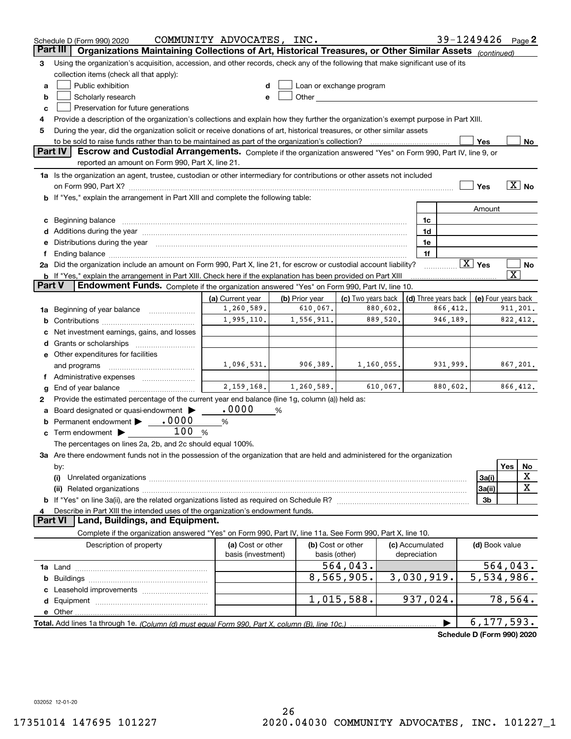Schedule D (Form 990) 2020 COMMUNITY ADVOCATES, INC. 39-1249426 Page 2

## Part III Organizations Maintaining Collections of Art, Historical Treasures, or Other Similar Assets *(continued)*

3 Using the organization's acquisition, accession, and other records, check any of the following that make significant use of its collection items (check all that apply):

a ☐ Public exhibition
b ☐ Scholarly research
c ☐ Preservation for future generations
d ☐ Loan or exchange program
e ☐ Other

4 Provide a description of the organization's collections and explain how they further the organization's exempt purpose in Part XIII.

5 During the year, did the organization solicit or receive donations of art, historical treasures, or other similar assets to be sold to raise funds rather than to be maintained as part of the organization's collection? ☐ Yes ☐ No

## Part IV Escrow and Custodial Arrangements.

Complete if the organization answered "Yes" on Form 990, Part IV, line 9, or reported an amount on Form 990, Part X, line 21.

1a Is the organization an agent, trustee, custodian or other intermediary for contributions or other assets not included on Form 990, Part X? ☐ Yes ☒ No

b If "Yes," explain the arrangement in Part XIII and complete the following table:

| | | Amount |
|---|---|---|
| c Beginning balance | 1c | |
| d Additions during the year | 1d | |
| e Distributions during the year | 1e | |
| f Ending balance | 1f | |

2a Did the organization include an amount on Form 990, Part X, line 21, for escrow or custodial account liability? ☒ Yes ☐ No

b If "Yes," explain the arrangement in Part XIII. Check here if the explanation has been provided on Part XIII ☒

## Part V Endowment Funds.

Complete if the organization answered "Yes" on Form 990, Part IV, line 10.

| | (a) Current year | (b) Prior year | (c) Two years back | (d) Three years back | (e) Four years back |
|---|---|---|---|---|---|
| 1a Beginning of year balance | 1,260,589. | 610,067. | 880,602. | 866,412. | 911,201. |
| b Contributions | 1,995,110. | 1,556,911. | 889,520. | 946,189. | 822,412. |
| c Net investment earnings, gains, and losses | | | | | |
| d Grants or scholarships | | | | | |
| e Other expenditures for facilities and programs | 1,096,531. | 906,389. | 1,160,055. | 931,999. | 867,201. |
| f Administrative expenses | | | | | |
| g End of year balance | 2,159,168. | 1,260,589. | 610,067. | 880,602. | 866,412. |

2 Provide the estimated percentage of the current year end balance (line 1g, column (a)) held as:

a Board designated or quasi-endowment ▶ .0000 %
b Permanent endowment ▶ .0000 %
c Term endowment ▶ 100 %

The percentages on lines 2a, 2b, and 2c should equal 100%.

3a Are there endowment funds not in the possession of the organization that are held and administered for the organization by:

| | | Yes | No |
|---|---|---|---|
| (i) Unrelated organizations | 3a(i) | | X |
| (ii) Related organizations | 3a(ii) | | X |
| b If "Yes" on line 3a(ii), are the related organizations listed as required on Schedule R? | 3b | | |

4 Describe in Part XIII the intended uses of the organization's endowment funds.

## Part VI Land, Buildings, and Equipment.

Complete if the organization answered "Yes" on Form 990, Part IV, line 11a. See Form 990, Part X, line 10.

| Description of property | (a) Cost or other basis (investment) | (b) Cost or other basis (other) | (c) Accumulated depreciation | (d) Book value |
|---|---|---|---|---|
| 1a Land | | 564,043. | | 564,043. |
| b Buildings | | 8,565,905. | 3,030,919. | 5,534,986. |
| c Leasehold improvements | | | | |
| d Equipment | | 1,015,588. | 937,024. | 78,564. |
| e Other | | | | |
| **Total.** Add lines 1a through 1e. *(Column (d) must equal Form 990, Part X, column (B), line 10c.)* | | | | 6,177,593. |

**Schedule D (Form 990) 2020**

032052 12-01-20

17351014 147695 101227 2020.04030 COMMUNITY ADVOCATES, INC. 101227_1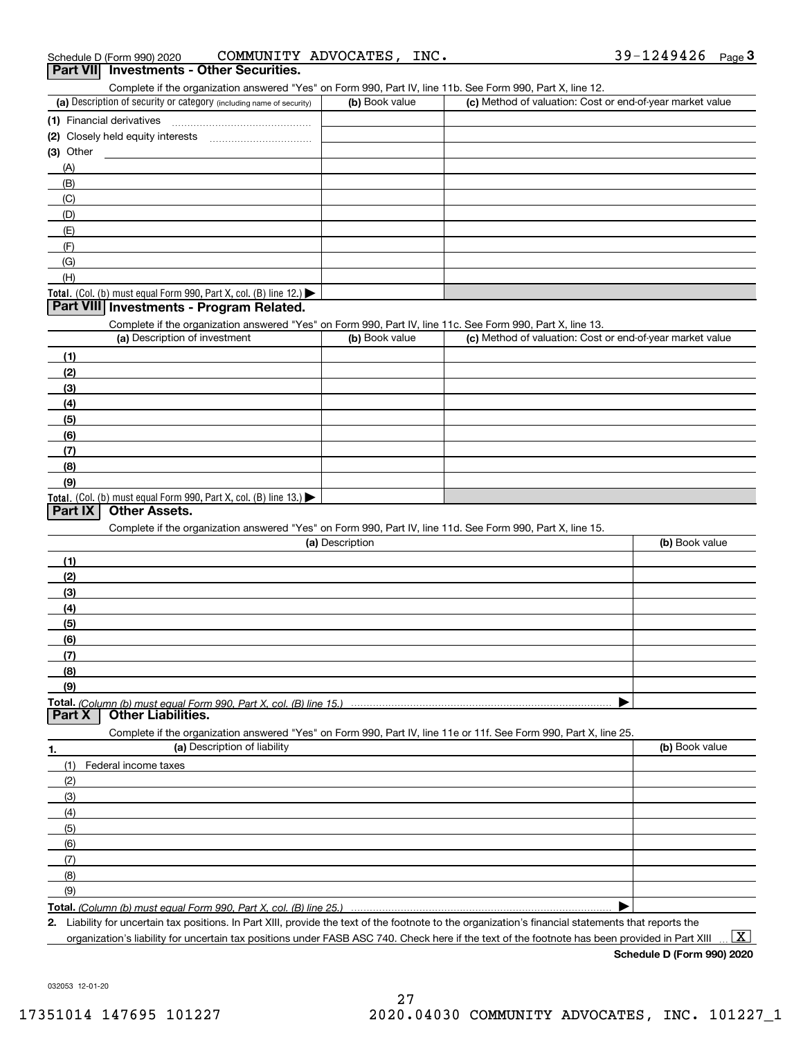Schedule D (Form 990) 2020 COMMUNITY ADVOCATES, INC. 39-1249426 Page 3

## Part VII Investments - Other Securities.

Complete if the organization answered "Yes" on Form 990, Part IV, line 11b. See Form 990, Part X, line 12.

| (a) Description of security or category (including name of security) | (b) Book value | (c) Method of valuation: Cost or end-of-year market value |
|---|---|---|
| (1) Financial derivatives | | |
| (2) Closely held equity interests | | |
| (3) Other | | |
| (A) | | |
| (B) | | |
| (C) | | |
| (D) | | |
| (E) | | |
| (F) | | |
| (G) | | |
| (H) | | |
| Total. (Col. (b) must equal Form 990, Part X, col. (B) line 12.) | | |

## Part VIII Investments - Program Related.

Complete if the organization answered "Yes" on Form 990, Part IV, line 11c. See Form 990, Part X, line 13.

| (a) Description of investment | (b) Book value | (c) Method of valuation: Cost or end-of-year market value |
|---|---|---|
| (1) | | |
| (2) | | |
| (3) | | |
| (4) | | |
| (5) | | |
| (6) | | |
| (7) | | |
| (8) | | |
| (9) | | |
| Total. (Col. (b) must equal Form 990, Part X, col. (B) line 13.) | | |

## Part IX Other Assets.

Complete if the organization answered "Yes" on Form 990, Part IV, line 11d. See Form 990, Part X, line 15.

| (a) Description | (b) Book value |
|---|---|
| (1) | |
| (2) | |
| (3) | |
| (4) | |
| (5) | |
| (6) | |
| (7) | |
| (8) | |
| (9) | |
| Total. *(Column (b) must equal Form 990, Part X, col. (B) line 15.)* | |

## Part X Other Liabilities.

Complete if the organization answered "Yes" on Form 990, Part IV, line 11e or 11f. See Form 990, Part X, line 25.

| 1. (a) Description of liability | (b) Book value |
|---|---|
| (1) Federal income taxes | |
| (2) | |
| (3) | |
| (4) | |
| (5) | |
| (6) | |
| (7) | |
| (8) | |
| (9) | |
| Total. *(Column (b) must equal Form 990, Part X, col. (B) line 25.)* | |

2. Liability for uncertain tax positions. In Part XIII, provide the text of the footnote to the organization's financial statements that reports the organization's liability for uncertain tax positions under FASB ASC 740. Check here if the text of the footnote has been provided in Part XIII ... [X]

Schedule D (Form 990) 2020

032053 12-01-20

17351014 147695 101227 2020.04030 COMMUNITY ADVOCATES, INC. 101227_1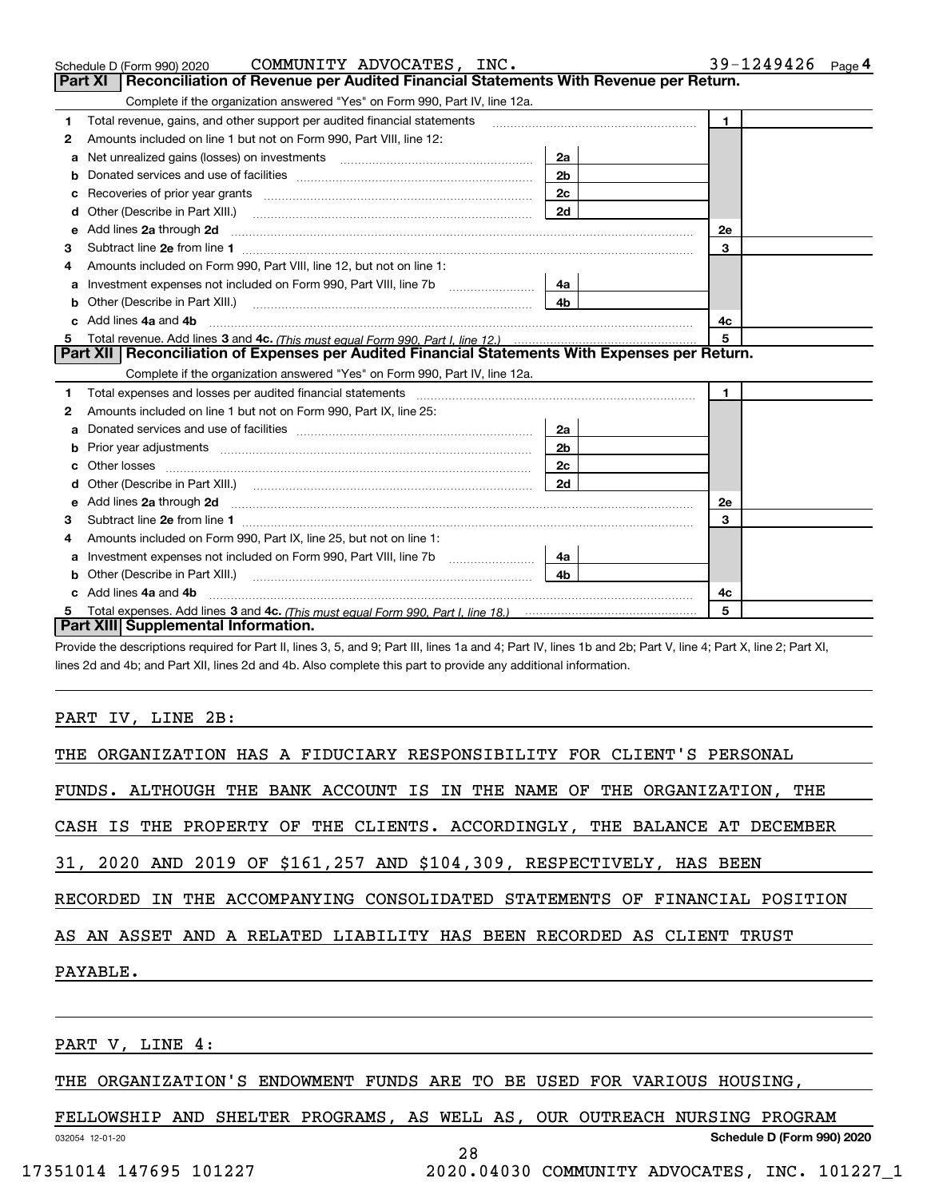Schedule D (Form 990) 2020 COMMUNITY ADVOCATES, INC. 39-1249426 Page 4

## Part XI Reconciliation of Revenue per Audited Financial Statements With Revenue per Return.

Complete if the organization answered "Yes" on Form 990, Part IV, line 12a.

| | | | | | |
|---|---|---|---|---|---|
| 1 | Total revenue, gains, and other support per audited financial statements | | | 1 | |
| 2 | Amounts included on line 1 but not on Form 990, Part VIII, line 12: | | | | |
| a | Net unrealized gains (losses) on investments | 2a | | | |
| b | Donated services and use of facilities | 2b | | | |
| c | Recoveries of prior year grants | 2c | | | |
| d | Other (Describe in Part XIII.) | 2d | | | |
| e | Add lines **2a** through **2d** | | | 2e | |
| 3 | Subtract line **2e** from line **1** | | | 3 | |
| 4 | Amounts included on Form 990, Part VIII, line 12, but not on line 1: | | | | |
| a | Investment expenses not included on Form 990, Part VIII, line 7b | 4a | | | |
| b | Other (Describe in Part XIII.) | 4b | | | |
| c | Add lines **4a** and **4b** | | | 4c | |
| 5 | Total revenue. Add lines **3** and **4c.** *(This must equal Form 990, Part I, line 12.)* | | | 5 | |

## Part XII Reconciliation of Expenses per Audited Financial Statements With Expenses per Return.

Complete if the organization answered "Yes" on Form 990, Part IV, line 12a.

| | | | | | |
|---|---|---|---|---|---|
| 1 | Total expenses and losses per audited financial statements | | | 1 | |
| 2 | Amounts included on line 1 but not on Form 990, Part IX, line 25: | | | | |
| a | Donated services and use of facilities | 2a | | | |
| b | Prior year adjustments | 2b | | | |
| c | Other losses | 2c | | | |
| d | Other (Describe in Part XIII.) | 2d | | | |
| e | Add lines **2a** through **2d** | | | 2e | |
| 3 | Subtract line **2e** from line **1** | | | 3 | |
| 4 | Amounts included on Form 990, Part IX, line 25, but not on line 1: | | | | |
| a | Investment expenses not included on Form 990, Part VIII, line 7b | 4a | | | |
| b | Other (Describe in Part XIII.) | 4b | | | |
| c | Add lines **4a** and **4b** | | | 4c | |
| 5 | Total expenses. Add lines **3** and **4c.** *(This must equal Form 990, Part I, line 18.)* | | | 5 | |

## Part XIII Supplemental Information.

Provide the descriptions required for Part II, lines 3, 5, and 9; Part III, lines 1a and 4; Part IV, lines 1b and 2b; Part V, line 4; Part X, line 2; Part XI, lines 2d and 4b; and Part XII, lines 2d and 4b. Also complete this part to provide any additional information.

PART IV, LINE 2B:

THE ORGANIZATION HAS A FIDUCIARY RESPONSIBILITY FOR CLIENT'S PERSONAL FUNDS. ALTHOUGH THE BANK ACCOUNT IS IN THE NAME OF THE ORGANIZATION, THE CASH IS THE PROPERTY OF THE CLIENTS. ACCORDINGLY, THE BALANCE AT DECEMBER 31, 2020 AND 2019 OF $161,257 AND $104,309, RESPECTIVELY, HAS BEEN RECORDED IN THE ACCOMPANYING CONSOLIDATED STATEMENTS OF FINANCIAL POSITION AS AN ASSET AND A RELATED LIABILITY HAS BEEN RECORDED AS CLIENT TRUST PAYABLE.

PART V, LINE 4:

THE ORGANIZATION'S ENDOWMENT FUNDS ARE TO BE USED FOR VARIOUS HOUSING, FELLOWSHIP AND SHELTER PROGRAMS, AS WELL AS, OUR OUTREACH NURSING PROGRAM

032054 12-01-20 **Schedule D (Form 990) 2020**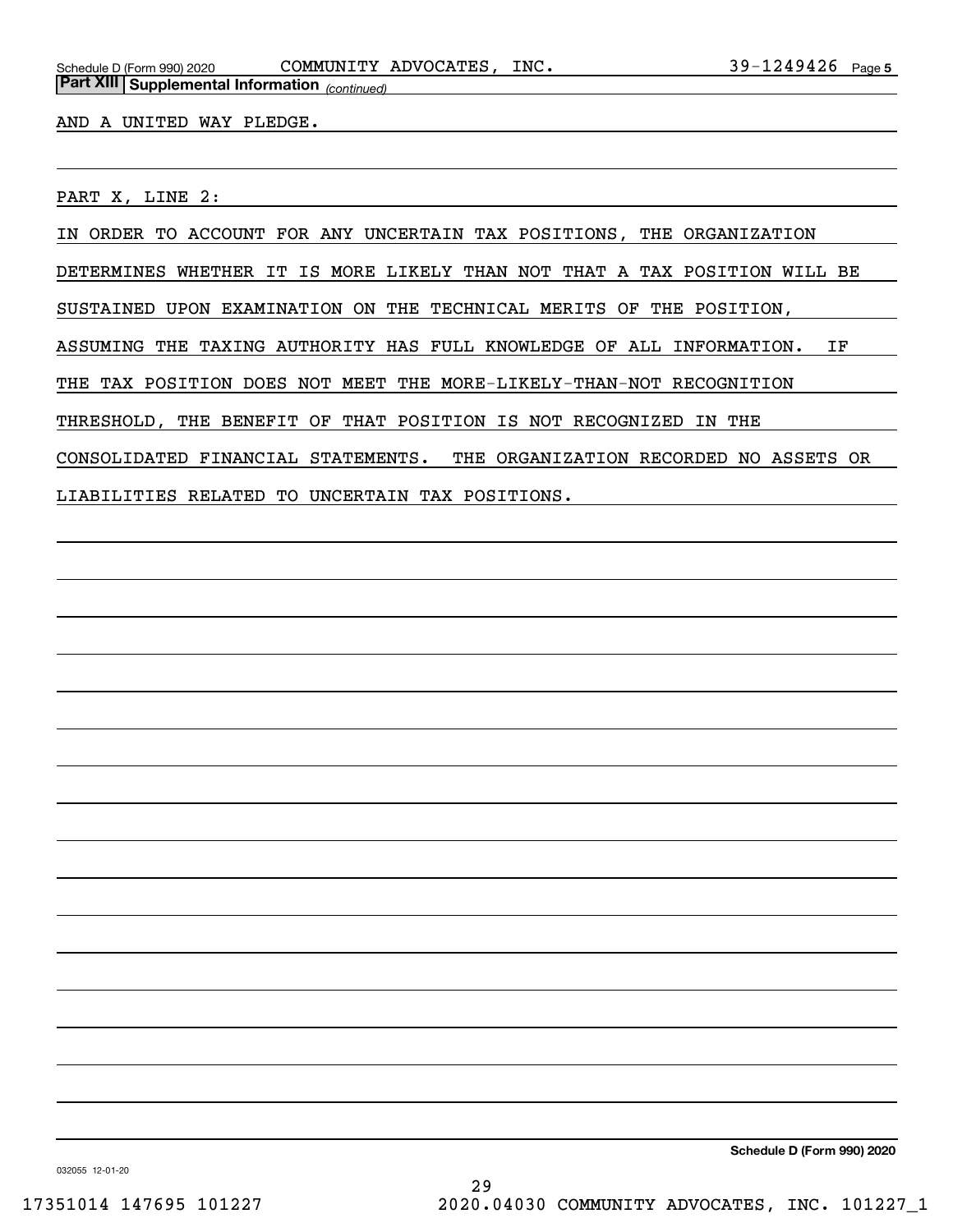**Part XIII | Supplemental Information** *(continued)*

AND A UNITED WAY PLEDGE.

PART X, LINE 2:

IN ORDER TO ACCOUNT FOR ANY UNCERTAIN TAX POSITIONS, THE ORGANIZATION DETERMINES WHETHER IT IS MORE LIKELY THAN NOT THAT A TAX POSITION WILL BE SUSTAINED UPON EXAMINATION ON THE TECHNICAL MERITS OF THE POSITION, ASSUMING THE TAXING AUTHORITY HAS FULL KNOWLEDGE OF ALL INFORMATION. IF THE TAX POSITION DOES NOT MEET THE MORE-LIKELY-THAN-NOT RECOGNITION THRESHOLD, THE BENEFIT OF THAT POSITION IS NOT RECOGNIZED IN THE CONSOLIDATED FINANCIAL STATEMENTS. THE ORGANIZATION RECORDED NO ASSETS OR LIABILITIES RELATED TO UNCERTAIN TAX POSITIONS.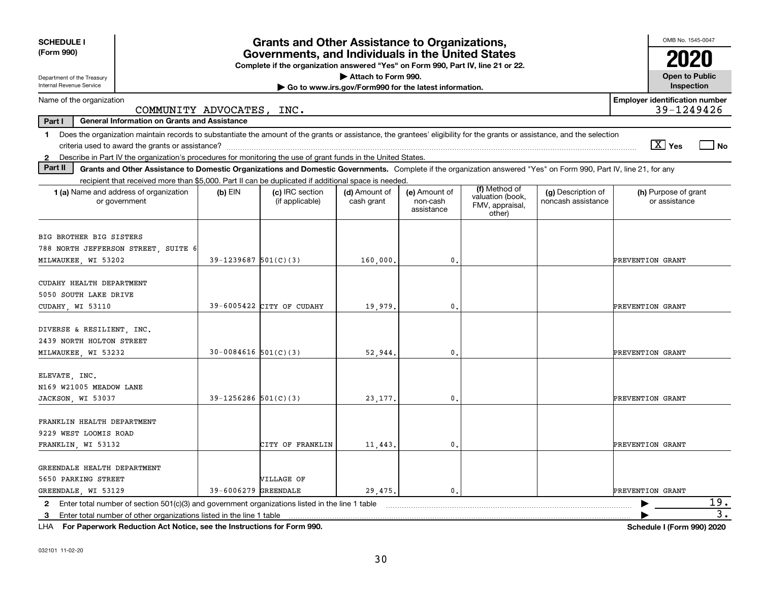**SCHEDULE I (Form 990)**

Department of the Treasury
Internal Revenue Service

# Grants and Other Assistance to Organizations, Governments, and Individuals in the United States

**Complete if the organization answered "Yes" on Form 990, Part IV, line 21 or 22.**

▶ Attach to Form 990.

▶ Go to www.irs.gov/Form990 for the latest information.

OMB No. 1545-0047

**2020**

**Open to Public Inspection**

Name of the organization: COMMUNITY ADVOCATES, INC.

Employer identification number: 39-1249426

**Part I — General Information on Grants and Assistance**

1 Does the organization maintain records to substantiate the amount of the grants or assistance, the grantees' eligibility for the grants or assistance, and the selection criteria used to award the grants or assistance? [X] Yes [ ] No

2 Describe in Part IV the organization's procedures for monitoring the use of grant funds in the United States.

**Part II — Grants and Other Assistance to Domestic Organizations and Domestic Governments.** Complete if the organization answered "Yes" on Form 990, Part IV, line 21, for any recipient that received more than $5,000. Part II can be duplicated if additional space is needed.

| 1 (a) Name and address of organization or government | (b) EIN | (c) IRC section (if applicable) | (d) Amount of cash grant | (e) Amount of non-cash assistance | (f) Method of valuation (book, FMV, appraisal, other) | (g) Description of noncash assistance | (h) Purpose of grant or assistance |
|---|---|---|---|---|---|---|---|
| BIG BROTHER BIG SISTERS<br>788 NORTH JEFFERSON STREET, SUITE 6<br>MILWAUKEE, WI 53202 | 39-1239687 | 501(C)(3) | 160,000. | 0. | | | PREVENTION GRANT |
| CUDAHY HEALTH DEPARTMENT<br>5050 SOUTH LAKE DRIVE<br>CUDAHY, WI 53110 | 39-6005422 | CITY OF CUDAHY | 19,979. | 0. | | | PREVENTION GRANT |
| DIVERSE & RESILIENT, INC.<br>2439 NORTH HOLTON STREET<br>MILWAUKEE, WI 53232 | 30-0084616 | 501(C)(3) | 52,944. | 0. | | | PREVENTION GRANT |
| ELEVATE, INC.<br>N169 W21005 MEADOW LANE<br>JACKSON, WI 53037 | 39-1256286 | 501(C)(3) | 23,177. | 0. | | | PREVENTION GRANT |
| FRANKLIN HEALTH DEPARTMENT<br>9229 WEST LOOMIS ROAD<br>FRANKLIN, WI 53132 | | CITY OF FRANKLIN | 11,443. | 0. | | | PREVENTION GRANT |
| GREENDALE HEALTH DEPARTMENT<br>5650 PARKING STREET<br>GREENDALE, WI 53129 | 39-6006279 | VILLAGE OF GREENDALE | 29,475. | 0. | | | PREVENTION GRANT |

2 Enter total number of section 501(c)(3) and government organizations listed in the line 1 table ▶ 19.

3 Enter total number of other organizations listed in the line 1 table ▶ 3.

LHA **For Paperwork Reduction Act Notice, see the Instructions for Form 990.** **Schedule I (Form 990) 2020**

032101 11-02-20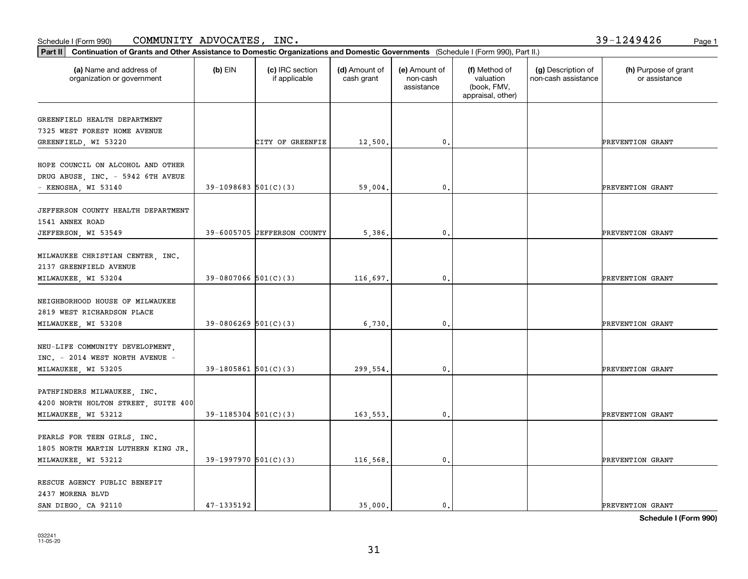Schedule I (Form 990) COMMUNITY ADVOCATES, INC. 39-1249426

**Part II** **Continuation of Grants and Other Assistance to Domestic Organizations and Domestic Governments** (Schedule I (Form 990), Part II.)

| (a) Name and address of organization or government | (b) EIN | (c) IRC section if applicable | (d) Amount of cash grant | (e) Amount of non-cash assistance | (f) Method of valuation (book, FMV, appraisal, other) | (g) Description of non-cash assistance | (h) Purpose of grant or assistance |
|---|---|---|---|---|---|---|---|
| GREENFIELD HEALTH DEPARTMENT 7325 WEST FOREST HOME AVENUE GREENFIELD, WI 53220 | | CITY OF GREENFIE | 12,500. | 0. | | | PREVENTION GRANT |
| HOPE COUNCIL ON ALCOHOL AND OTHER DRUG ABUSE, INC. - 5942 6TH AVEUE - KENOSHA, WI 53140 | 39-1098683 | 501(C)(3) | 59,004. | 0. | | | PREVENTION GRANT |
| JEFFERSON COUNTY HEALTH DEPARTMENT 1541 ANNEX ROAD JEFFERSON, WI 53549 | 39-6005705 | JEFFERSON COUNTY | 5,386. | 0. | | | PREVENTION GRANT |
| MILWAUKEE CHRISTIAN CENTER, INC. 2137 GREENFIELD AVENUE MILWAUKEE, WI 53204 | 39-0807066 | 501(C)(3) | 116,697. | 0. | | | PREVENTION GRANT |
| NEIGHBORHOOD HOUSE OF MILWAUKEE 2819 WEST RICHARDSON PLACE MILWAUKEE, WI 53208 | 39-0806269 | 501(C)(3) | 6,730. | 0. | | | PREVENTION GRANT |
| NEU-LIFE COMMUNITY DEVELOPMENT, INC. - 2014 WEST NORTH AVENUE - MILWAUKEE, WI 53205 | 39-1805861 | 501(C)(3) | 299,554. | 0. | | | PREVENTION GRANT |
| PATHFINDERS MILWAUKEE, INC. 4200 NORTH HOLTON STREET, SUITE 400 MILWAUKEE, WI 53212 | 39-1185304 | 501(C)(3) | 163,553. | 0. | | | PREVENTION GRANT |
| PEARLS FOR TEEN GIRLS, INC. 1805 NORTH MARTIN LUTHERN KING JR. MILWAUKEE, WI 53212 | 39-1997970 | 501(C)(3) | 116,568. | 0. | | | PREVENTION GRANT |
| RESCUE AGENCY PUBLIC BENEFIT 2437 MORENA BLVD SAN DIEGO, CA 92110 | 47-1335192 | | 35,000. | 0. | | | PREVENTION GRANT |

**Schedule I (Form 990)**

032241
11-05-20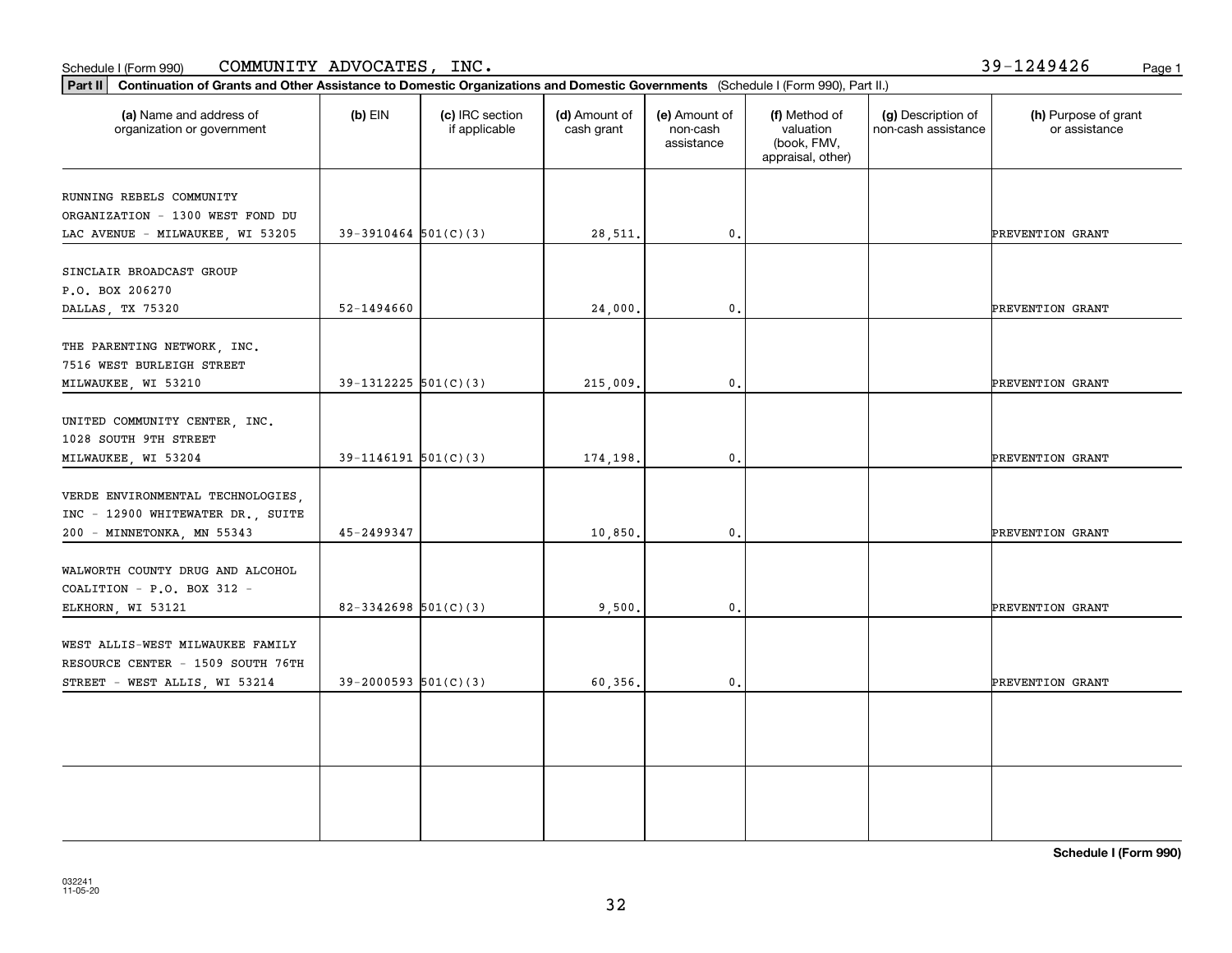Schedule I (Form 990) COMMUNITY ADVOCATES, INC. 39-1249426 Page 1

**Part II** **Continuation of Grants and Other Assistance to Domestic Organizations and Domestic Governments** (Schedule I (Form 990), Part II.)

| (a) Name and address of organization or government | (b) EIN | (c) IRC section if applicable | (d) Amount of cash grant | (e) Amount of non-cash assistance | (f) Method of valuation (book, FMV, appraisal, other) | (g) Description of non-cash assistance | (h) Purpose of grant or assistance |
|---|---|---|---|---|---|---|---|
| RUNNING REBELS COMMUNITY ORGANIZATION - 1300 WEST FOND DU LAC AVENUE - MILWAUKEE, WI 53205 | 39-3910464 | 501(C)(3) | 28,511. | 0. | | | PREVENTION GRANT |
| SINCLAIR BROADCAST GROUP P.O. BOX 206270 DALLAS, TX 75320 | 52-1494660 | | 24,000. | 0. | | | PREVENTION GRANT |
| THE PARENTING NETWORK, INC. 7516 WEST BURLEIGH STREET MILWAUKEE, WI 53210 | 39-1312225 | 501(C)(3) | 215,009. | 0. | | | PREVENTION GRANT |
| UNITED COMMUNITY CENTER, INC. 1028 SOUTH 9TH STREET MILWAUKEE, WI 53204 | 39-1146191 | 501(C)(3) | 174,198. | 0. | | | PREVENTION GRANT |
| VERDE ENVIRONMENTAL TECHNOLOGIES, INC - 12900 WHITEWATER DR., SUITE 200 - MINNETONKA, MN 55343 | 45-2499347 | | 10,850. | 0. | | | PREVENTION GRANT |
| WALWORTH COUNTY DRUG AND ALCOHOL COALITION - P.O. BOX 312 - ELKHORN, WI 53121 | 82-3342698 | 501(C)(3) | 9,500. | 0. | | | PREVENTION GRANT |
| WEST ALLIS-WEST MILWAUKEE FAMILY RESOURCE CENTER - 1509 SOUTH 76TH STREET - WEST ALLIS, WI 53214 | 39-2000593 | 501(C)(3) | 60,356. | 0. | | | PREVENTION GRANT |
| | | | | | | | |
| | | | | | | | |

**Schedule I (Form 990)**

032241
11-05-20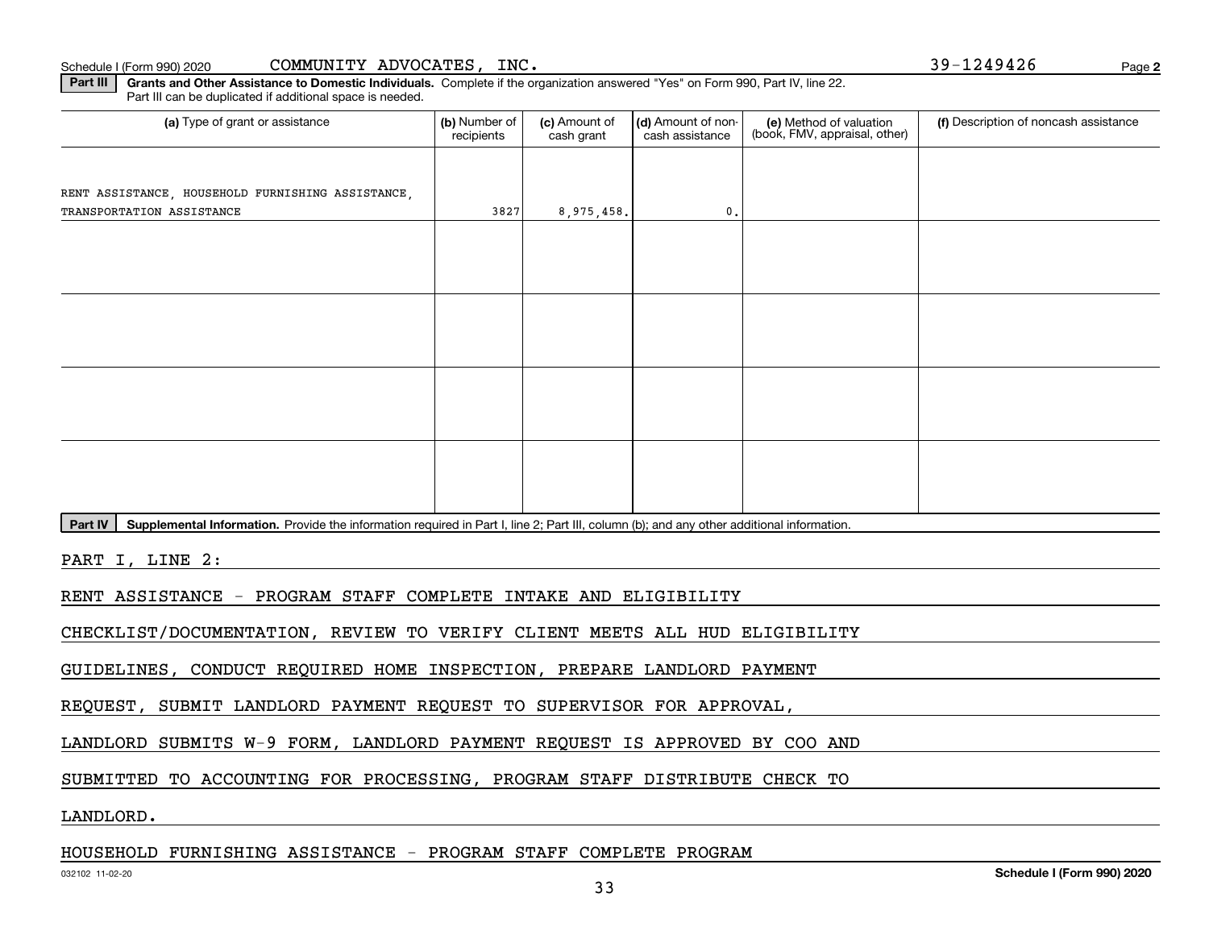Schedule I (Form 990) 2020 COMMUNITY ADVOCATES, INC. 39-1249426 Page **2**

**Part III** **Grants and Other Assistance to Domestic Individuals.** Complete if the organization answered "Yes" on Form 990, Part IV, line 22. Part III can be duplicated if additional space is needed.

| (a) Type of grant or assistance | (b) Number of recipients | (c) Amount of cash grant | (d) Amount of non-cash assistance | (e) Method of valuation (book, FMV, appraisal, other) | (f) Description of noncash assistance |
|---|---|---|---|---|---|
| RENT ASSISTANCE, HOUSEHOLD FURNISHING ASSISTANCE, TRANSPORTATION ASSISTANCE | 3827 | 8,975,458. | 0. | | |
| | | | | | |
| | | | | | |
| | | | | | |
| | | | | | |

**Part IV** **Supplemental Information.** Provide the information required in Part I, line 2; Part III, column (b); and any other additional information.

PART I, LINE 2:

RENT ASSISTANCE - PROGRAM STAFF COMPLETE INTAKE AND ELIGIBILITY CHECKLIST/DOCUMENTATION, REVIEW TO VERIFY CLIENT MEETS ALL HUD ELIGIBILITY GUIDELINES, CONDUCT REQUIRED HOME INSPECTION, PREPARE LANDLORD PAYMENT REQUEST, SUBMIT LANDLORD PAYMENT REQUEST TO SUPERVISOR FOR APPROVAL, LANDLORD SUBMITS W-9 FORM, LANDLORD PAYMENT REQUEST IS APPROVED BY COO AND SUBMITTED TO ACCOUNTING FOR PROCESSING, PROGRAM STAFF DISTRIBUTE CHECK TO LANDLORD.

HOUSEHOLD FURNISHING ASSISTANCE - PROGRAM STAFF COMPLETE PROGRAM

032102 11-02-20 **Schedule I (Form 990) 2020**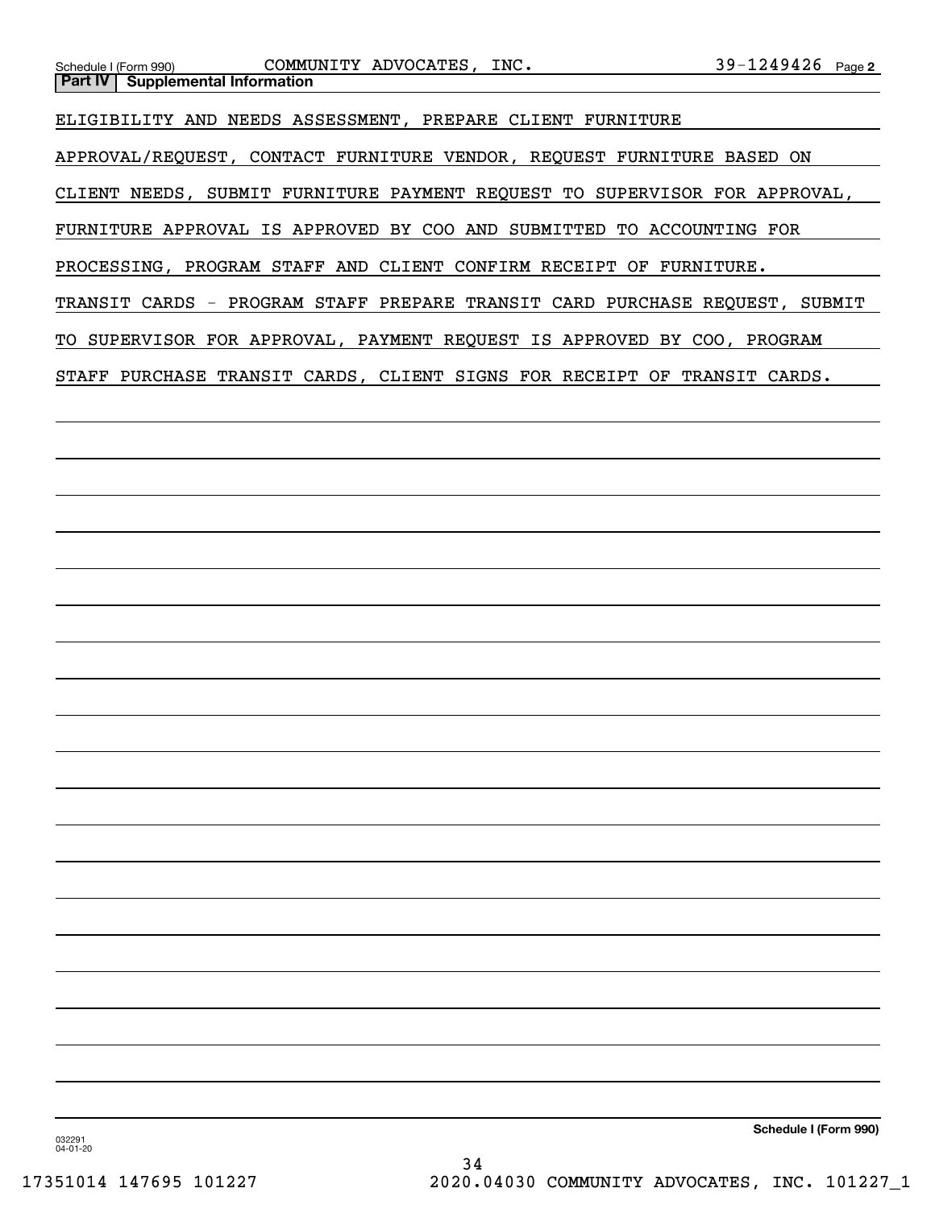Schedule I (Form 990) COMMUNITY ADVOCATES, INC. 39-1249426 Page 2

**Part IV Supplemental Information**

ELIGIBILITY AND NEEDS ASSESSMENT, PREPARE CLIENT FURNITURE APPROVAL/REQUEST, CONTACT FURNITURE VENDOR, REQUEST FURNITURE BASED ON CLIENT NEEDS, SUBMIT FURNITURE PAYMENT REQUEST TO SUPERVISOR FOR APPROVAL, FURNITURE APPROVAL IS APPROVED BY COO AND SUBMITTED TO ACCOUNTING FOR PROCESSING, PROGRAM STAFF AND CLIENT CONFIRM RECEIPT OF FURNITURE.

TRANSIT CARDS - PROGRAM STAFF PREPARE TRANSIT CARD PURCHASE REQUEST, SUBMIT TO SUPERVISOR FOR APPROVAL, PAYMENT REQUEST IS APPROVED BY COO, PROGRAM STAFF PURCHASE TRANSIT CARDS, CLIENT SIGNS FOR RECEIPT OF TRANSIT CARDS.

Schedule I (Form 990)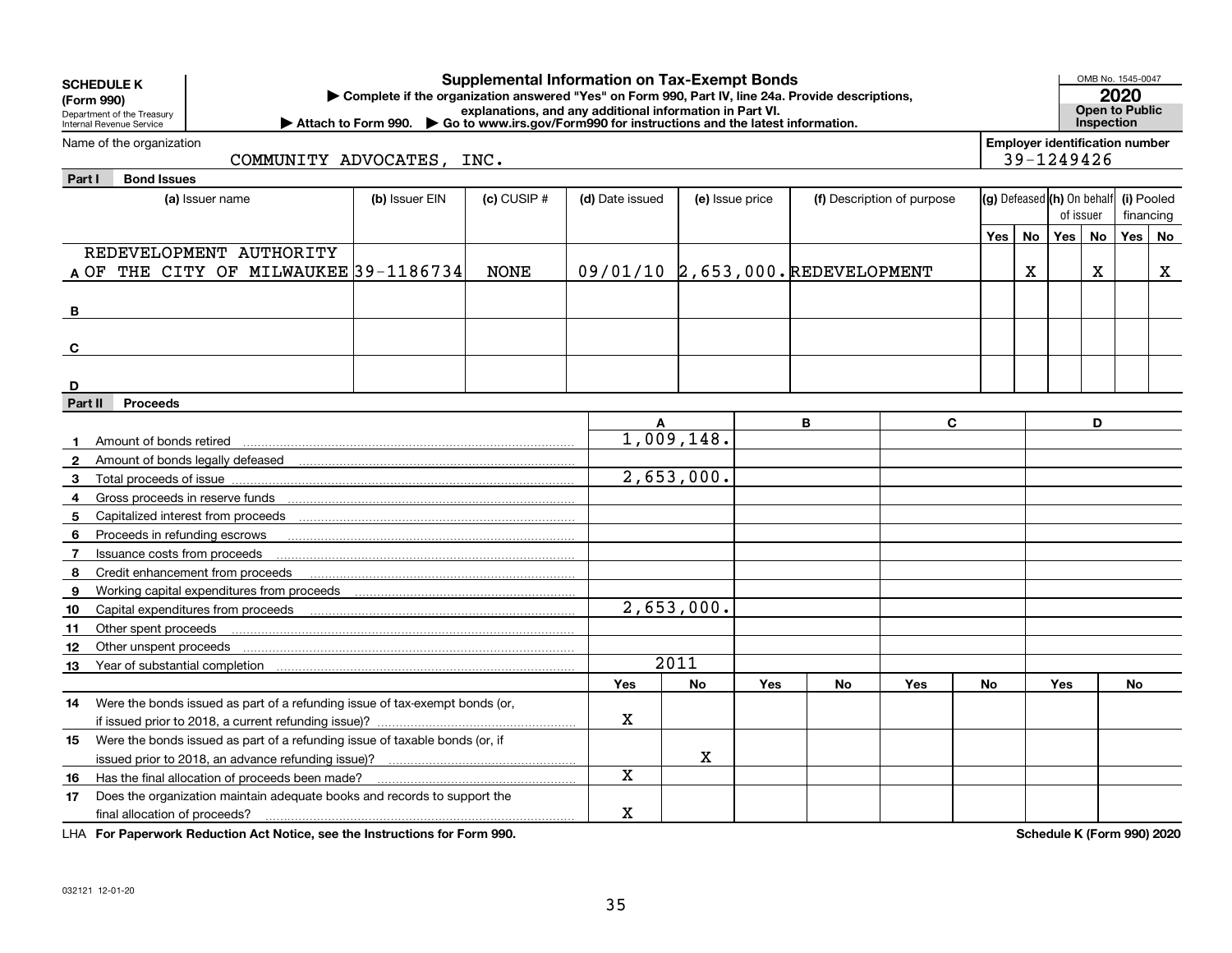**SCHEDULE K (Form 990)**

Department of the Treasury
Internal Revenue Service

# Supplemental Information on Tax-Exempt Bonds

▶ Complete if the organization answered "Yes" on Form 990, Part IV, line 24a. Provide descriptions, explanations, and any additional information in Part VI.

▶ Attach to Form 990. ▶ Go to www.irs.gov/Form990 for instructions and the latest information.

OMB No. 1545-0047

**2020**

**Open to Public Inspection**

Name of the organization: COMMUNITY ADVOCATES, INC.

Employer identification number: 39-1249426

## Part I Bond Issues

| | (a) Issuer name | (b) Issuer EIN | (c) CUSIP # | (d) Date issued | (e) Issue price | (f) Description of purpose | (g) Defeased Yes | (g) Defeased No | (h) On behalf of issuer Yes | (h) On behalf of issuer No | (i) Pooled financing Yes | (i) Pooled financing No |
|---|---|---|---|---|---|---|---|---|---|---|---|---|
| A | REDEVELOPMENT AUTHORITY OF THE CITY OF MILWAUKEE | 39-1186734 | NONE | 09/01/10 | 2,653,000. | REDEVELOPMENT | | X | | X | | X |
| B | | | | | | | | | | | | |
| C | | | | | | | | | | | | |
| D | | | | | | | | | | | | |

## Part II Proceeds

| | | A | | B | | C | | D | |
|---|---|---|---|---|---|---|---|---|---|
| 1 | Amount of bonds retired | 1,009,148. | | | | | | | |
| 2 | Amount of bonds legally defeased | | | | | | | | |
| 3 | Total proceeds of issue | 2,653,000. | | | | | | | |
| 4 | Gross proceeds in reserve funds | | | | | | | | |
| 5 | Capitalized interest from proceeds | | | | | | | | |
| 6 | Proceeds in refunding escrows | | | | | | | | |
| 7 | Issuance costs from proceeds | | | | | | | | |
| 8 | Credit enhancement from proceeds | | | | | | | | |
| 9 | Working capital expenditures from proceeds | | | | | | | | |
| 10 | Capital expenditures from proceeds | 2,653,000. | | | | | | | |
| 11 | Other spent proceeds | | | | | | | | |
| 12 | Other unspent proceeds | | | | | | | | |
| 13 | Year of substantial completion | 2011 | | | | | | | |
| | | Yes | No | Yes | No | Yes | No | Yes | No |
| 14 | Were the bonds issued as part of a refunding issue of tax-exempt bonds (or, if issued prior to 2018, a current refunding issue)? | X | | | | | | | |
| 15 | Were the bonds issued as part of a refunding issue of taxable bonds (or, if issued prior to 2018, an advance refunding issue)? | | X | | | | | | |
| 16 | Has the final allocation of proceeds been made? | X | | | | | | | |
| 17 | Does the organization maintain adequate books and records to support the final allocation of proceeds? | X | | | | | | | |

LHA For Paperwork Reduction Act Notice, see the Instructions for Form 990. Schedule K (Form 990) 2020

032121 12-01-20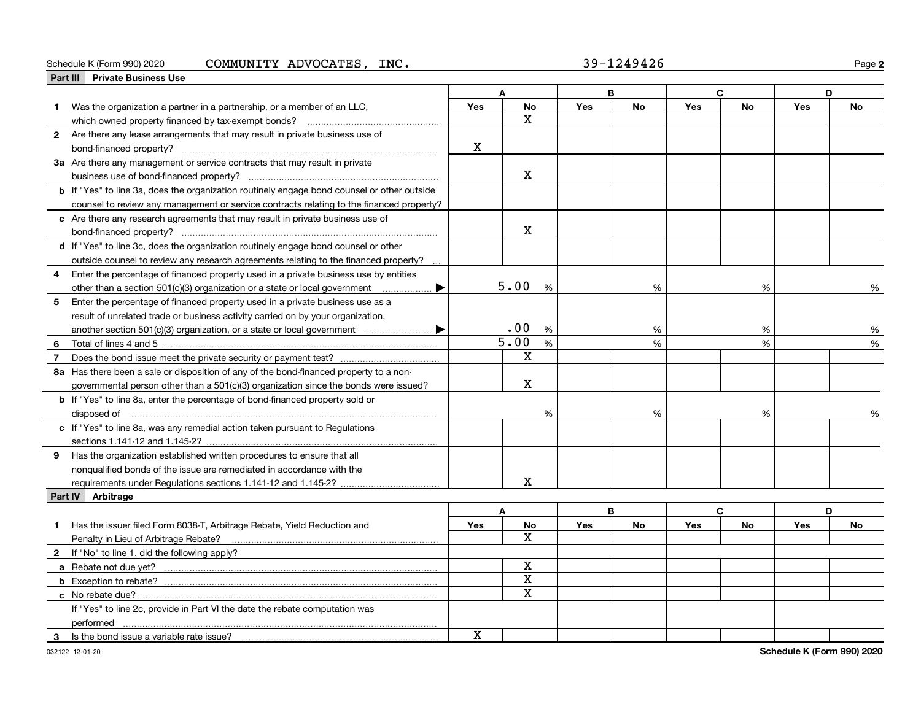Schedule K (Form 990) 2020 COMMUNITY ADVOCATES, INC. 39-1249426

## Part III Private Business Use

| | A | | B | | C | | D | |
|---|---|---|---|---|---|---|---|---|
| | Yes | No | Yes | No | Yes | No | Yes | No |
| **1** Was the organization a partner in a partnership, or a member of an LLC, which owned property financed by tax-exempt bonds? | | X | | | | | | |
| **2** Are there any lease arrangements that may result in private business use of bond-financed property? | X | | | | | | | |
| **3a** Are there any management or service contracts that may result in private business use of bond-financed property? | | X | | | | | | |
| **b** If "Yes" to line 3a, does the organization routinely engage bond counsel or other outside counsel to review any management or service contracts relating to the financed property? | | | | | | | | |
| **c** Are there any research agreements that may result in private business use of bond-financed property? | | X | | | | | | |
| **d** If "Yes" to line 3c, does the organization routinely engage bond counsel or other outside counsel to review any research agreements relating to the financed property? | | | | | | | | |
| **4** Enter the percentage of financed property used in a private business use by entities other than a section 501(c)(3) organization or a state or local government ▶ | 5.00 % | | % | | % | | % | |
| **5** Enter the percentage of financed property used in a private business use as a result of unrelated trade or business activity carried on by your organization, another section 501(c)(3) organization, or a state or local government ▶ | .00 % | | % | | % | | % | |
| **6** Total of lines 4 and 5 | 5.00 % | | % | | % | | % | |
| **7** Does the bond issue meet the private security or payment test? | | X | | | | | | |
| **8a** Has there been a sale or disposition of any of the bond-financed property to a nongovernmental person other than a 501(c)(3) organization since the bonds were issued? | | X | | | | | | |
| **b** If "Yes" to line 8a, enter the percentage of bond-financed property sold or disposed of | % | | % | | % | | % | |
| **c** If "Yes" to line 8a, was any remedial action taken pursuant to Regulations sections 1.141-12 and 1.145-2? | | | | | | | | |
| **9** Has the organization established written procedures to ensure that all nonqualified bonds of the issue are remediated in accordance with the requirements under Regulations sections 1.141-12 and 1.145-2? | | X | | | | | | |

## Part IV Arbitrage

| | A | | B | | C | | D | |
|---|---|---|---|---|---|---|---|---|
| | Yes | No | Yes | No | Yes | No | Yes | No |
| **1** Has the issuer filed Form 8038-T, Arbitrage Rebate, Yield Reduction and Penalty in Lieu of Arbitrage Rebate? | | X | | | | | | |
| **2** If "No" to line 1, did the following apply? | | | | | | | | |
| **a** Rebate not due yet? | | X | | | | | | |
| **b** Exception to rebate? | | X | | | | | | |
| **c** No rebate due? | | X | | | | | | |
| If "Yes" to line 2c, provide in Part VI the date the rebate computation was performed | | | | | | | | |
| **3** Is the bond issue a variable rate issue? | X | | | | | | | |

032122 12-01-20 **Schedule K (Form 990) 2020**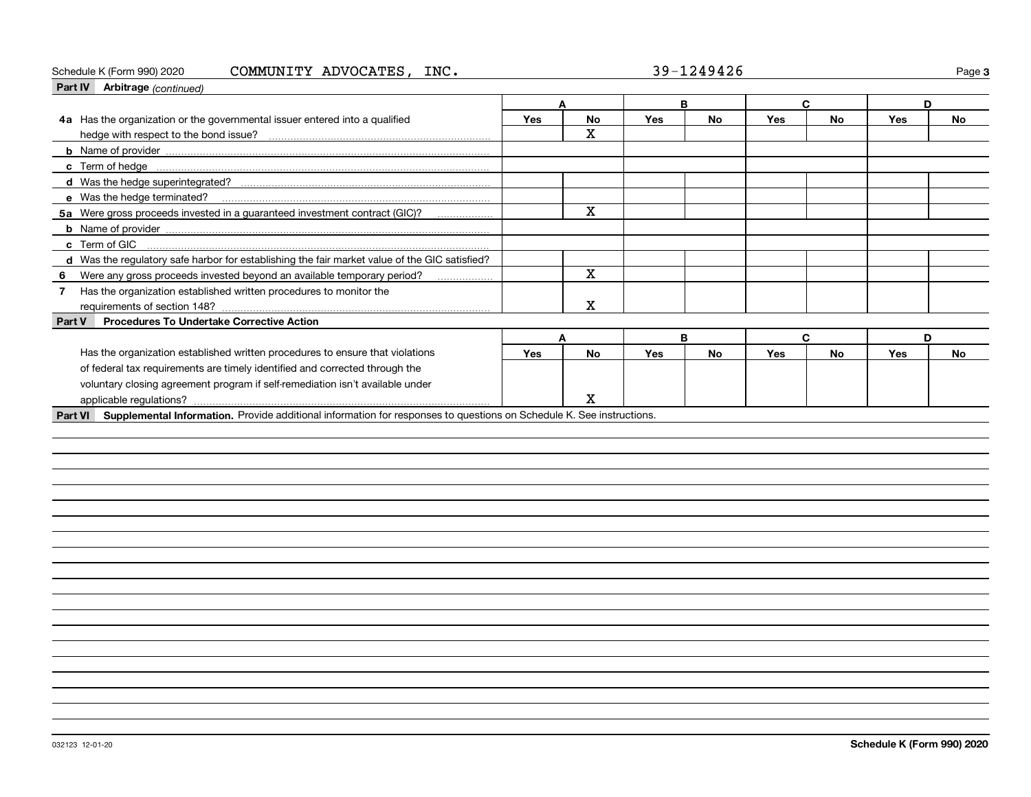Schedule K (Form 990) 2020 COMMUNITY ADVOCATES, INC. 39-1249426

**Part IV Arbitrage** *(continued)*

| | A | | B | | C | | D | |
|---|---|---|---|---|---|---|---|---|
| | Yes | No | Yes | No | Yes | No | Yes | No |
| **4a** Has the organization or the governmental issuer entered into a qualified hedge with respect to the bond issue? | | X | | | | | | |
| **b** Name of provider | | | | | | | | |
| **c** Term of hedge | | | | | | | | |
| **d** Was the hedge superintegrated? | | | | | | | | |
| **e** Was the hedge terminated? | | | | | | | | |
| **5a** Were gross proceeds invested in a guaranteed investment contract (GIC)? | | X | | | | | | |
| **b** Name of provider | | | | | | | | |
| **c** Term of GIC | | | | | | | | |
| **d** Was the regulatory safe harbor for establishing the fair market value of the GIC satisfied? | | | | | | | | |
| **6** Were any gross proceeds invested beyond an available temporary period? | | X | | | | | | |
| **7** Has the organization established written procedures to monitor the requirements of section 148? | | X | | | | | | |

**Part V Procedures To Undertake Corrective Action**

| | A | | B | | C | | D | |
|---|---|---|---|---|---|---|---|---|
| | Yes | No | Yes | No | Yes | No | Yes | No |
| Has the organization established written procedures to ensure that violations of federal tax requirements are timely identified and corrected through the voluntary closing agreement program if self-remediation isn't available under applicable regulations? | | X | | | | | | |

**Part VI Supplemental Information.** Provide additional information for responses to questions on Schedule K. See instructions.

032123 12-01-20 **Schedule K (Form 990) 2020**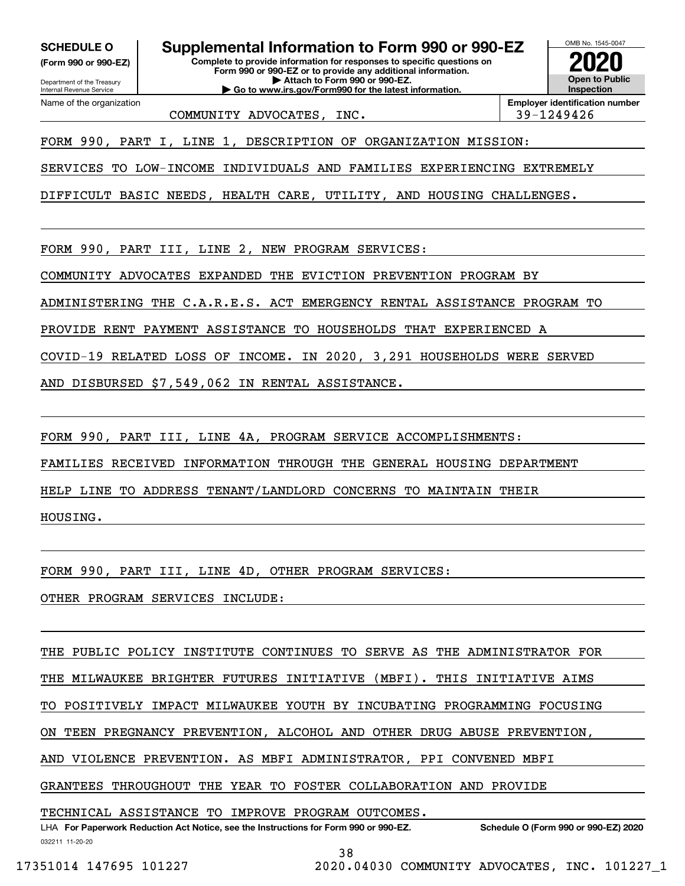**SCHEDULE O**
**(Form 990 or 990-EZ)**

Department of the Treasury
Internal Revenue Service

# Supplemental Information to Form 990 or 990-EZ

**Complete to provide information for responses to specific questions on Form 990 or 990-EZ or to provide any additional information.**
**▶ Attach to Form 990 or 990-EZ.**
**▶ Go to www.irs.gov/Form990 for the latest information.**

OMB No. 1545-0047

**2020**

**Open to Public Inspection**

| Name of the organization | Employer identification number |
|---|---|
| COMMUNITY ADVOCATES, INC. | 39-1249426 |

FORM 990, PART I, LINE 1, DESCRIPTION OF ORGANIZATION MISSION:

SERVICES TO LOW-INCOME INDIVIDUALS AND FAMILIES EXPERIENCING EXTREMELY DIFFICULT BASIC NEEDS, HEALTH CARE, UTILITY, AND HOUSING CHALLENGES.

FORM 990, PART III, LINE 2, NEW PROGRAM SERVICES:

COMMUNITY ADVOCATES EXPANDED THE EVICTION PREVENTION PROGRAM BY ADMINISTERING THE C.A.R.E.S. ACT EMERGENCY RENTAL ASSISTANCE PROGRAM TO PROVIDE RENT PAYMENT ASSISTANCE TO HOUSEHOLDS THAT EXPERIENCED A COVID-19 RELATED LOSS OF INCOME. IN 2020, 3,291 HOUSEHOLDS WERE SERVED AND DISBURSED $7,549,062 IN RENTAL ASSISTANCE.

FORM 990, PART III, LINE 4A, PROGRAM SERVICE ACCOMPLISHMENTS:

FAMILIES RECEIVED INFORMATION THROUGH THE GENERAL HOUSING DEPARTMENT HELP LINE TO ADDRESS TENANT/LANDLORD CONCERNS TO MAINTAIN THEIR HOUSING.

FORM 990, PART III, LINE 4D, OTHER PROGRAM SERVICES:

OTHER PROGRAM SERVICES INCLUDE:

THE PUBLIC POLICY INSTITUTE CONTINUES TO SERVE AS THE ADMINISTRATOR FOR THE MILWAUKEE BRIGHTER FUTURES INITIATIVE (MBFI). THIS INITIATIVE AIMS TO POSITIVELY IMPACT MILWAUKEE YOUTH BY INCUBATING PROGRAMMING FOCUSING ON TEEN PREGNANCY PREVENTION, ALCOHOL AND OTHER DRUG ABUSE PREVENTION, AND VIOLENCE PREVENTION. AS MBFI ADMINISTRATOR, PPI CONVENED MBFI GRANTEES THROUGHOUT THE YEAR TO FOSTER COLLABORATION AND PROVIDE TECHNICAL ASSISTANCE TO IMPROVE PROGRAM OUTCOMES.

LHA **For Paperwork Reduction Act Notice, see the Instructions for Form 990 or 990-EZ.** **Schedule O (Form 990 or 990-EZ) 2020**

032211 11-20-20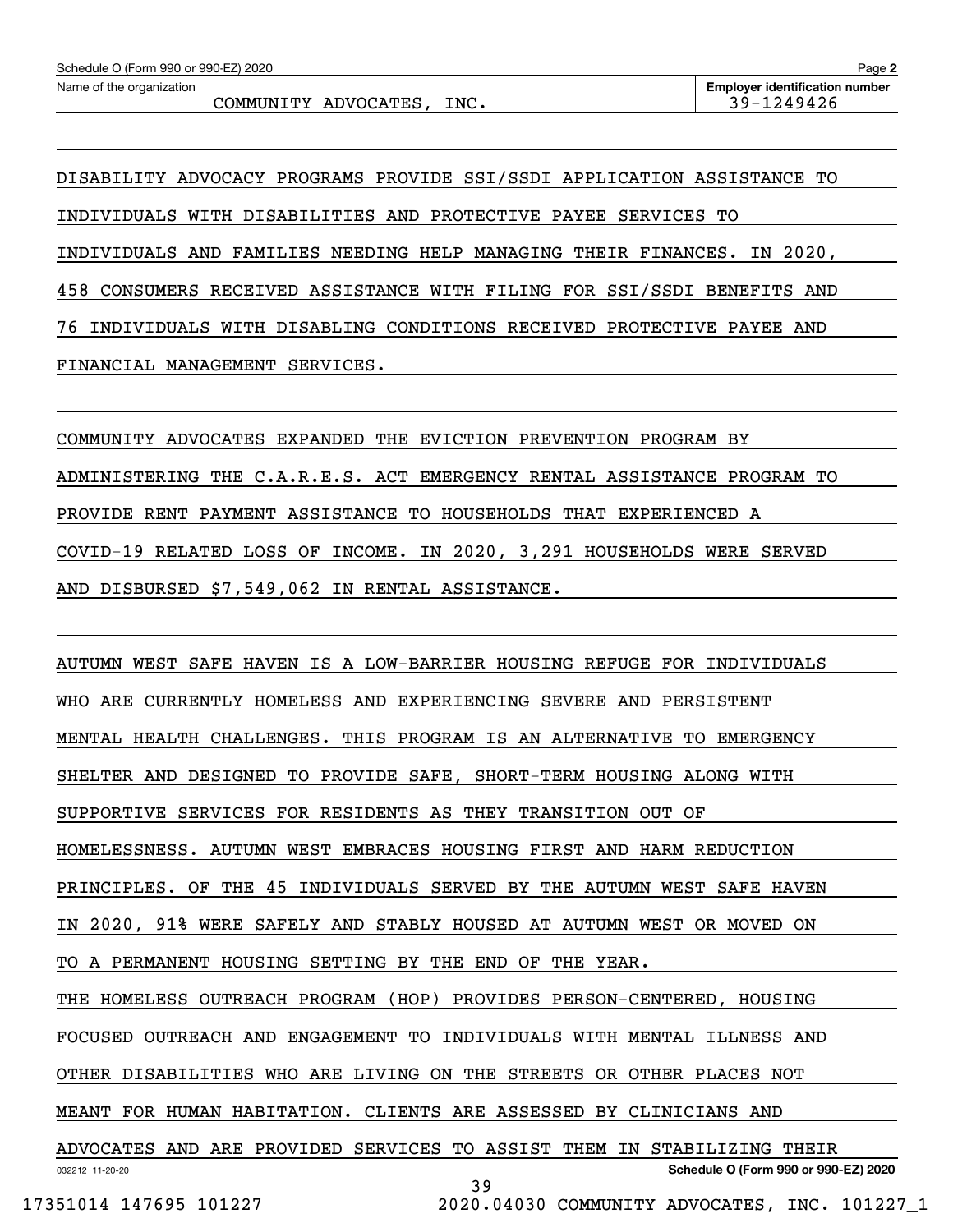Schedule O (Form 990 or 990-EZ) 2020

Name of the organization: COMMUNITY ADVOCATES, INC.

Employer identification number: 39-1249426

DISABILITY ADVOCACY PROGRAMS PROVIDE SSI/SSDI APPLICATION ASSISTANCE TO INDIVIDUALS WITH DISABILITIES AND PROTECTIVE PAYEE SERVICES TO INDIVIDUALS AND FAMILIES NEEDING HELP MANAGING THEIR FINANCES. IN 2020, 458 CONSUMERS RECEIVED ASSISTANCE WITH FILING FOR SSI/SSDI BENEFITS AND 76 INDIVIDUALS WITH DISABLING CONDITIONS RECEIVED PROTECTIVE PAYEE AND FINANCIAL MANAGEMENT SERVICES.

COMMUNITY ADVOCATES EXPANDED THE EVICTION PREVENTION PROGRAM BY ADMINISTERING THE C.A.R.E.S. ACT EMERGENCY RENTAL ASSISTANCE PROGRAM TO PROVIDE RENT PAYMENT ASSISTANCE TO HOUSEHOLDS THAT EXPERIENCED A COVID-19 RELATED LOSS OF INCOME. IN 2020, 3,291 HOUSEHOLDS WERE SERVED AND DISBURSED $7,549,062 IN RENTAL ASSISTANCE.

AUTUMN WEST SAFE HAVEN IS A LOW-BARRIER HOUSING REFUGE FOR INDIVIDUALS WHO ARE CURRENTLY HOMELESS AND EXPERIENCING SEVERE AND PERSISTENT MENTAL HEALTH CHALLENGES. THIS PROGRAM IS AN ALTERNATIVE TO EMERGENCY SHELTER AND DESIGNED TO PROVIDE SAFE, SHORT-TERM HOUSING ALONG WITH SUPPORTIVE SERVICES FOR RESIDENTS AS THEY TRANSITION OUT OF HOMELESSNESS. AUTUMN WEST EMBRACES HOUSING FIRST AND HARM REDUCTION PRINCIPLES. OF THE 45 INDIVIDUALS SERVED BY THE AUTUMN WEST SAFE HAVEN IN 2020, 91% WERE SAFELY AND STABLY HOUSED AT AUTUMN WEST OR MOVED ON TO A PERMANENT HOUSING SETTING BY THE END OF THE YEAR.

THE HOMELESS OUTREACH PROGRAM (HOP) PROVIDES PERSON-CENTERED, HOUSING FOCUSED OUTREACH AND ENGAGEMENT TO INDIVIDUALS WITH MENTAL ILLNESS AND OTHER DISABILITIES WHO ARE LIVING ON THE STREETS OR OTHER PLACES NOT MEANT FOR HUMAN HABITATION. CLIENTS ARE ASSESSED BY CLINICIANS AND ADVOCATES AND ARE PROVIDED SERVICES TO ASSIST THEM IN STABILIZING THEIR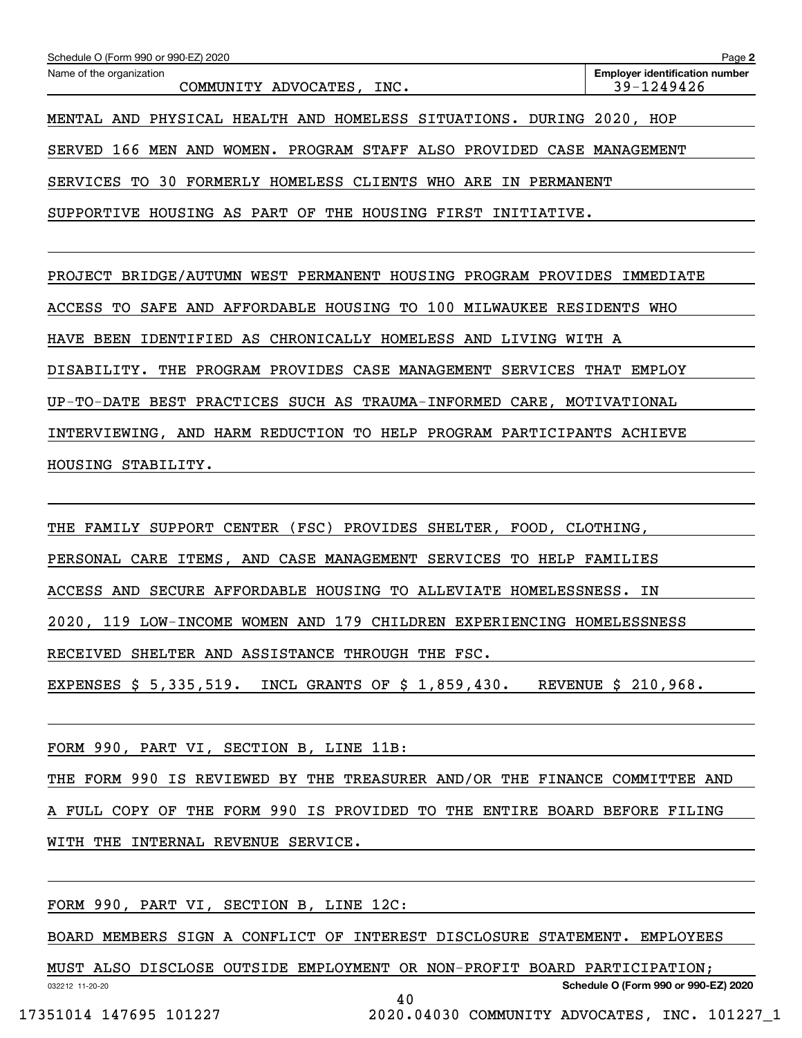Name of the organization: COMMUNITY ADVOCATES, INC.

Employer identification number: 39-1249426

MENTAL AND PHYSICAL HEALTH AND HOMELESS SITUATIONS. DURING 2020, HOP SERVED 166 MEN AND WOMEN. PROGRAM STAFF ALSO PROVIDED CASE MANAGEMENT SERVICES TO 30 FORMERLY HOMELESS CLIENTS WHO ARE IN PERMANENT SUPPORTIVE HOUSING AS PART OF THE HOUSING FIRST INITIATIVE.

PROJECT BRIDGE/AUTUMN WEST PERMANENT HOUSING PROGRAM PROVIDES IMMEDIATE ACCESS TO SAFE AND AFFORDABLE HOUSING TO 100 MILWAUKEE RESIDENTS WHO HAVE BEEN IDENTIFIED AS CHRONICALLY HOMELESS AND LIVING WITH A DISABILITY. THE PROGRAM PROVIDES CASE MANAGEMENT SERVICES THAT EMPLOY UP-TO-DATE BEST PRACTICES SUCH AS TRAUMA-INFORMED CARE, MOTIVATIONAL INTERVIEWING, AND HARM REDUCTION TO HELP PROGRAM PARTICIPANTS ACHIEVE HOUSING STABILITY.

THE FAMILY SUPPORT CENTER (FSC) PROVIDES SHELTER, FOOD, CLOTHING, PERSONAL CARE ITEMS, AND CASE MANAGEMENT SERVICES TO HELP FAMILIES ACCESS AND SECURE AFFORDABLE HOUSING TO ALLEVIATE HOMELESSNESS. IN 2020, 119 LOW-INCOME WOMEN AND 179 CHILDREN EXPERIENCING HOMELESSNESS RECEIVED SHELTER AND ASSISTANCE THROUGH THE FSC.

EXPENSES $ 5,335,519. INCL GRANTS OF $ 1,859,430. REVENUE $ 210,968.

FORM 990, PART VI, SECTION B, LINE 11B:

THE FORM 990 IS REVIEWED BY THE TREASURER AND/OR THE FINANCE COMMITTEE AND A FULL COPY OF THE FORM 990 IS PROVIDED TO THE ENTIRE BOARD BEFORE FILING WITH THE INTERNAL REVENUE SERVICE.

FORM 990, PART VI, SECTION B, LINE 12C:

BOARD MEMBERS SIGN A CONFLICT OF INTEREST DISCLOSURE STATEMENT. EMPLOYEES MUST ALSO DISCLOSE OUTSIDE EMPLOYMENT OR NON-PROFIT BOARD PARTICIPATION;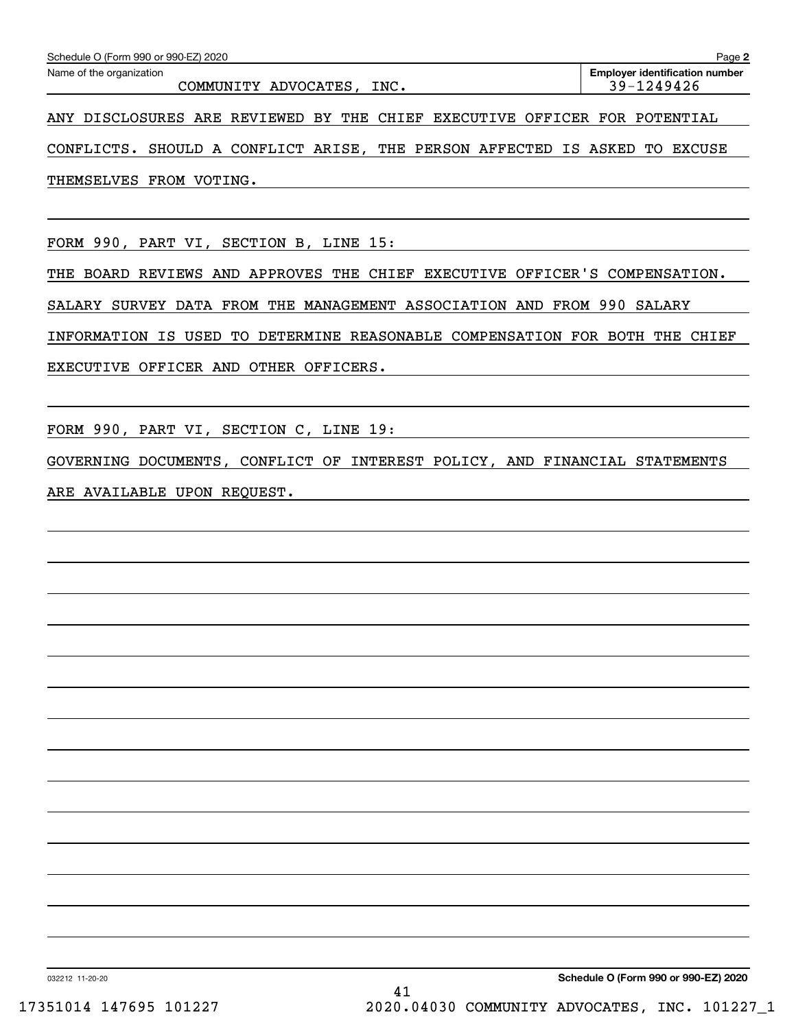Schedule O (Form 990 or 990-EZ) 2020

Name of the organization: COMMUNITY ADVOCATES, INC.

Employer identification number: 39-1249426

ANY DISCLOSURES ARE REVIEWED BY THE CHIEF EXECUTIVE OFFICER FOR POTENTIAL CONFLICTS. SHOULD A CONFLICT ARISE, THE PERSON AFFECTED IS ASKED TO EXCUSE THEMSELVES FROM VOTING.

FORM 990, PART VI, SECTION B, LINE 15:

THE BOARD REVIEWS AND APPROVES THE CHIEF EXECUTIVE OFFICER'S COMPENSATION. SALARY SURVEY DATA FROM THE MANAGEMENT ASSOCIATION AND FROM 990 SALARY INFORMATION IS USED TO DETERMINE REASONABLE COMPENSATION FOR BOTH THE CHIEF EXECUTIVE OFFICER AND OTHER OFFICERS.

FORM 990, PART VI, SECTION C, LINE 19:

GOVERNING DOCUMENTS, CONFLICT OF INTEREST POLICY, AND FINANCIAL STATEMENTS ARE AVAILABLE UPON REQUEST.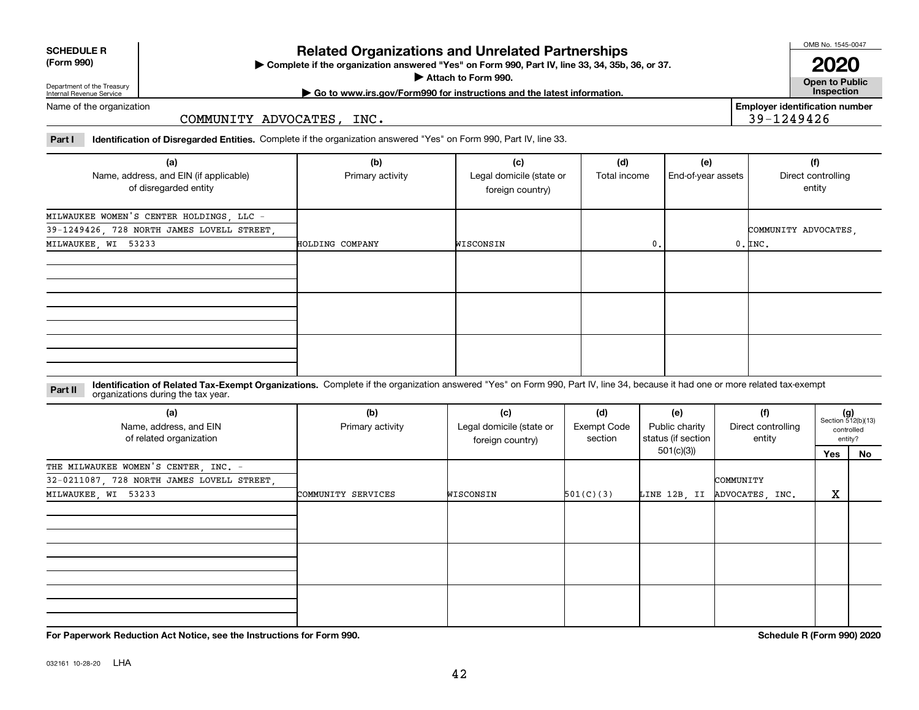**SCHEDULE R (Form 990)**

Department of the Treasury
Internal Revenue Service

# Related Organizations and Unrelated Partnerships

▶ Complete if the organization answered "Yes" on Form 990, Part IV, line 33, 34, 35b, 36, or 37.

▶ Attach to Form 990.

▶ Go to www.irs.gov/Form990 for instructions and the latest information.

OMB No. 1545-0047

**2020**

**Open to Public Inspection**

Name of the organization: COMMUNITY ADVOCATES, INC.

Employer identification number: 39-1249426

**Part I** **Identification of Disregarded Entities.** Complete if the organization answered "Yes" on Form 990, Part IV, line 33.

| (a) Name, address, and EIN (if applicable) of disregarded entity | (b) Primary activity | (c) Legal domicile (state or foreign country) | (d) Total income | (e) End-of-year assets | (f) Direct controlling entity |
|---|---|---|---|---|---|
| MILWAUKEE WOMEN'S CENTER HOLDINGS, LLC - 39-1249426, 728 NORTH JAMES LOVELL STREET, MILWAUKEE, WI 53233 | HOLDING COMPANY | WISCONSIN | 0. | 0. | COMMUNITY ADVOCATES, INC. |
| | | | | | |
| | | | | | |
| | | | | | |

**Part II** **Identification of Related Tax-Exempt Organizations.** Complete if the organization answered "Yes" on Form 990, Part IV, line 34, because it had one or more related tax-exempt organizations during the tax year.

| (a) Name, address, and EIN of related organization | (b) Primary activity | (c) Legal domicile (state or foreign country) | (d) Exempt Code section | (e) Public charity status (if section 501(c)(3)) | (f) Direct controlling entity | (g) Section 512(b)(13) controlled entity? Yes | No |
|---|---|---|---|---|---|---|---|
| THE MILWAUKEE WOMEN'S CENTER, INC. - 32-0211087, 728 NORTH JAMES LOVELL STREET, MILWAUKEE, WI 53233 | COMMUNITY SERVICES | WISCONSIN | 501(C)(3) | LINE 12B, II | COMMUNITY ADVOCATES, INC. | X | |
| | | | | | | | |
| | | | | | | | |
| | | | | | | | |

**For Paperwork Reduction Act Notice, see the Instructions for Form 990.**

**Schedule R (Form 990) 2020**

032161 10-28-20 LHA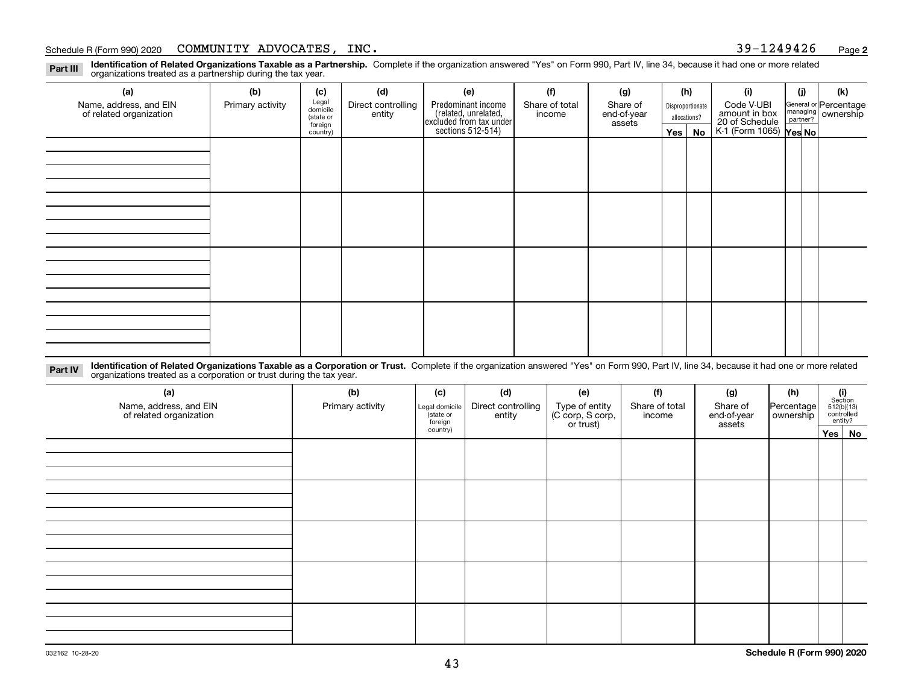Schedule R (Form 990) 2020 COMMUNITY ADVOCATES, INC. 39-1249426 Page 2

**Part III** **Identification of Related Organizations Taxable as a Partnership.** Complete if the organization answered "Yes" on Form 990, Part IV, line 34, because it had one or more related organizations treated as a partnership during the tax year.

| (a) Name, address, and EIN of related organization | (b) Primary activity | (c) Legal domicile (state or foreign country) | (d) Direct controlling entity | (e) Predominant income (related, unrelated, excluded from tax under sections 512-514) | (f) Share of total income | (g) Share of end-of-year assets | (h) Disproportionate allocations? Yes | No | (i) Code V-UBI amount in box 20 of Schedule K-1 (Form 1065) | (j) General or managing partner? Yes | No | (k) Percentage ownership |
|---|---|---|---|---|---|---|---|---|---|---|---|---|
| | | | | | | | | | | | | |
| | | | | | | | | | | | | |
| | | | | | | | | | | | | |
| | | | | | | | | | | | | |

**Part IV** **Identification of Related Organizations Taxable as a Corporation or Trust.** Complete if the organization answered "Yes" on Form 990, Part IV, line 34, because it had one or more related organizations treated as a corporation or trust during the tax year.

| (a) Name, address, and EIN of related organization | (b) Primary activity | (c) Legal domicile (state or foreign country) | (d) Direct controlling entity | (e) Type of entity (C corp, S corp, or trust) | (f) Share of total income | (g) Share of end-of-year assets | (h) Percentage ownership | (i) Section 512(b)(13) controlled entity? Yes | No |
|---|---|---|---|---|---|---|---|---|---|
| | | | | | | | | | |
| | | | | | | | | | |
| | | | | | | | | | |
| | | | | | | | | | |
| | | | | | | | | | |

032162 10-28-20 **Schedule R (Form 990) 2020**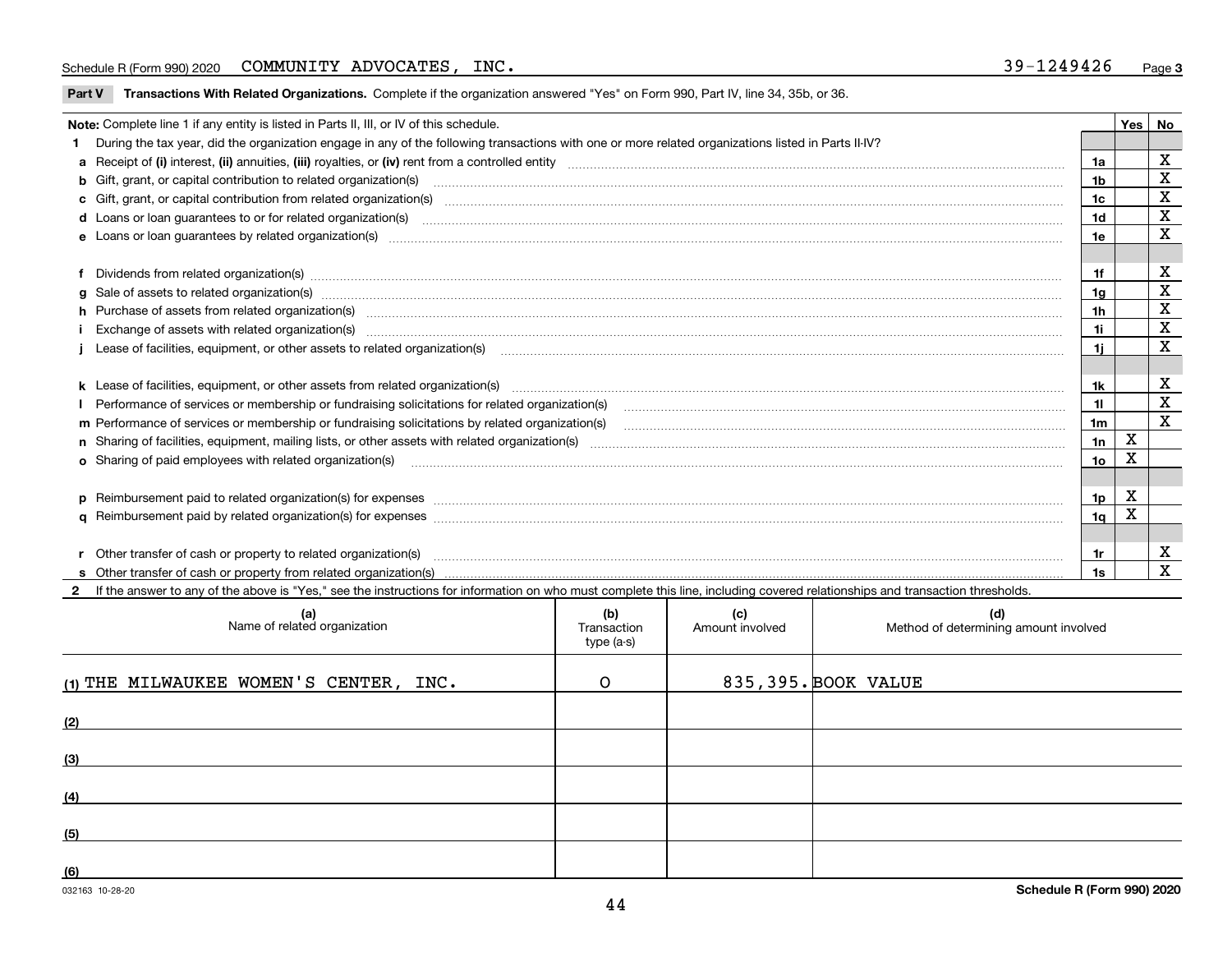Schedule R (Form 990) 2020 COMMUNITY ADVOCATES, INC. 39-1249426 Page 3

## Part V Transactions With Related Organizations.

Complete if the organization answered "Yes" on Form 990, Part IV, line 34, 35b, or 36.

| Note: Complete line 1 if any entity is listed in Parts II, III, or IV of this schedule. | | Yes | No |
|---|---|---|---|
| **1** During the tax year, did the organization engage in any of the following transactions with one or more related organizations listed in Parts II-IV? | | | |
| **a** Receipt of (i) interest, (ii) annuities, (iii) royalties, or (iv) rent from a controlled entity | 1a | | X |
| **b** Gift, grant, or capital contribution to related organization(s) | 1b | | X |
| **c** Gift, grant, or capital contribution from related organization(s) | 1c | | X |
| **d** Loans or loan guarantees to or for related organization(s) | 1d | | X |
| **e** Loans or loan guarantees by related organization(s) | 1e | | X |
| **f** Dividends from related organization(s) | 1f | | X |
| **g** Sale of assets to related organization(s) | 1g | | X |
| **h** Purchase of assets from related organization(s) | 1h | | X |
| **i** Exchange of assets with related organization(s) | 1i | | X |
| **j** Lease of facilities, equipment, or other assets to related organization(s) | 1j | | X |
| **k** Lease of facilities, equipment, or other assets from related organization(s) | 1k | | X |
| **l** Performance of services or membership or fundraising solicitations for related organization(s) | 1l | | X |
| **m** Performance of services or membership or fundraising solicitations by related organization(s) | 1m | | X |
| **n** Sharing of facilities, equipment, mailing lists, or other assets with related organization(s) | 1n | X | |
| **o** Sharing of paid employees with related organization(s) | 1o | X | |
| **p** Reimbursement paid to related organization(s) for expenses | 1p | X | |
| **q** Reimbursement paid by related organization(s) for expenses | 1q | X | |
| **r** Other transfer of cash or property to related organization(s) | 1r | | X |
| **s** Other transfer of cash or property from related organization(s) | 1s | | X |

**2** If the answer to any of the above is "Yes," see the instructions for information on who must complete this line, including covered relationships and transaction thresholds.

| | (a) Name of related organization | (b) Transaction type (a-s) | (c) Amount involved | (d) Method of determining amount involved |
|---|---|---|---|---|
| (1) | THE MILWAUKEE WOMEN'S CENTER, INC. | O | 835,395. | BOOK VALUE |
| (2) | | | | |
| (3) | | | | |
| (4) | | | | |
| (5) | | | | |
| (6) | | | | |

032163 10-28-20

**Schedule R (Form 990) 2020**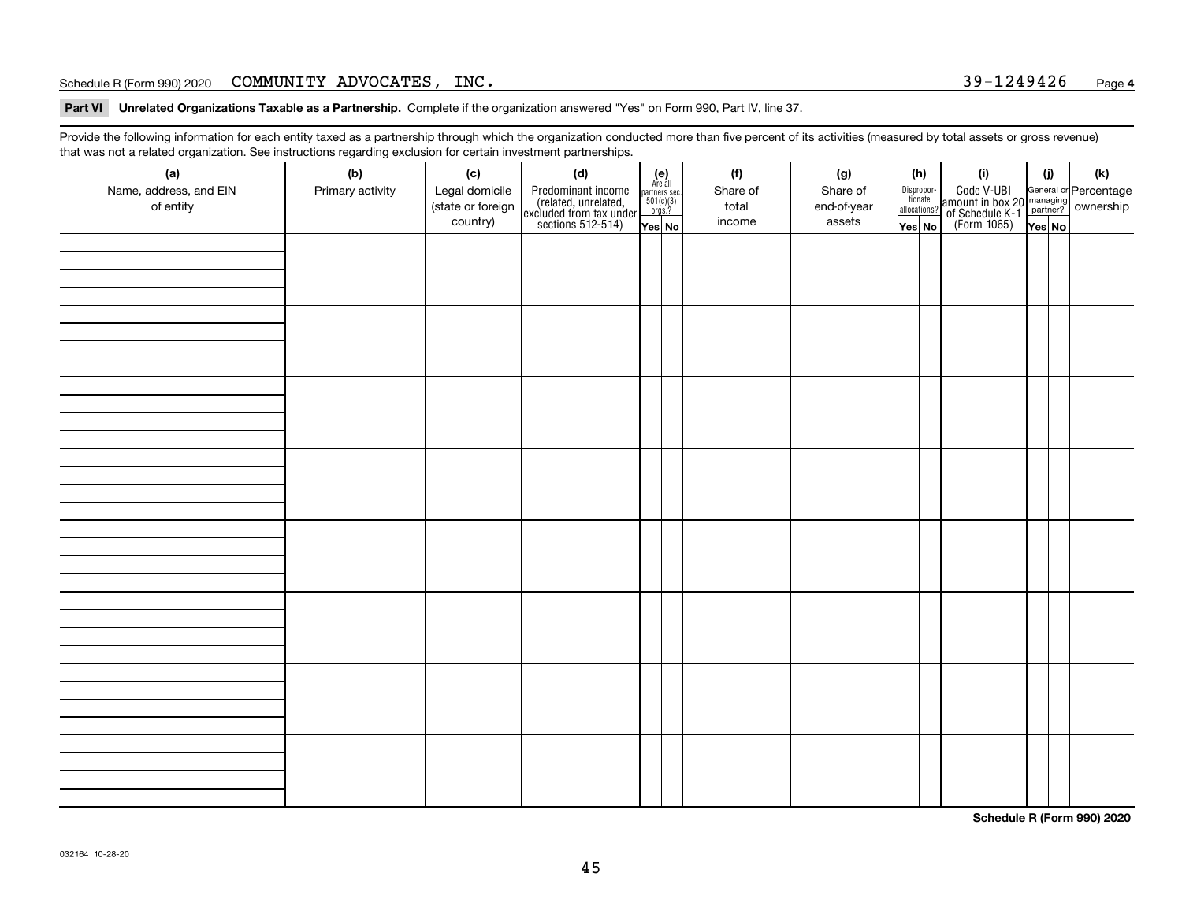Schedule R (Form 990) 2020 COMMUNITY ADVOCATES, INC. 39-1249426

**Part VI Unrelated Organizations Taxable as a Partnership.** Complete if the organization answered "Yes" on Form 990, Part IV, line 37.

Provide the following information for each entity taxed as a partnership through which the organization conducted more than five percent of its activities (measured by total assets or gross revenue) that was not a related organization. See instructions regarding exclusion for certain investment partnerships.

| (a) Name, address, and EIN of entity | (b) Primary activity | (c) Legal domicile (state or foreign country) | (d) Predominant income (related, unrelated, excluded from tax under sections 512-514) | (e) Are all partners sec. 501(c)(3) orgs.? | | (f) Share of total income | (g) Share of end-of-year assets | (h) Disproportionate allocations? | | (i) Code V-UBI amount in box 20 of Schedule K-1 (Form 1065) | (j) General or managing partner? | | (k) Percentage ownership |
|---|---|---|---|---|---|---|---|---|---|---|---|---|---|
| | | | | Yes | No | | | Yes | No | | Yes | No | |
| | | | | | | | | | | | | | |
| | | | | | | | | | | | | | |
| | | | | | | | | | | | | | |
| | | | | | | | | | | | | | |
| | | | | | | | | | | | | | |
| | | | | | | | | | | | | | |
| | | | | | | | | | | | | | |
| | | | | | | | | | | | | | |

**Schedule R (Form 990) 2020**

032164 10-28-20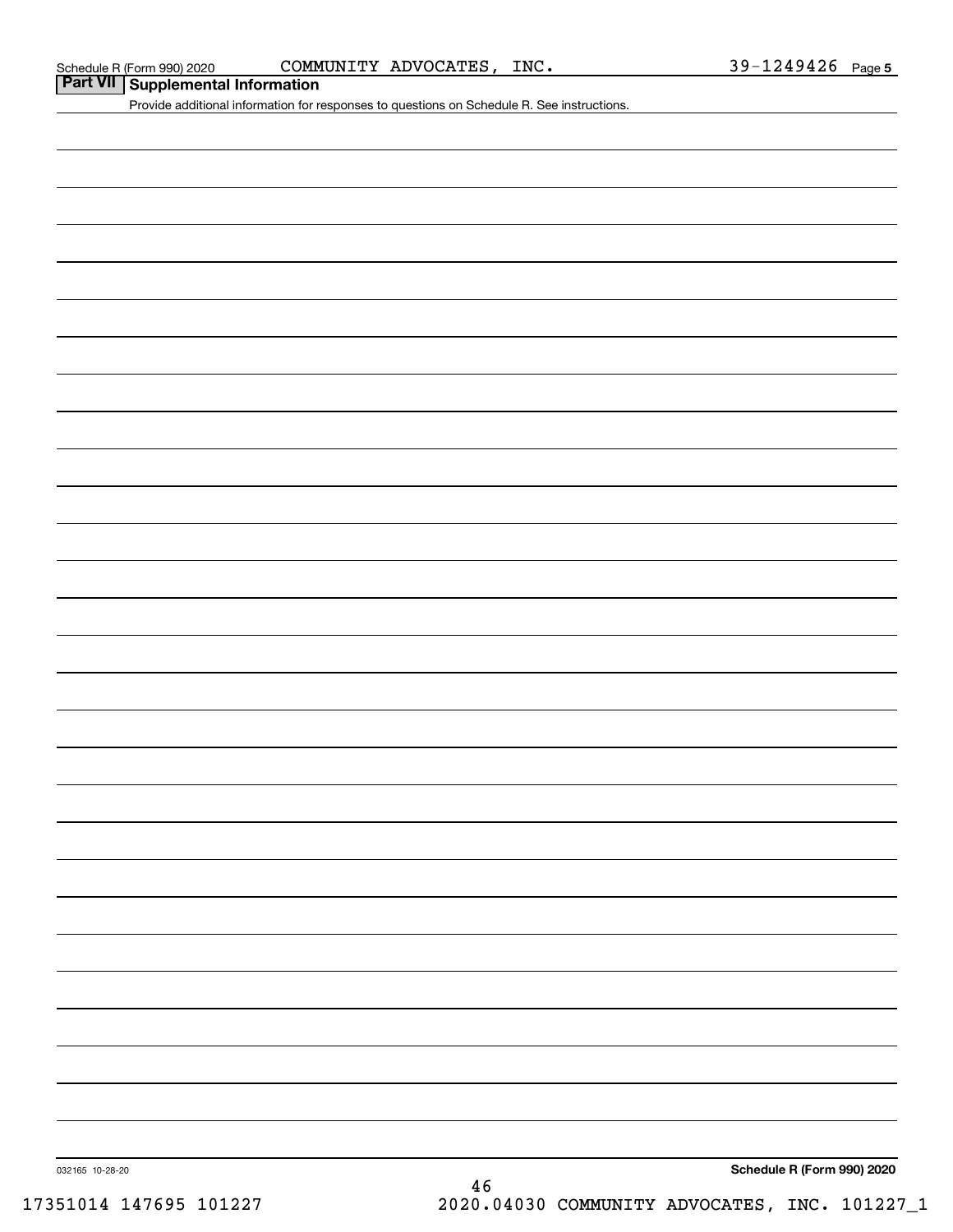Schedule R (Form 990) 2020 COMMUNITY ADVOCATES, INC. 39-1249426

## Part VII Supplemental Information

Provide additional information for responses to questions on Schedule R. See instructions.

032165 10-28-20

**Schedule R (Form 990) 2020**

17351014 147695 101227 2020.04030 COMMUNITY ADVOCATES, INC. 101227_1